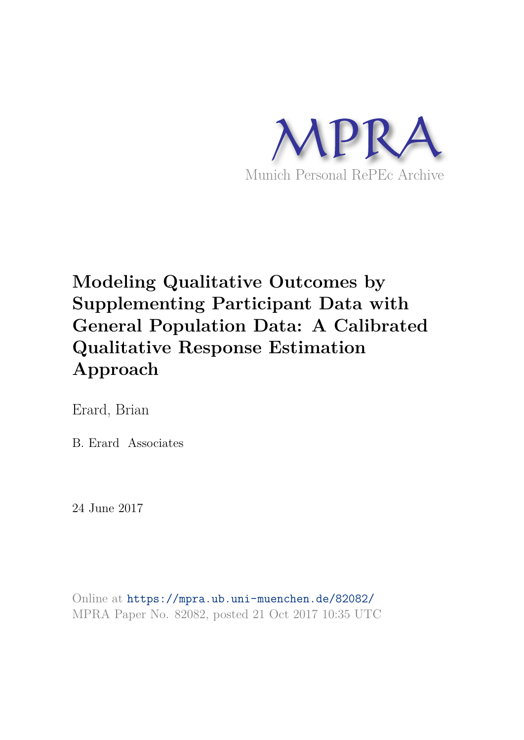MPRA

Munich Personal RePEc Archive

# Modeling Qualitative Outcomes by Supplementing Participant Data with General Population Data: A Calibrated Qualitative Response Estimation Approach

Erard, Brian

B. Erard Associates

24 June 2017

Online at https://mpra.ub.uni-muenchen.de/82082/
MPRA Paper No. 82082, posted 21 Oct 2017 10:35 UTC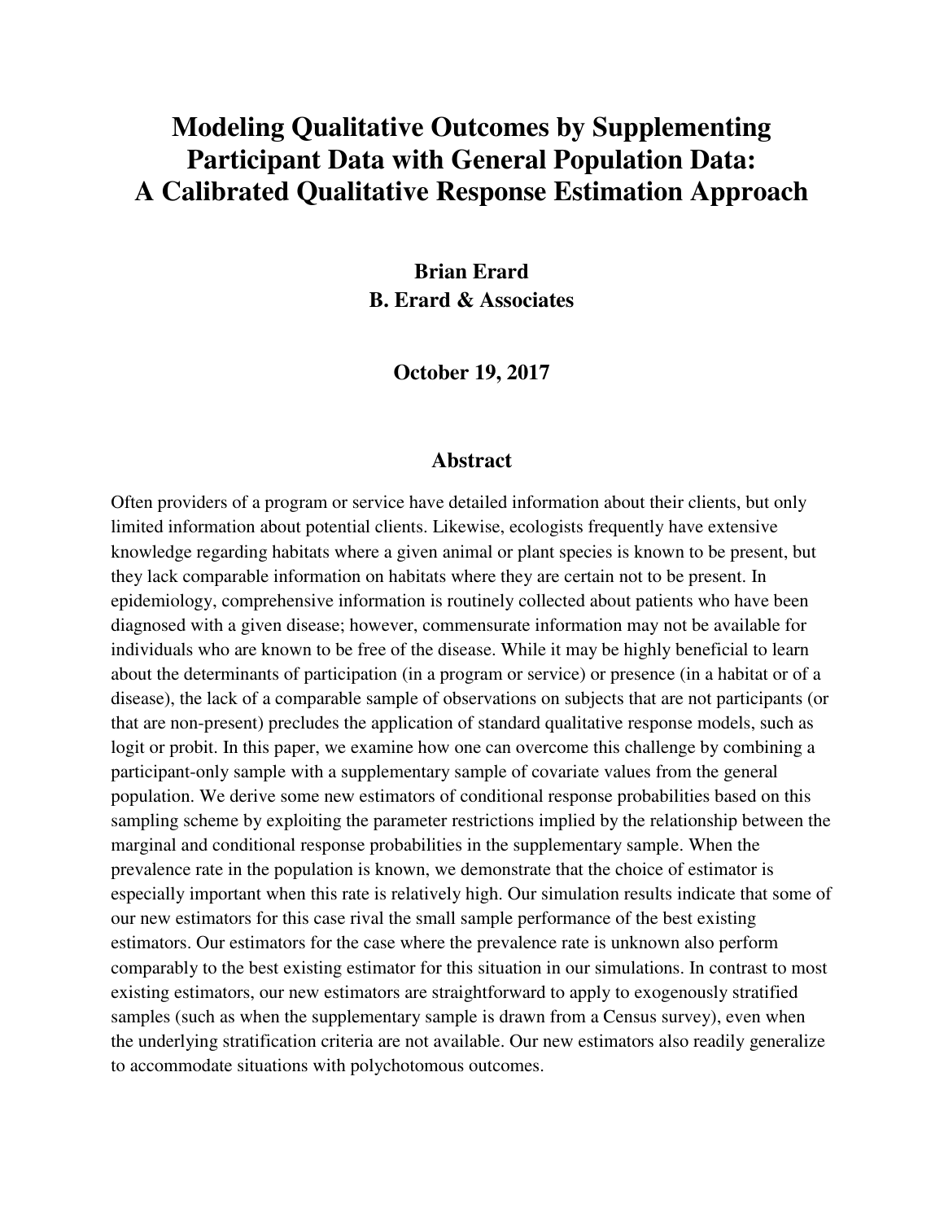# Modeling Qualitative Outcomes by Supplementing Participant Data with General Population Data: A Calibrated Qualitative Response Estimation Approach

**Brian Erard**
**B. Erard & Associates**

**October 19, 2017**

## Abstract

Often providers of a program or service have detailed information about their clients, but only limited information about potential clients. Likewise, ecologists frequently have extensive knowledge regarding habitats where a given animal or plant species is known to be present, but they lack comparable information on habitats where they are certain not to be present. In epidemiology, comprehensive information is routinely collected about patients who have been diagnosed with a given disease; however, commensurate information may not be available for individuals who are known to be free of the disease. While it may be highly beneficial to learn about the determinants of participation (in a program or service) or presence (in a habitat or of a disease), the lack of a comparable sample of observations on subjects that are not participants (or that are non-present) precludes the application of standard qualitative response models, such as logit or probit. In this paper, we examine how one can overcome this challenge by combining a participant-only sample with a supplementary sample of covariate values from the general population. We derive some new estimators of conditional response probabilities based on this sampling scheme by exploiting the parameter restrictions implied by the relationship between the marginal and conditional response probabilities in the supplementary sample. When the prevalence rate in the population is known, we demonstrate that the choice of estimator is especially important when this rate is relatively high. Our simulation results indicate that some of our new estimators for this case rival the small sample performance of the best existing estimators. Our estimators for the case where the prevalence rate is unknown also perform comparably to the best existing estimator for this situation in our simulations. In contrast to most existing estimators, our new estimators are straightforward to apply to exogenously stratified samples (such as when the supplementary sample is drawn from a Census survey), even when the underlying stratification criteria are not available. Our new estimators also readily generalize to accommodate situations with polychotomous outcomes.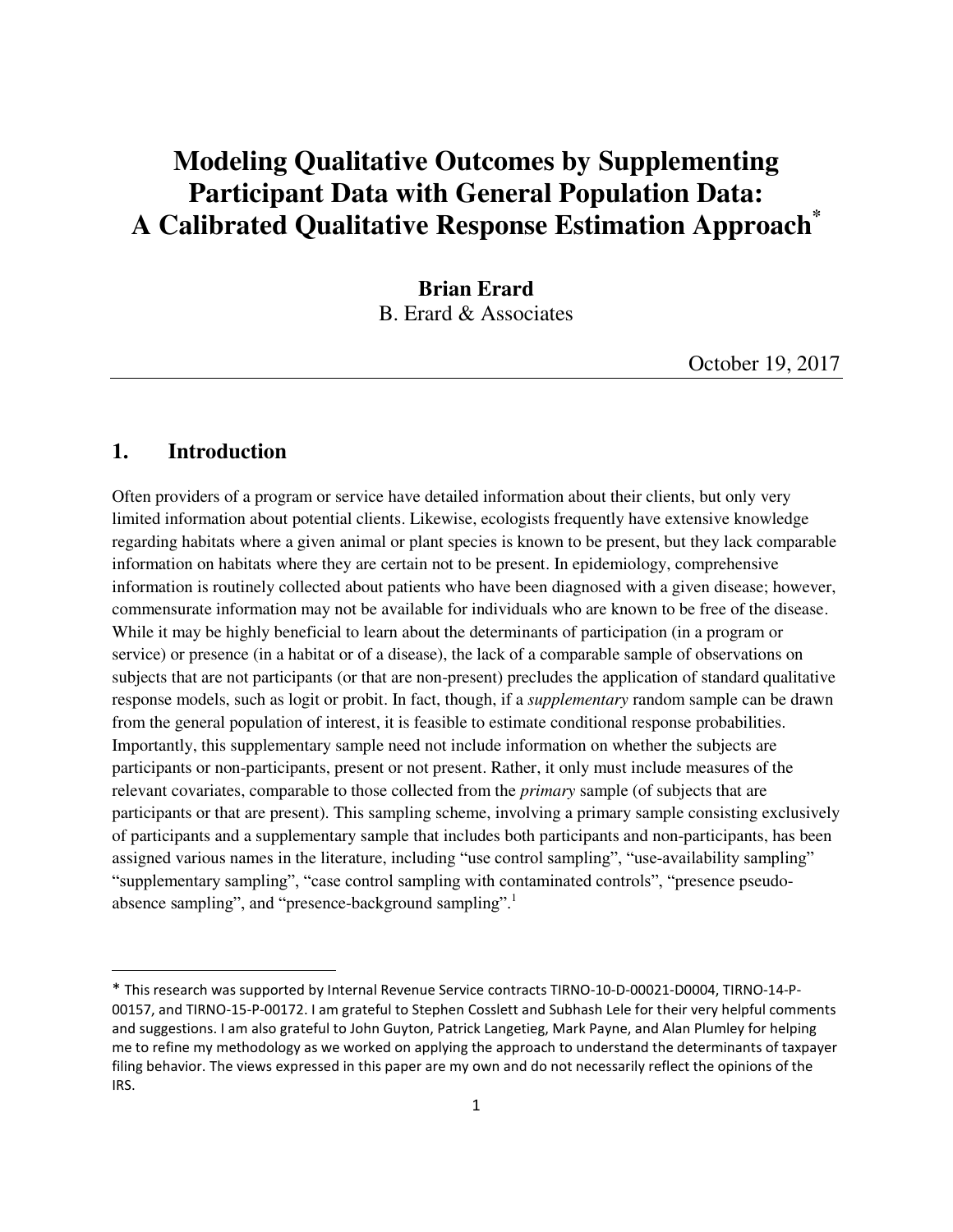# Modeling Qualitative Outcomes by Supplementing Participant Data with General Population Data: A Calibrated Qualitative Response Estimation Approach*

**Brian Erard**
B. Erard & Associates

October 19, 2017

## 1. Introduction

Often providers of a program or service have detailed information about their clients, but only very limited information about potential clients. Likewise, ecologists frequently have extensive knowledge regarding habitats where a given animal or plant species is known to be present, but they lack comparable information on habitats where they are certain not to be present. In epidemiology, comprehensive information is routinely collected about patients who have been diagnosed with a given disease; however, commensurate information may not be available for individuals who are known to be free of the disease. While it may be highly beneficial to learn about the determinants of participation (in a program or service) or presence (in a habitat or of a disease), the lack of a comparable sample of observations on subjects that are not participants (or that are non-present) precludes the application of standard qualitative response models, such as logit or probit. In fact, though, if a *supplementary* random sample can be drawn from the general population of interest, it is feasible to estimate conditional response probabilities. Importantly, this supplementary sample need not include information on whether the subjects are participants or non-participants, present or not present. Rather, it only must include measures of the relevant covariates, comparable to those collected from the *primary* sample (of subjects that are participants or that are present). This sampling scheme, involving a primary sample consisting exclusively of participants and a supplementary sample that includes both participants and non-participants, has been assigned various names in the literature, including "use control sampling", "use-availability sampling" "supplementary sampling", "case control sampling with contaminated controls", "presence pseudo-absence sampling", and "presence-background sampling".[1]

---

* This research was supported by Internal Revenue Service contracts TIRNO-10-D-00021-D0004, TIRNO-14-P-00157, and TIRNO-15-P-00172. I am grateful to Stephen Cosslett and Subhash Lele for their very helpful comments and suggestions. I am also grateful to John Guyton, Patrick Langetieg, Mark Payne, and Alan Plumley for helping me to refine my methodology as we worked on applying the approach to understand the determinants of taxpayer filing behavior. The views expressed in this paper are my own and do not necessarily reflect the opinions of the IRS.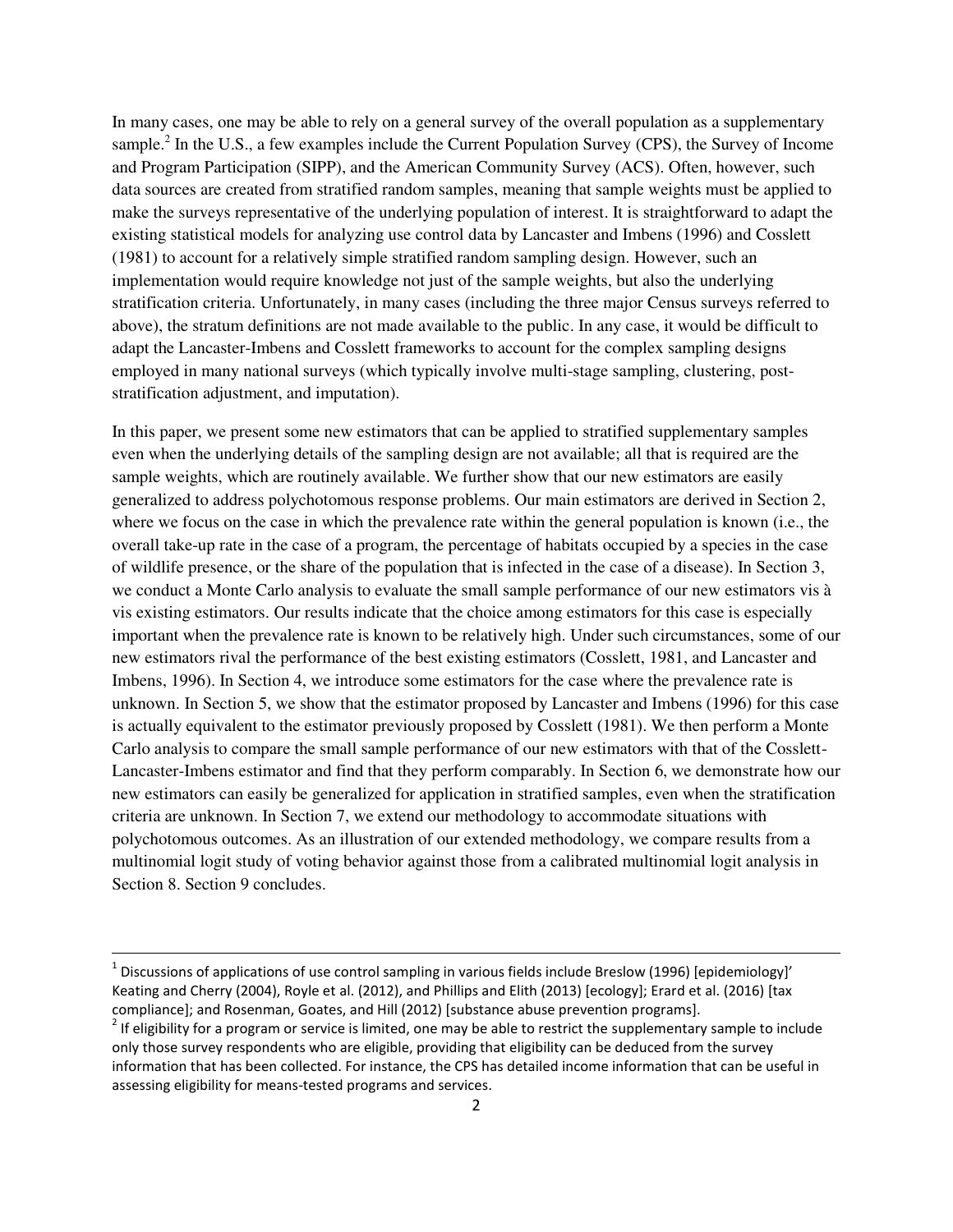In many cases, one may be able to rely on a general survey of the overall population as a supplementary sample.[2] In the U.S., a few examples include the Current Population Survey (CPS), the Survey of Income and Program Participation (SIPP), and the American Community Survey (ACS). Often, however, such data sources are created from stratified random samples, meaning that sample weights must be applied to make the surveys representative of the underlying population of interest. It is straightforward to adapt the existing statistical models for analyzing use control data by Lancaster and Imbens (1996) and Cosslett (1981) to account for a relatively simple stratified random sampling design. However, such an implementation would require knowledge not just of the sample weights, but also the underlying stratification criteria. Unfortunately, in many cases (including the three major Census surveys referred to above), the stratum definitions are not made available to the public. In any case, it would be difficult to adapt the Lancaster-Imbens and Cosslett frameworks to account for the complex sampling designs employed in many national surveys (which typically involve multi-stage sampling, clustering, post-stratification adjustment, and imputation).

In this paper, we present some new estimators that can be applied to stratified supplementary samples even when the underlying details of the sampling design are not available; all that is required are the sample weights, which are routinely available. We further show that our new estimators are easily generalized to address polychotomous response problems. Our main estimators are derived in Section 2, where we focus on the case in which the prevalence rate within the general population is known (i.e., the overall take-up rate in the case of a program, the percentage of habitats occupied by a species in the case of wildlife presence, or the share of the population that is infected in the case of a disease). In Section 3, we conduct a Monte Carlo analysis to evaluate the small sample performance of our new estimators vis à vis existing estimators. Our results indicate that the choice among estimators for this case is especially important when the prevalence rate is known to be relatively high. Under such circumstances, some of our new estimators rival the performance of the best existing estimators (Cosslett, 1981, and Lancaster and Imbens, 1996). In Section 4, we introduce some estimators for the case where the prevalence rate is unknown. In Section 5, we show that the estimator proposed by Lancaster and Imbens (1996) for this case is actually equivalent to the estimator previously proposed by Cosslett (1981). We then perform a Monte Carlo analysis to compare the small sample performance of our new estimators with that of the Cosslett-Lancaster-Imbens estimator and find that they perform comparably. In Section 6, we demonstrate how our new estimators can easily be generalized for application in stratified samples, even when the stratification criteria are unknown. In Section 7, we extend our methodology to accommodate situations with polychotomous outcomes. As an illustration of our extended methodology, we compare results from a multinomial logit study of voting behavior against those from a calibrated multinomial logit analysis in Section 8. Section 9 concludes.

---

[1] Discussions of applications of use control sampling in various fields include Breslow (1996) [epidemiology]' Keating and Cherry (2004), Royle et al. (2012), and Phillips and Elith (2013) [ecology]; Erard et al. (2016) [tax compliance]; and Rosenman, Goates, and Hill (2012) [substance abuse prevention programs].

[2] If eligibility for a program or service is limited, one may be able to restrict the supplementary sample to include only those survey respondents who are eligible, providing that eligibility can be deduced from the survey information that has been collected. For instance, the CPS has detailed income information that can be useful in assessing eligibility for means-tested programs and services.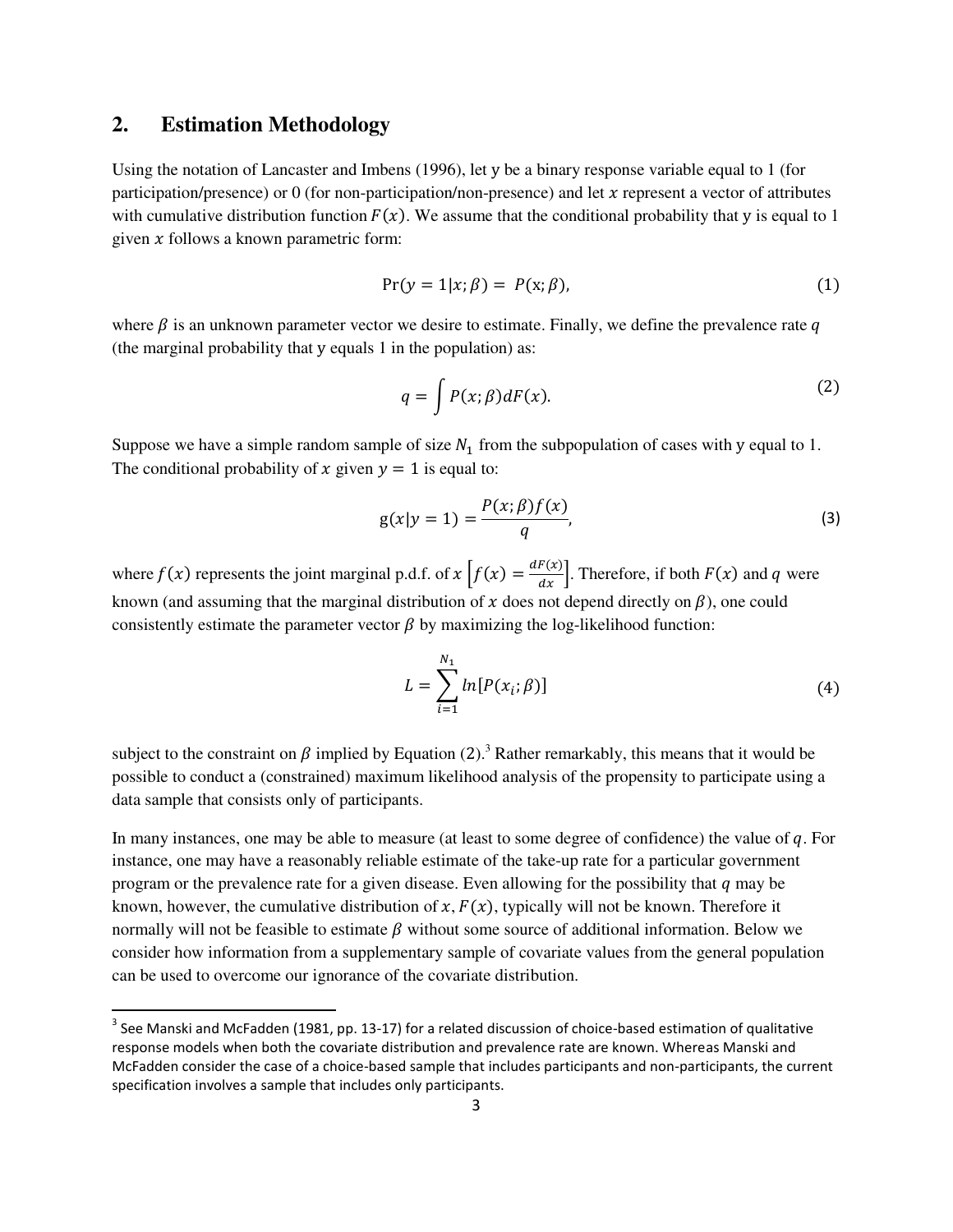## 2. Estimation Methodology

Using the notation of Lancaster and Imbens (1996), let $y$ be a binary response variable equal to 1 (for participation/presence) or 0 (for non-participation/non-presence) and let $x$ represent a vector of attributes with cumulative distribution function $F(x)$. We assume that the conditional probability that y is equal to 1 given $x$ follows a known parametric form:

$$\Pr(y = 1|x; \beta) = P(x; \beta), \tag{1}$$

where $\beta$ is an unknown parameter vector we desire to estimate. Finally, we define the prevalence rate $q$ (the marginal probability that y equals 1 in the population) as:

$$q = \int P(x; \beta) dF(x). \tag{2}$$

Suppose we have a simple random sample of size $N_1$ from the subpopulation of cases with y equal to 1. The conditional probability of $x$ given $y = 1$ is equal to:

$$g(x|y = 1) = \frac{P(x; \beta) f(x)}{q}, \tag{3}$$

where $f(x)$ represents the joint marginal p.d.f. of $x$ $\left[f(x) = \frac{dF(x)}{dx}\right]$. Therefore, if both $F(x)$ and $q$ were known (and assuming that the marginal distribution of $x$ does not depend directly on $\beta$), one could consistently estimate the parameter vector $\beta$ by maximizing the log-likelihood function:

$$L = \sum_{i=1}^{N_1} ln[P(x_i; \beta)] \tag{4}$$

subject to the constraint on $\beta$ implied by Equation (2).[3] Rather remarkably, this means that it would be possible to conduct a (constrained) maximum likelihood analysis of the propensity to participate using a data sample that consists only of participants.

In many instances, one may be able to measure (at least to some degree of confidence) the value of $q$. For instance, one may have a reasonably reliable estimate of the take-up rate for a particular government program or the prevalence rate for a given disease. Even allowing for the possibility that $q$ may be known, however, the cumulative distribution of $x$, $F(x)$, typically will not be known. Therefore it normally will not be feasible to estimate $\beta$ without some source of additional information. Below we consider how information from a supplementary sample of covariate values from the general population can be used to overcome our ignorance of the covariate distribution.

[3] See Manski and McFadden (1981, pp. 13-17) for a related discussion of choice-based estimation of qualitative response models when both the covariate distribution and prevalence rate are known. Whereas Manski and McFadden consider the case of a choice-based sample that includes participants and non-participants, the current specification involves a sample that includes only participants.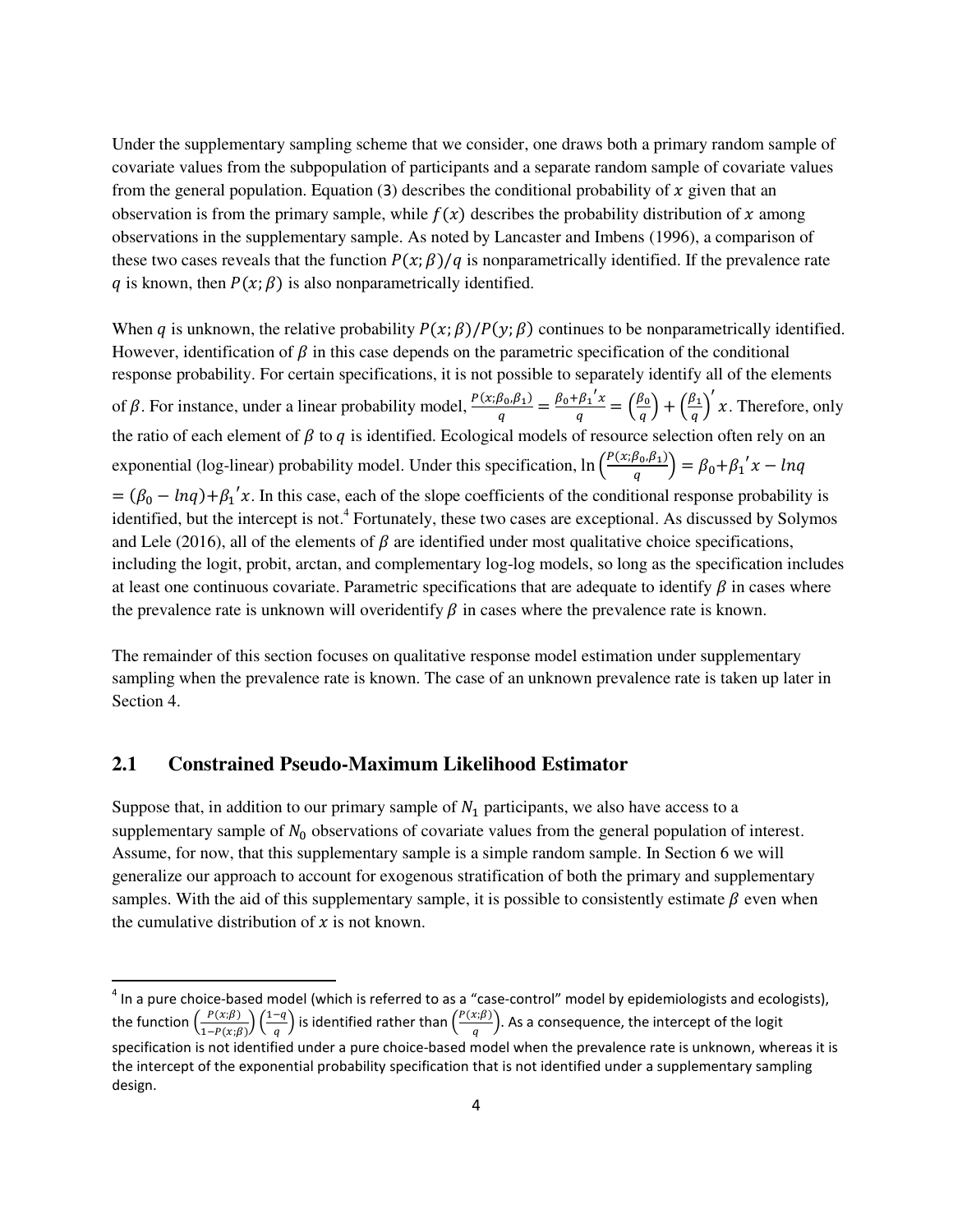Under the supplementary sampling scheme that we consider, one draws both a primary random sample of covariate values from the subpopulation of participants and a separate random sample of covariate values from the general population. Equation (3) describes the conditional probability of $x$ given that an observation is from the primary sample, while $f(x)$ describes the probability distribution of $x$ among observations in the supplementary sample. As noted by Lancaster and Imbens (1996), a comparison of these two cases reveals that the function $P(x;\beta)/q$ is nonparametrically identified. If the prevalence rate $q$ is known, then $P(x;\beta)$ is also nonparametrically identified.

When $q$ is unknown, the relative probability $P(x;\beta)/P(y;\beta)$ continues to be nonparametrically identified. However, identification of $\beta$ in this case depends on the parametric specification of the conditional response probability. For certain specifications, it is not possible to separately identify all of the elements of $\beta$. For instance, under a linear probability model, $\frac{P(x;\beta_0,\beta_1)}{q} = \frac{\beta_0+\beta_1{}'x}{q} = \left(\frac{\beta_0}{q}\right) + \left(\frac{\beta_1}{q}\right)' x$. Therefore, only the ratio of each element of $\beta$ to $q$ is identified. Ecological models of resource selection often rely on an exponential (log-linear) probability model. Under this specification, $\ln\left(\frac{P(x;\beta_0,\beta_1)}{q}\right) = \beta_0+\beta_1{}'x - \ln q$ $= (\beta_0 - \ln q)+\beta_1{}'x$. In this case, each of the slope coefficients of the conditional response probability is identified, but the intercept is not.[4] Fortunately, these two cases are exceptional. As discussed by Solymos and Lele (2016), all of the elements of $\beta$ are identified under most qualitative choice specifications, including the logit, probit, arctan, and complementary log-log models, so long as the specification includes at least one continuous covariate. Parametric specifications that are adequate to identify $\beta$ in cases where the prevalence rate is unknown will overidentify $\beta$ in cases where the prevalence rate is known.

The remainder of this section focuses on qualitative response model estimation under supplementary sampling when the prevalence rate is known. The case of an unknown prevalence rate is taken up later in Section 4.

## 2.1 Constrained Pseudo-Maximum Likelihood Estimator

Suppose that, in addition to our primary sample of $N_1$ participants, we also have access to a supplementary sample of $N_0$ observations of covariate values from the general population of interest. Assume, for now, that this supplementary sample is a simple random sample. In Section 6 we will generalize our approach to account for exogenous stratification of both the primary and supplementary samples. With the aid of this supplementary sample, it is possible to consistently estimate $\beta$ even when the cumulative distribution of $x$ is not known.

---

[4] In a pure choice-based model (which is referred to as a "case-control" model by epidemiologists and ecologists), the function $\left(\frac{P(x;\beta)}{1-P(x;\beta)}\right)\left(\frac{1-q}{q}\right)$ is identified rather than $\left(\frac{P(x;\beta)}{q}\right)$. As a consequence, the intercept of the logit specification is not identified under a pure choice-based model when the prevalence rate is unknown, whereas it is the intercept of the exponential probability specification that is not identified under a supplementary sampling design.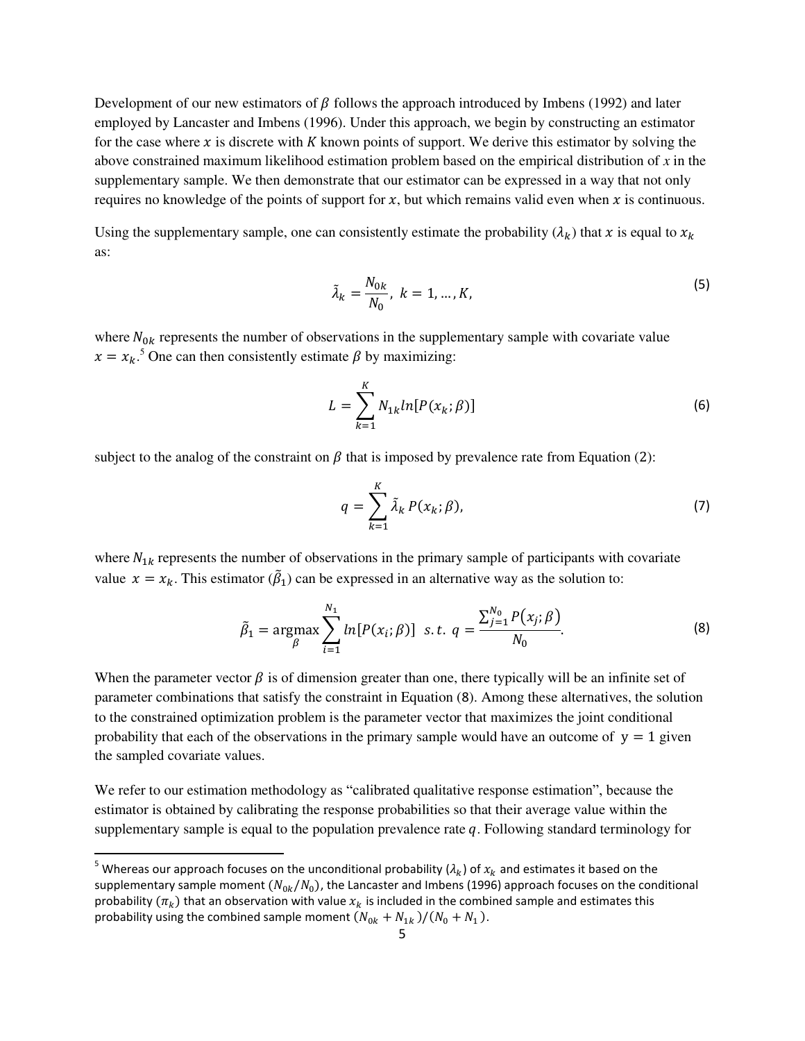Development of our new estimators of $\beta$ follows the approach introduced by Imbens (1992) and later employed by Lancaster and Imbens (1996). Under this approach, we begin by constructing an estimator for the case where $x$ is discrete with $K$ known points of support. We derive this estimator by solving the above constrained maximum likelihood estimation problem based on the empirical distribution of *x* in the supplementary sample. We then demonstrate that our estimator can be expressed in a way that not only requires no knowledge of the points of support for $x$, but which remains valid even when $x$ is continuous.

Using the supplementary sample, one can consistently estimate the probability ($\lambda_k$) that $x$ is equal to $x_k$ as:

$$\tilde{\lambda}_k = \frac{N_{0k}}{N_0},\ k = 1, \ldots, K, \tag{5}$$

where $N_{0k}$ represents the number of observations in the supplementary sample with covariate value $x = x_k$.[5] One can then consistently estimate $\beta$ by maximizing:

$$L = \sum_{k=1}^{K} N_{1k} ln[P(x_k; \beta)] \tag{6}$$

subject to the analog of the constraint on $\beta$ that is imposed by prevalence rate from Equation (2):

$$q = \sum_{k=1}^{K} \tilde{\lambda}_k\, P(x_k; \beta), \tag{7}$$

where $N_{1k}$ represents the number of observations in the primary sample of participants with covariate value $x = x_k$. This estimator ($\tilde{\beta}_1$) can be expressed in an alternative way as the solution to:

$$\tilde{\beta}_1 = \underset{\beta}{\operatorname{argmax}} \sum_{i=1}^{N_1} ln[P(x_i; \beta)] \ \ s.t.\ q = \frac{\sum_{j=1}^{N_0} P(x_j; \beta)}{N_0}. \tag{8}$$

When the parameter vector $\beta$ is of dimension greater than one, there typically will be an infinite set of parameter combinations that satisfy the constraint in Equation (8). Among these alternatives, the solution to the constrained optimization problem is the parameter vector that maximizes the joint conditional probability that each of the observations in the primary sample would have an outcome of $y = 1$ given the sampled covariate values.

We refer to our estimation methodology as "calibrated qualitative response estimation", because the estimator is obtained by calibrating the response probabilities so that their average value within the supplementary sample is equal to the population prevalence rate $q$. Following standard terminology for

[5] Whereas our approach focuses on the unconditional probability ($\lambda_k$) of $x_k$ and estimates it based on the supplementary sample moment ($N_{0k}/N_0$), the Lancaster and Imbens (1996) approach focuses on the conditional probability ($\pi_k$) that an observation with value $x_k$ is included in the combined sample and estimates this probability using the combined sample moment $(N_{0k} + N_{1k})/(N_0 + N_1)$.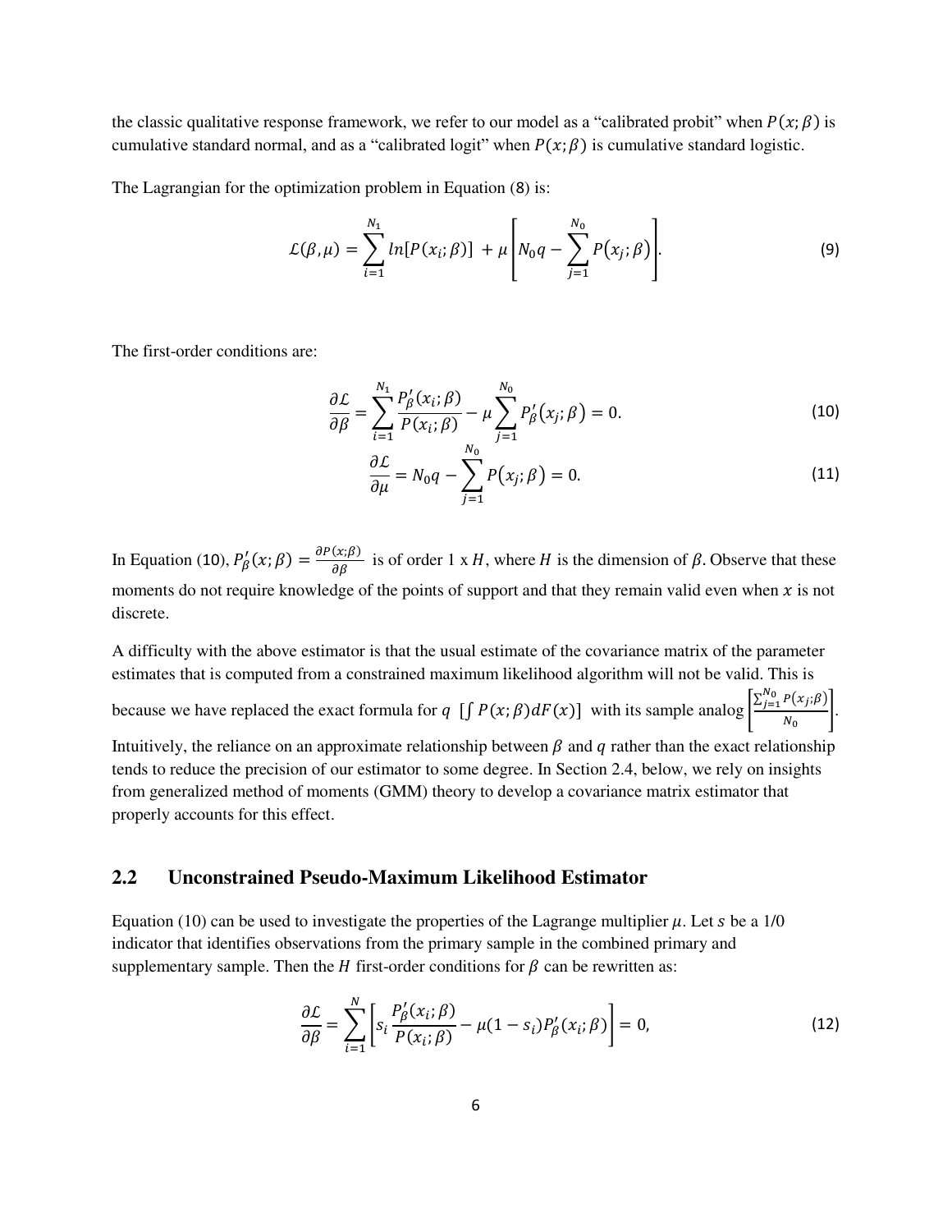the classic qualitative response framework, we refer to our model as a "calibrated probit" when $P(x;\beta)$ is cumulative standard normal, and as a "calibrated logit" when $P(x;\beta)$ is cumulative standard logistic.

The Lagrangian for the optimization problem in Equation (8) is:

$$\mathcal{L}(\beta,\mu) = \sum_{i=1}^{N_1} ln[P(x_i;\beta)] + \mu\left[N_0 q - \sum_{j=1}^{N_0} P(x_j;\beta)\right]. \tag{9}$$

The first-order conditions are:

$$\frac{\partial \mathcal{L}}{\partial \beta} = \sum_{i=1}^{N_1} \frac{P'_\beta(x_i;\beta)}{P(x_i;\beta)} - \mu \sum_{j=1}^{N_0} P'_\beta(x_j;\beta) = 0. \tag{10}$$

$$\frac{\partial \mathcal{L}}{\partial \mu} = N_0 q - \sum_{j=1}^{N_0} P(x_j;\beta) = 0. \tag{11}$$

In Equation (10), $P'_\beta(x;\beta) = \frac{\partial P(x;\beta)}{\partial \beta}$ is of order 1 x $H$, where $H$ is the dimension of $\beta$. Observe that these moments do not require knowledge of the points of support and that they remain valid even when $x$ is not discrete.

A difficulty with the above estimator is that the usual estimate of the covariance matrix of the parameter estimates that is computed from a constrained maximum likelihood algorithm will not be valid. This is because we have replaced the exact formula for $q$ $[\int P(x;\beta)dF(x)]$ with its sample analog $\left[\frac{\sum_{j=1}^{N_0} P(x_j;\beta)}{N_0}\right]$. Intuitively, the reliance on an approximate relationship between $\beta$ and $q$ rather than the exact relationship tends to reduce the precision of our estimator to some degree. In Section 2.4, below, we rely on insights from generalized method of moments (GMM) theory to develop a covariance matrix estimator that properly accounts for this effect.

## 2.2 Unconstrained Pseudo-Maximum Likelihood Estimator

Equation (10) can be used to investigate the properties of the Lagrange multiplier $\mu$. Let $s$ be a 1/0 indicator that identifies observations from the primary sample in the combined primary and supplementary sample. Then the $H$ first-order conditions for $\beta$ can be rewritten as:

$$\frac{\partial \mathcal{L}}{\partial \beta} = \sum_{i=1}^{N} \left[s_i \frac{P'_\beta(x_i;\beta)}{P(x_i;\beta)} - \mu(1-s_i)P'_\beta(x_i;\beta)\right] = 0, \tag{12}$$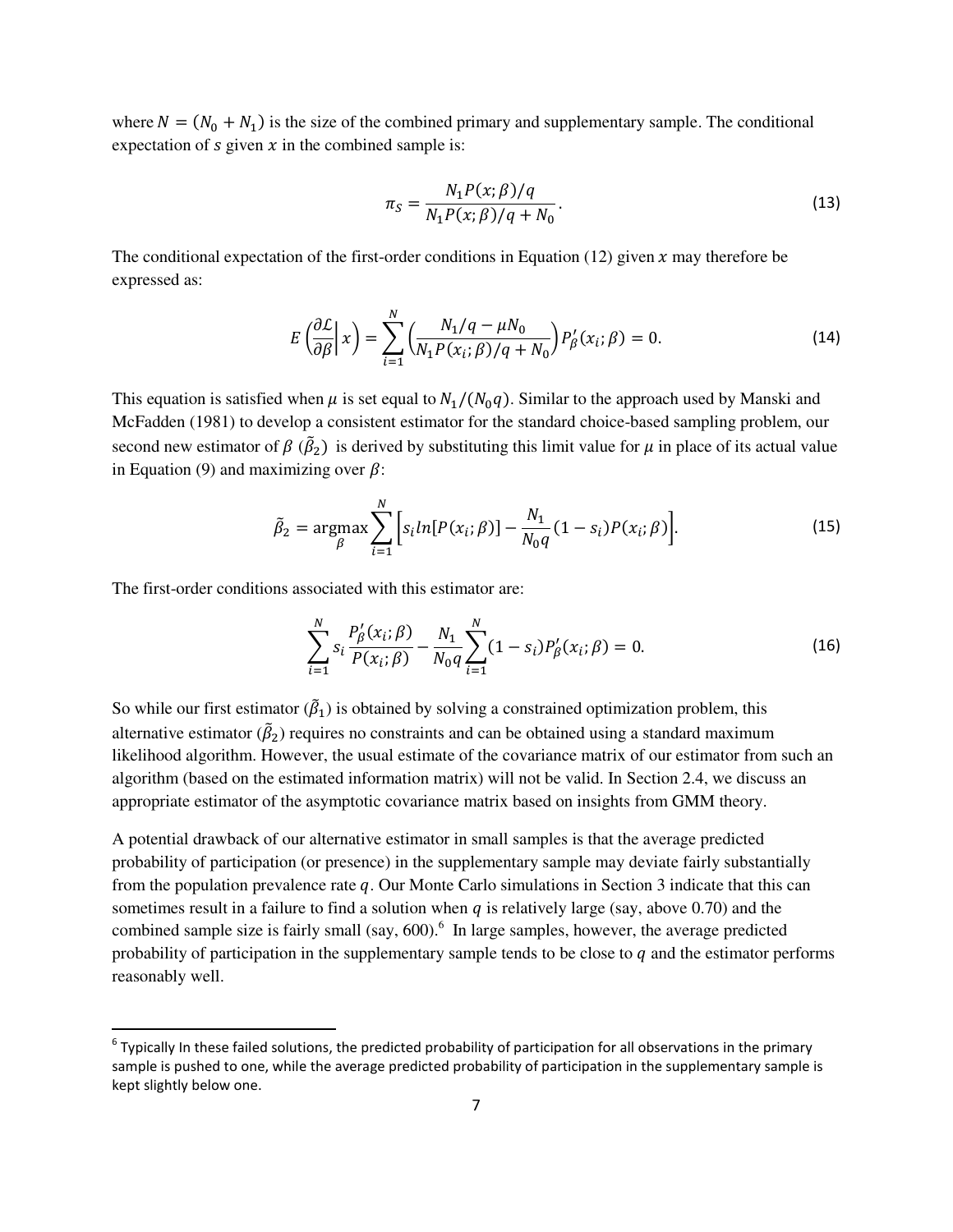where $N = (N_0 + N_1)$ is the size of the combined primary and supplementary sample. The conditional expectation of $s$ given $x$ in the combined sample is:

$$\pi_S = \frac{N_1 P(x;\beta)/q}{N_1 P(x;\beta)/q + N_0}. \tag{13}$$

The conditional expectation of the first-order conditions in Equation (12) given $x$ may therefore be expressed as:

$$E\left(\frac{\partial \mathcal{L}}{\partial \beta}\middle| x\right) = \sum_{i=1}^{N} \left(\frac{N_1/q - \mu N_0}{N_1 P(x_i;\beta)/q + N_0}\right) P'_\beta(x_i;\beta) = 0. \tag{14}$$

This equation is satisfied when $\mu$ is set equal to $N_1/(N_0 q)$. Similar to the approach used by Manski and McFadden (1981) to develop a consistent estimator for the standard choice-based sampling problem, our second new estimator of $\beta$ ($\tilde{\beta}_2$) is derived by substituting this limit value for $\mu$ in place of its actual value in Equation (9) and maximizing over $\beta$:

$$\tilde{\beta}_2 = \underset{\beta}{\operatorname{argmax}} \sum_{i=1}^{N} \left[ s_i ln[P(x_i;\beta)] - \frac{N_1}{N_0 q}(1 - s_i) P(x_i;\beta) \right]. \tag{15}$$

The first-order conditions associated with this estimator are:

$$\sum_{i=1}^{N} s_i \frac{P'_\beta(x_i;\beta)}{P(x_i;\beta)} - \frac{N_1}{N_0 q} \sum_{i=1}^{N} (1 - s_i) P'_\beta(x_i;\beta) = 0. \tag{16}$$

So while our first estimator ($\tilde{\beta}_1$) is obtained by solving a constrained optimization problem, this alternative estimator ($\tilde{\beta}_2$) requires no constraints and can be obtained using a standard maximum likelihood algorithm. However, the usual estimate of the covariance matrix of our estimator from such an algorithm (based on the estimated information matrix) will not be valid. In Section 2.4, we discuss an appropriate estimator of the asymptotic covariance matrix based on insights from GMM theory.

A potential drawback of our alternative estimator in small samples is that the average predicted probability of participation (or presence) in the supplementary sample may deviate fairly substantially from the population prevalence rate $q$. Our Monte Carlo simulations in Section 3 indicate that this can sometimes result in a failure to find a solution when $q$ is relatively large (say, above 0.70) and the combined sample size is fairly small (say, 600).[6] In large samples, however, the average predicted probability of participation in the supplementary sample tends to be close to $q$ and the estimator performs reasonably well.

[6] Typically In these failed solutions, the predicted probability of participation for all observations in the primary sample is pushed to one, while the average predicted probability of participation in the supplementary sample is kept slightly below one.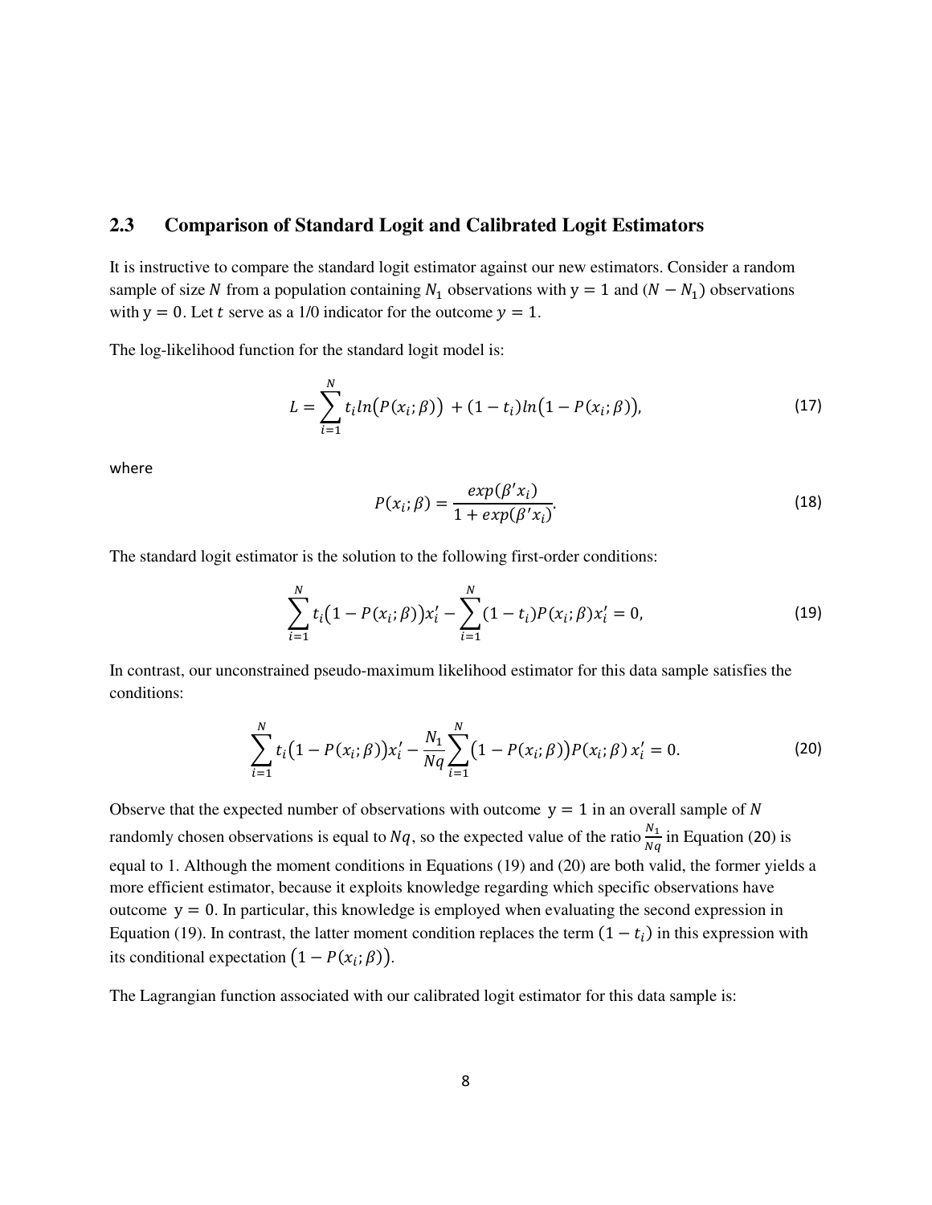## 2.3 Comparison of Standard Logit and Calibrated Logit Estimators

It is instructive to compare the standard logit estimator against our new estimators. Consider a random sample of size $N$ from a population containing $N_1$ observations with $y = 1$ and $(N - N_1)$ observations with $y = 0$. Let $t$ serve as a 1/0 indicator for the outcome $y = 1$.

The log-likelihood function for the standard logit model is:

$$L = \sum_{i=1}^{N} t_i ln\big(P(x_i;\beta)\big) + (1 - t_i) ln\big(1 - P(x_i;\beta)\big), \tag{17}$$

where

$$P(x_i;\beta) = \frac{exp(\beta' x_i)}{1 + exp(\beta' x_i)}. \tag{18}$$

The standard logit estimator is the solution to the following first-order conditions:

$$\sum_{i=1}^{N} t_i\big(1 - P(x_i;\beta)\big)x_i' - \sum_{i=1}^{N} (1 - t_i) P(x_i;\beta) x_i' = 0, \tag{19}$$

In contrast, our unconstrained pseudo-maximum likelihood estimator for this data sample satisfies the conditions:

$$\sum_{i=1}^{N} t_i\big(1 - P(x_i;\beta)\big)x_i' - \frac{N_1}{Nq}\sum_{i=1}^{N} \big(1 - P(x_i;\beta)\big) P(x_i;\beta)\, x_i' = 0. \tag{20}$$

Observe that the expected number of observations with outcome $y = 1$ in an overall sample of $N$ randomly chosen observations is equal to $Nq$, so the expected value of the ratio $\frac{N_1}{Nq}$ in Equation (20) is equal to 1. Although the moment conditions in Equations (19) and (20) are both valid, the former yields a more efficient estimator, because it exploits knowledge regarding which specific observations have outcome $y = 0$. In particular, this knowledge is employed when evaluating the second expression in Equation (19). In contrast, the latter moment condition replaces the term $(1 - t_i)$ in this expression with its conditional expectation $\big(1 - P(x_i;\beta)\big)$.

The Lagrangian function associated with our calibrated logit estimator for this data sample is: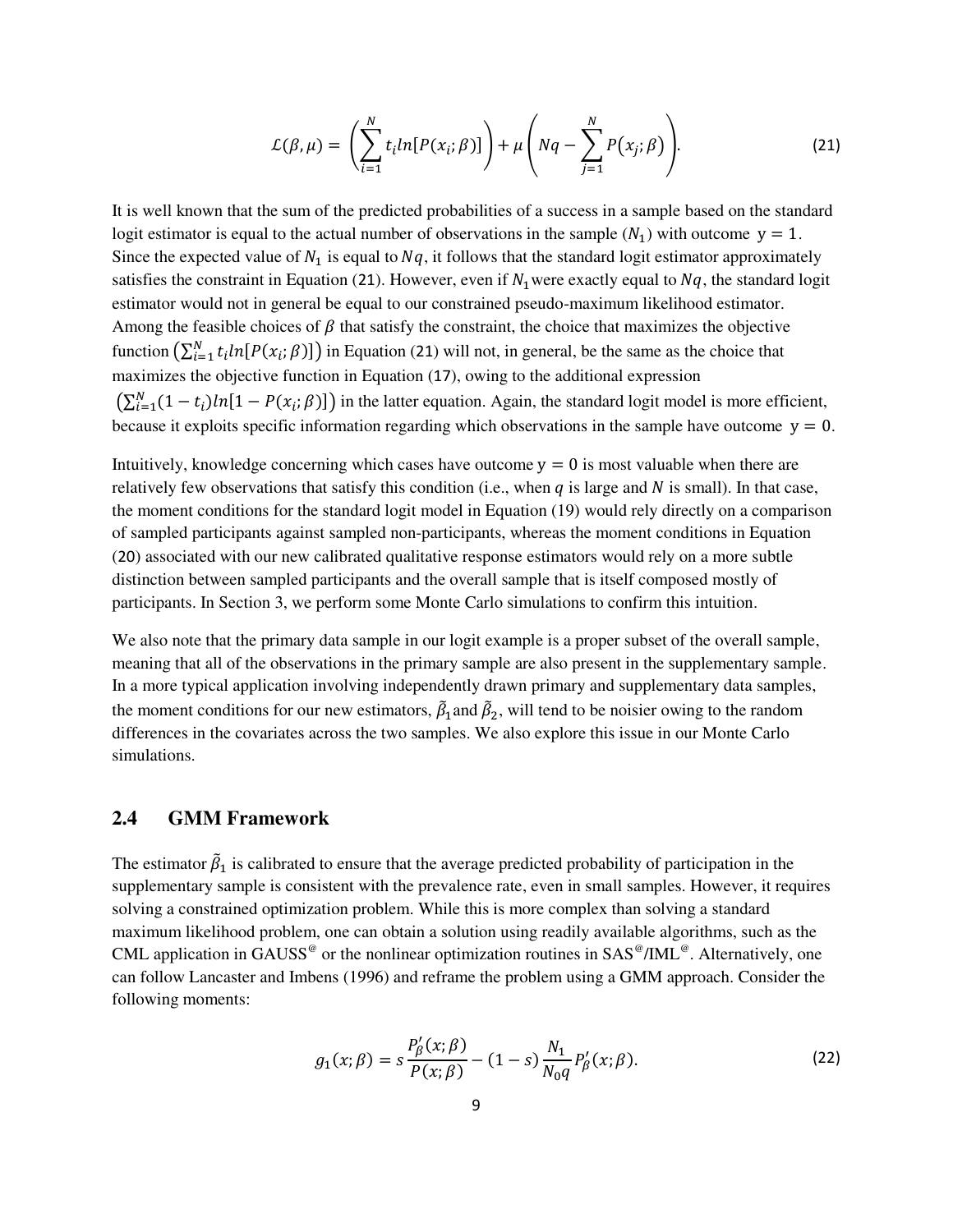$$\mathcal{L}(\beta, \mu) = \left( \sum_{i=1}^{N} t_i ln[P(x_i; \beta)] \right) + \mu \left( Nq - \sum_{j=1}^{N} P(x_j; \beta) \right). \tag{21}$$

It is well known that the sum of the predicted probabilities of a success in a sample based on the standard logit estimator is equal to the actual number of observations in the sample ($N_1$) with outcome $y = 1$. Since the expected value of $N_1$ is equal to $Nq$, it follows that the standard logit estimator approximately satisfies the constraint in Equation (21). However, even if $N_1$ were exactly equal to $Nq$, the standard logit estimator would not in general be equal to our constrained pseudo-maximum likelihood estimator. Among the feasible choices of $\beta$ that satisfy the constraint, the choice that maximizes the objective function $\left(\sum_{i=1}^{N} t_i ln[P(x_i; \beta)]\right)$ in Equation (21) will not, in general, be the same as the choice that maximizes the objective function in Equation (17), owing to the additional expression $\left(\sum_{i=1}^{N} (1 - t_i) ln[1 - P(x_i; \beta)]\right)$ in the latter equation. Again, the standard logit model is more efficient, because it exploits specific information regarding which observations in the sample have outcome $y = 0$.

Intuitively, knowledge concerning which cases have outcome $y = 0$ is most valuable when there are relatively few observations that satisfy this condition (i.e., when $q$ is large and $N$ is small). In that case, the moment conditions for the standard logit model in Equation (19) would rely directly on a comparison of sampled participants against sampled non-participants, whereas the moment conditions in Equation (20) associated with our new calibrated qualitative response estimators would rely on a more subtle distinction between sampled participants and the overall sample that is itself composed mostly of participants. In Section 3, we perform some Monte Carlo simulations to confirm this intuition.

We also note that the primary data sample in our logit example is a proper subset of the overall sample, meaning that all of the observations in the primary sample are also present in the supplementary sample. In a more typical application involving independently drawn primary and supplementary data samples, the moment conditions for our new estimators, $\tilde{\beta}_1$ and $\tilde{\beta}_2$, will tend to be noisier owing to the random differences in the covariates across the two samples. We also explore this issue in our Monte Carlo simulations.

## 2.4 GMM Framework

The estimator $\tilde{\beta}_1$ is calibrated to ensure that the average predicted probability of participation in the supplementary sample is consistent with the prevalence rate, even in small samples. However, it requires solving a constrained optimization problem. While this is more complex than solving a standard maximum likelihood problem, one can obtain a solution using readily available algorithms, such as the CML application in GAUSS[@] or the nonlinear optimization routines in SAS[@]/IML[@]. Alternatively, one can follow Lancaster and Imbens (1996) and reframe the problem using a GMM approach. Consider the following moments:

$$g_1(x; \beta) = s \frac{P'_\beta(x; \beta)}{P(x; \beta)} - (1 - s) \frac{N_1}{N_0 q} P'_\beta(x; \beta). \tag{22}$$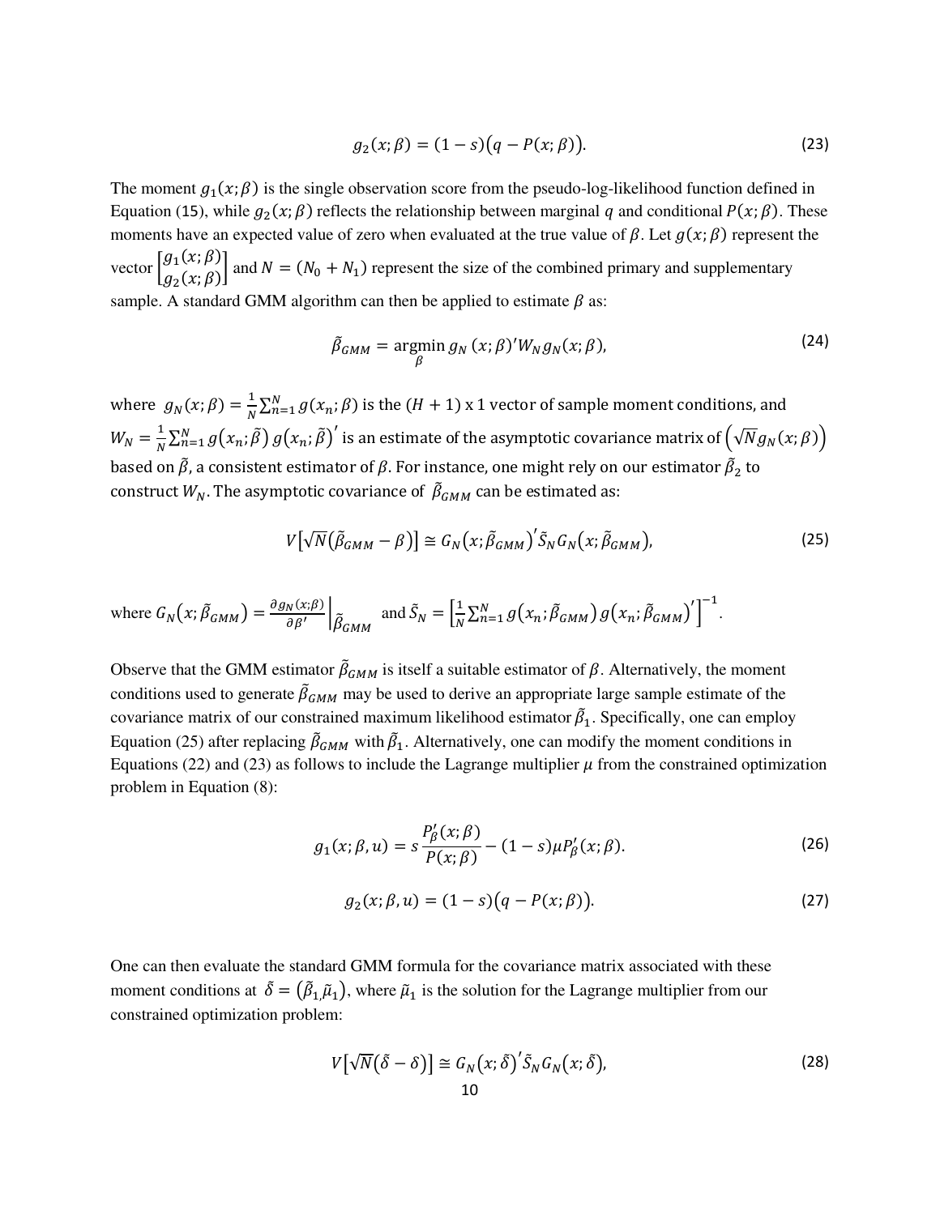$$g_2(x;\beta) = (1-s)\big(q - P(x;\beta)\big). \tag{23}$$

The moment $g_1(x;\beta)$ is the single observation score from the pseudo-log-likelihood function defined in Equation (15), while $g_2(x;\beta)$ reflects the relationship between marginal $q$ and conditional $P(x;\beta)$. These moments have an expected value of zero when evaluated at the true value of $\beta$. Let $g(x;\beta)$ represent the vector $\begin{bmatrix} g_1(x;\beta) \\ g_2(x;\beta) \end{bmatrix}$ and $N = (N_0 + N_1)$ represent the size of the combined primary and supplementary sample. A standard GMM algorithm can then be applied to estimate $\beta$ as:

$$\tilde{\beta}_{GMM} = \underset{\beta}{\operatorname{argmin}}\; g_N(x;\beta)' W_N g_N(x;\beta), \tag{24}$$

where $g_N(x;\beta) = \frac{1}{N}\sum_{n=1}^{N} g(x_n;\beta)$ is the $(H+1)$ x 1 vector of sample moment conditions, and $W_N = \frac{1}{N}\sum_{n=1}^{N} g\big(x_n;\tilde{\beta}\big)\, g\big(x_n;\tilde{\beta}\big)'$ is an estimate of the asymptotic covariance matrix of $\big(\sqrt{N} g_N(x;\beta)\big)$ based on $\tilde{\beta}$, a consistent estimator of $\beta$. For instance, one might rely on our estimator $\tilde{\beta}_2$ to construct $W_N$. The asymptotic covariance of $\tilde{\beta}_{GMM}$ can be estimated as:

$$V\big[\sqrt{N}\big(\tilde{\beta}_{GMM} - \beta\big)\big] \cong G_N\big(x;\tilde{\beta}_{GMM}\big)' \tilde{S}_N G_N\big(x;\tilde{\beta}_{GMM}\big), \tag{25}$$

where $G_N\big(x;\tilde{\beta}_{GMM}\big) = \frac{\partial g_N(x;\beta)}{\partial \beta'}\Big|_{\tilde{\beta}_{GMM}}$ and $\tilde{S}_N = \Big[\frac{1}{N}\sum_{n=1}^{N} g\big(x_n;\tilde{\beta}_{GMM}\big)\, g\big(x_n;\tilde{\beta}_{GMM}\big)'\Big]^{-1}$.

Observe that the GMM estimator $\tilde{\beta}_{GMM}$ is itself a suitable estimator of $\beta$. Alternatively, the moment conditions used to generate $\tilde{\beta}_{GMM}$ may be used to derive an appropriate large sample estimate of the covariance matrix of our constrained maximum likelihood estimator $\tilde{\beta}_1$. Specifically, one can employ Equation (25) after replacing $\tilde{\beta}_{GMM}$ with $\tilde{\beta}_1$. Alternatively, one can modify the moment conditions in Equations (22) and (23) as follows to include the Lagrange multiplier $\mu$ from the constrained optimization problem in Equation (8):

$$g_1(x;\beta,u) = s\frac{P'_\beta(x;\beta)}{P(x;\beta)} - (1-s)\mu P'_\beta(x;\beta). \tag{26}$$

$$g_2(x;\beta,u) = (1-s)\big(q - P(x;\beta)\big). \tag{27}$$

One can then evaluate the standard GMM formula for the covariance matrix associated with these moment conditions at $\tilde{\delta} = \big(\tilde{\beta}_1, \tilde{\mu}_1\big)$, where $\tilde{\mu}_1$ is the solution for the Lagrange multiplier from our constrained optimization problem:

$$V\big[\sqrt{N}\big(\tilde{\delta} - \delta\big)\big] \cong G_N\big(x;\tilde{\delta}\big)' \tilde{S}_N G_N\big(x;\tilde{\delta}\big), \tag{28}$$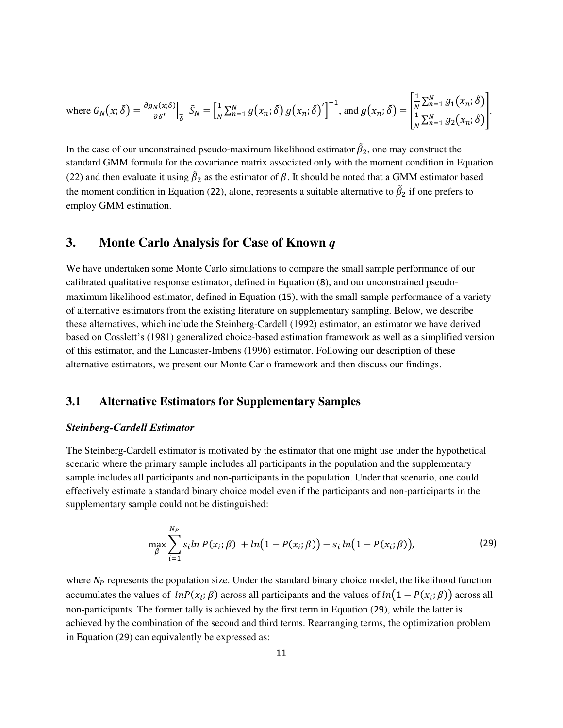where $G_N(x;\tilde{\delta}) = \frac{\partial g_N(x;\delta)}{\partial \delta'}\Big|_{\tilde{\delta}}$ $\tilde{S}_N = \left[\frac{1}{N}\sum_{n=1}^{N} g(x_n;\tilde{\delta})\, g(x_n;\tilde{\delta})'\right]^{-1}$, and $g(x_n;\tilde{\delta}) = \begin{bmatrix} \frac{1}{N}\sum_{n=1}^{N} g_1(x_n;\tilde{\delta}) \\ \frac{1}{N}\sum_{n=1}^{N} g_2(x_n;\tilde{\delta}) \end{bmatrix}$.

In the case of our unconstrained pseudo-maximum likelihood estimator $\tilde{\beta}_2$, one may construct the standard GMM formula for the covariance matrix associated only with the moment condition in Equation (22) and then evaluate it using $\tilde{\beta}_2$ as the estimator of $\beta$. It should be noted that a GMM estimator based the moment condition in Equation (22), alone, represents a suitable alternative to $\tilde{\beta}_2$ if one prefers to employ GMM estimation.

## 3. Monte Carlo Analysis for Case of Known *q*

We have undertaken some Monte Carlo simulations to compare the small sample performance of our calibrated qualitative response estimator, defined in Equation (8), and our unconstrained pseudo-maximum likelihood estimator, defined in Equation (15), with the small sample performance of a variety of alternative estimators from the existing literature on supplementary sampling. Below, we describe these alternatives, which include the Steinberg-Cardell (1992) estimator, an estimator we have derived based on Cosslett's (1981) generalized choice-based estimation framework as well as a simplified version of this estimator, and the Lancaster-Imbens (1996) estimator. Following our description of these alternative estimators, we present our Monte Carlo framework and then discuss our findings.

### 3.1 Alternative Estimators for Supplementary Samples

***Steinberg-Cardell Estimator***

The Steinberg-Cardell estimator is motivated by the estimator that one might use under the hypothetical scenario where the primary sample includes all participants in the population and the supplementary sample includes all participants and non-participants in the population. Under that scenario, one could effectively estimate a standard binary choice model even if the participants and non-participants in the supplementary sample could not be distinguished:

$$\max_{\beta} \sum_{i=1}^{N_P} s_i ln\, P(x_i;\beta) + ln\big(1 - P(x_i;\beta)\big) - s_i\, ln\big(1 - P(x_i;\beta)\big), \tag{29}$$

where $N_P$ represents the population size. Under the standard binary choice model, the likelihood function accumulates the values of $lnP(x_i;\beta)$ across all participants and the values of $ln\big(1 - P(x_i;\beta)\big)$ across all non-participants. The former tally is achieved by the first term in Equation (29), while the latter is achieved by the combination of the second and third terms. Rearranging terms, the optimization problem in Equation (29) can equivalently be expressed as: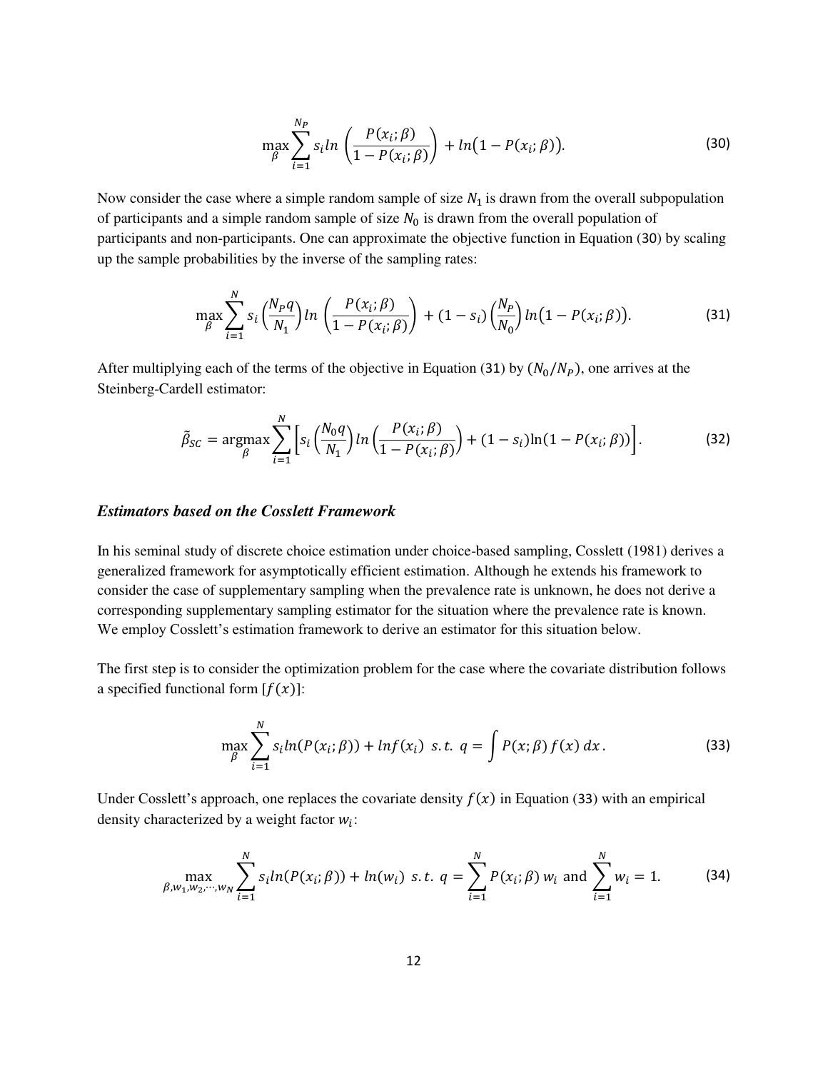$$\max_{\beta} \sum_{i=1}^{N_P} s_i ln\left(\frac{P(x_i;\beta)}{1-P(x_i;\beta)}\right) + ln\big(1-P(x_i;\beta)\big). \tag{30}$$

Now consider the case where a simple random sample of size $N_1$ is drawn from the overall subpopulation of participants and a simple random sample of size $N_0$ is drawn from the overall population of participants and non-participants. One can approximate the objective function in Equation (30) by scaling up the sample probabilities by the inverse of the sampling rates:

$$\max_{\beta} \sum_{i=1}^{N} s_i \left(\frac{N_P q}{N_1}\right) ln\left(\frac{P(x_i;\beta)}{1-P(x_i;\beta)}\right) + (1-s_i)\left(\frac{N_P}{N_0}\right) ln\big(1-P(x_i;\beta)\big). \tag{31}$$

After multiplying each of the terms of the objective in Equation (31) by $(N_0/N_P)$, one arrives at the Steinberg-Cardell estimator:

$$\tilde{\beta}_{SC} = \underset{\beta}{\operatorname{argmax}} \sum_{i=1}^{N}\left[s_i\left(\frac{N_0 q}{N_1}\right) ln\left(\frac{P(x_i;\beta)}{1-P(x_i;\beta)}\right) + (1-s_i)\ln(1-P(x_i;\beta))\right]. \tag{32}$$

### *Estimators based on the Cosslett Framework*

In his seminal study of discrete choice estimation under choice-based sampling, Cosslett (1981) derives a generalized framework for asymptotically efficient estimation. Although he extends his framework to consider the case of supplementary sampling when the prevalence rate is unknown, he does not derive a corresponding supplementary sampling estimator for the situation where the prevalence rate is known. We employ Cosslett's estimation framework to derive an estimator for this situation below.

The first step is to consider the optimization problem for the case where the covariate distribution follows a specified functional form $[f(x)]$:

$$\max_{\beta} \sum_{i=1}^{N} s_i ln(P(x_i;\beta)) + ln f(x_i) \;\; s.t. \;\; q = \int P(x;\beta)\, f(x)\, dx\,. \tag{33}$$

Under Cosslett's approach, one replaces the covariate density $f(x)$ in Equation (33) with an empirical density characterized by a weight factor $w_i$:

$$\max_{\beta, w_1, w_2, \cdots, w_N} \sum_{i=1}^{N} s_i ln(P(x_i;\beta)) + ln(w_i) \;\; s.t. \;\; q = \sum_{i=1}^{N} P(x_i;\beta)\, w_i \text{ and } \sum_{i=1}^{N} w_i = 1. \tag{34}$$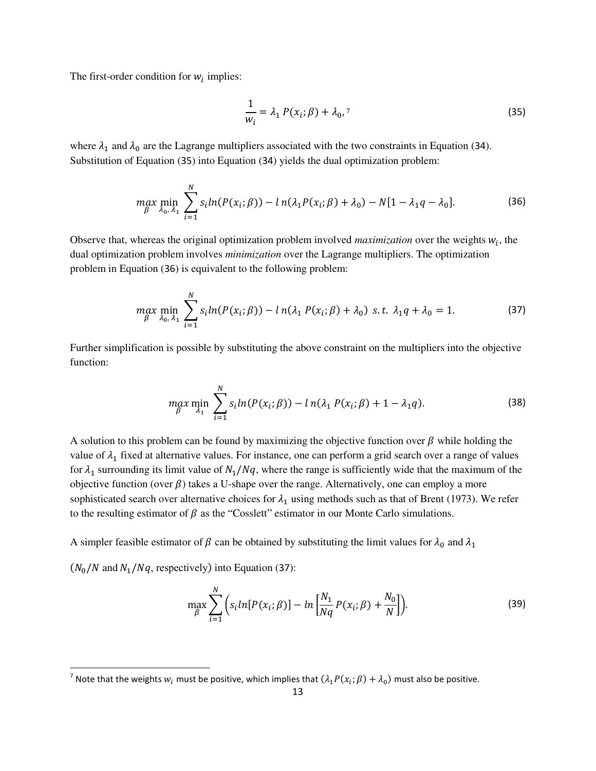The first-order condition for $w_i$ implies:

$$\frac{1}{w_i} = \lambda_1 P(x_i; \beta) + \lambda_0,\text{[7]} \tag{35}$$

where $\lambda_1$ and $\lambda_0$ are the Lagrange multipliers associated with the two constraints in Equation (34). Substitution of Equation (35) into Equation (34) yields the dual optimization problem:

$$\max_{\beta} \min_{\lambda_0, \lambda_1} \sum_{i=1}^{N} s_i ln(P(x_i; \beta)) - ln(\lambda_1 P(x_i; \beta) + \lambda_0) - N[1 - \lambda_1 q - \lambda_0]. \tag{36}$$

Observe that, whereas the original optimization problem involved *maximization* over the weights $w_i$, the dual optimization problem involves *minimization* over the Lagrange multipliers. The optimization problem in Equation (36) is equivalent to the following problem:

$$\max_{\beta} \min_{\lambda_0, \lambda_1} \sum_{i=1}^{N} s_i ln(P(x_i; \beta)) - ln(\lambda_1 P(x_i; \beta) + \lambda_0) \;\; s.t. \;\; \lambda_1 q + \lambda_0 = 1. \tag{37}$$

Further simplification is possible by substituting the above constraint on the multipliers into the objective function:

$$\max_{\beta} \min_{\lambda_1} \sum_{i=1}^{N} s_i ln(P(x_i; \beta)) - ln(\lambda_1 P(x_i; \beta) + 1 - \lambda_1 q). \tag{38}$$

A solution to this problem can be found by maximizing the objective function over $\beta$ while holding the value of $\lambda_1$ fixed at alternative values. For instance, one can perform a grid search over a range of values for $\lambda_1$ surrounding its limit value of $N_1/Nq$, where the range is sufficiently wide that the maximum of the objective function (over $\beta$) takes a U-shape over the range. Alternatively, one can employ a more sophisticated search over alternative choices for $\lambda_1$ using methods such as that of Brent (1973). We refer to the resulting estimator of $\beta$ as the "Cosslett" estimator in our Monte Carlo simulations.

A simpler feasible estimator of $\beta$ can be obtained by substituting the limit values for $\lambda_0$ and $\lambda_1$ ($N_0/N$ and $N_1/Nq$, respectively) into Equation (37):

$$\max_{\beta} \sum_{i=1}^{N} \left( s_i ln[P(x_i; \beta)] - ln\left[\frac{N_1}{Nq} P(x_i; \beta) + \frac{N_0}{N}\right] \right). \tag{39}$$

[7] Note that the weights $w_i$ must be positive, which implies that $(\lambda_1 P(x_i; \beta) + \lambda_0)$ must also be positive.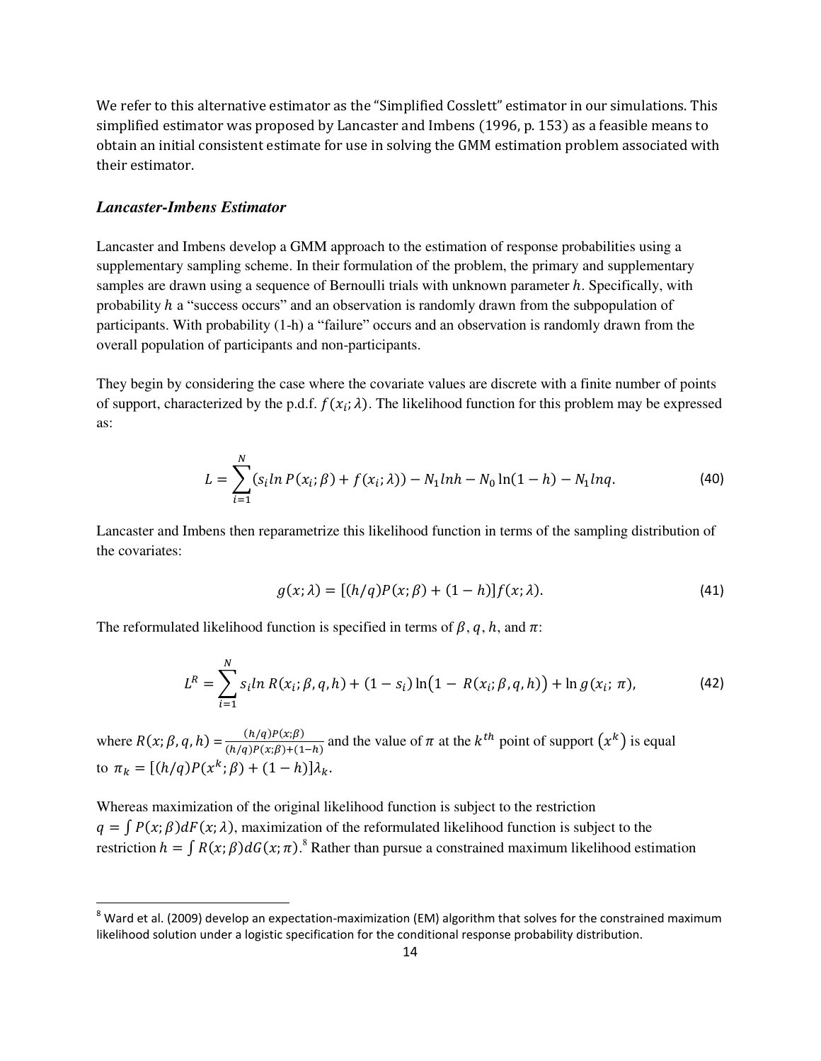We refer to this alternative estimator as the "Simplified Cosslett" estimator in our simulations. This simplified estimator was proposed by Lancaster and Imbens (1996, p. 153) as a feasible means to obtain an initial consistent estimate for use in solving the GMM estimation problem associated with their estimator.

### *Lancaster-Imbens Estimator*

Lancaster and Imbens develop a GMM approach to the estimation of response probabilities using a supplementary sampling scheme. In their formulation of the problem, the primary and supplementary samples are drawn using a sequence of Bernoulli trials with unknown parameter $h$. Specifically, with probability $h$ a "success occurs" and an observation is randomly drawn from the subpopulation of participants. With probability (1-h) a "failure" occurs and an observation is randomly drawn from the overall population of participants and non-participants.

They begin by considering the case where the covariate values are discrete with a finite number of points of support, characterized by the p.d.f. $f(x_i;\lambda)$. The likelihood function for this problem may be expressed as:

$$L = \sum_{i=1}^{N}(s_i ln\, P(x_i;\beta) + f(x_i;\lambda)) - N_1 lnh - N_0 \ln(1-h) - N_1 lnq. \tag{40}$$

Lancaster and Imbens then reparametrize this likelihood function in terms of the sampling distribution of the covariates:

$$g(x;\lambda) = [(h/q)P(x;\beta) + (1-h)]f(x;\lambda). \tag{41}$$

The reformulated likelihood function is specified in terms of $\beta$, $q$, $h$, and $\pi$:

$$L^R = \sum_{i=1}^{N} s_i ln\, R(x_i;\beta,q,h) + (1-s_i)\ln\big(1 - R(x_i;\beta,q,h)\big) + \ln g(x_i;\,\pi), \tag{42}$$

where $R(x;\beta,q,h) = \frac{(h/q)P(x;\beta)}{(h/q)P(x;\beta)+(1-h)}$ and the value of $\pi$ at the $k^{th}$ point of support $(x^k)$ is equal to $\pi_k = [(h/q)P(x^k;\beta) + (1-h)]\lambda_k$.

Whereas maximization of the original likelihood function is subject to the restriction $q = \int P(x;\beta)dF(x;\lambda)$, maximization of the reformulated likelihood function is subject to the restriction $h = \int R(x;\beta)dG(x;\pi)$.[8] Rather than pursue a constrained maximum likelihood estimation

[8] Ward et al. (2009) develop an expectation-maximization (EM) algorithm that solves for the constrained maximum likelihood solution under a logistic specification for the conditional response probability distribution.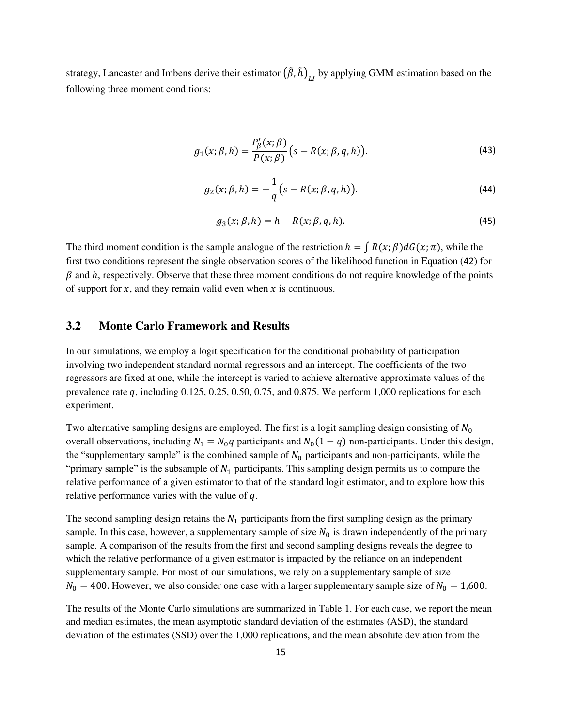strategy, Lancaster and Imbens derive their estimator $(\tilde{\beta}, \tilde{h})_{LI}$ by applying GMM estimation based on the following three moment conditions:

$$g_1(x; \beta, h) = \frac{P'_\beta(x; \beta)}{P(x; \beta)}\big(s - R(x; \beta, q, h)\big). \tag{43}$$

$$g_2(x; \beta, h) = -\frac{1}{q}\big(s - R(x; \beta, q, h)\big). \tag{44}$$

$$g_3(x; \beta, h) = h - R(x; \beta, q, h). \tag{45}$$

The third moment condition is the sample analogue of the restriction $h = \int R(x; \beta) dG(x; \pi)$, while the first two conditions represent the single observation scores of the likelihood function in Equation (42) for $\beta$ and $h$, respectively. Observe that these three moment conditions do not require knowledge of the points of support for $x$, and they remain valid even when $x$ is continuous.

## 3.2 Monte Carlo Framework and Results

In our simulations, we employ a logit specification for the conditional probability of participation involving two independent standard normal regressors and an intercept. The coefficients of the two regressors are fixed at one, while the intercept is varied to achieve alternative approximate values of the prevalence rate $q$, including 0.125, 0.25, 0.50, 0.75, and 0.875. We perform 1,000 replications for each experiment.

Two alternative sampling designs are employed. The first is a logit sampling design consisting of $N_0$ overall observations, including $N_1 = N_0 q$ participants and $N_0(1-q)$ non-participants. Under this design, the "supplementary sample" is the combined sample of $N_0$ participants and non-participants, while the "primary sample" is the subsample of $N_1$ participants. This sampling design permits us to compare the relative performance of a given estimator to that of the standard logit estimator, and to explore how this relative performance varies with the value of $q$.

The second sampling design retains the $N_1$ participants from the first sampling design as the primary sample. In this case, however, a supplementary sample of size $N_0$ is drawn independently of the primary sample. A comparison of the results from the first and second sampling designs reveals the degree to which the relative performance of a given estimator is impacted by the reliance on an independent supplementary sample. For most of our simulations, we rely on a supplementary sample of size $N_0 = 400$. However, we also consider one case with a larger supplementary sample size of $N_0 = 1{,}600$.

The results of the Monte Carlo simulations are summarized in Table 1. For each case, we report the mean and median estimates, the mean asymptotic standard deviation of the estimates (ASD), the standard deviation of the estimates (SSD) over the 1,000 replications, and the mean absolute deviation from the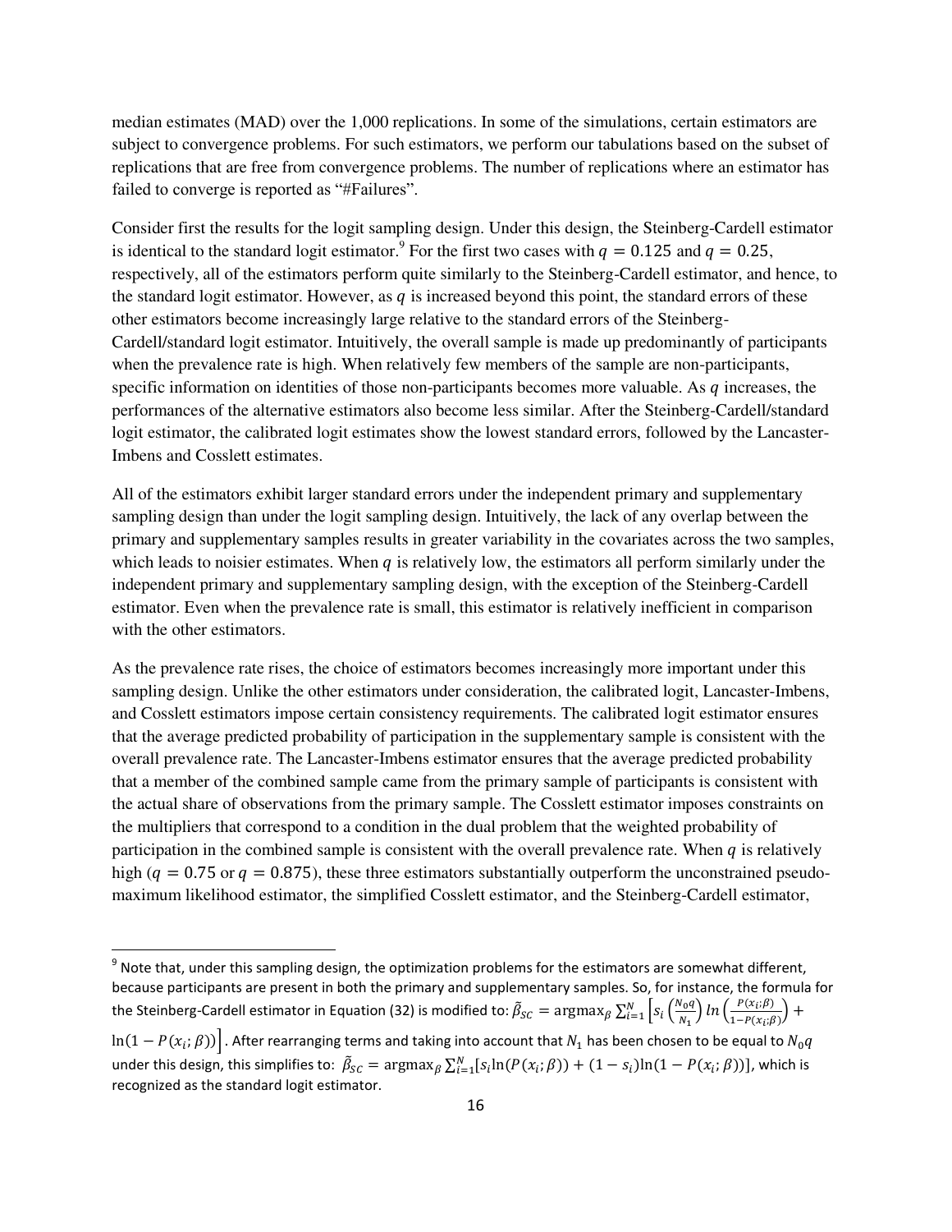median estimates (MAD) over the 1,000 replications. In some of the simulations, certain estimators are subject to convergence problems. For such estimators, we perform our tabulations based on the subset of replications that are free from convergence problems. The number of replications where an estimator has failed to converge is reported as "#Failures".

Consider first the results for the logit sampling design. Under this design, the Steinberg-Cardell estimator is identical to the standard logit estimator.[9] For the first two cases with $q = 0.125$ and $q = 0.25$, respectively, all of the estimators perform quite similarly to the Steinberg-Cardell estimator, and hence, to the standard logit estimator. However, as $q$ is increased beyond this point, the standard errors of these other estimators become increasingly large relative to the standard errors of the Steinberg-Cardell/standard logit estimator. Intuitively, the overall sample is made up predominantly of participants when the prevalence rate is high. When relatively few members of the sample are non-participants, specific information on identities of those non-participants becomes more valuable. As $q$ increases, the performances of the alternative estimators also become less similar. After the Steinberg-Cardell/standard logit estimator, the calibrated logit estimates show the lowest standard errors, followed by the Lancaster-Imbens and Cosslett estimates.

All of the estimators exhibit larger standard errors under the independent primary and supplementary sampling design than under the logit sampling design. Intuitively, the lack of any overlap between the primary and supplementary samples results in greater variability in the covariates across the two samples, which leads to noisier estimates. When $q$ is relatively low, the estimators all perform similarly under the independent primary and supplementary sampling design, with the exception of the Steinberg-Cardell estimator. Even when the prevalence rate is small, this estimator is relatively inefficient in comparison with the other estimators.

As the prevalence rate rises, the choice of estimators becomes increasingly more important under this sampling design. Unlike the other estimators under consideration, the calibrated logit, Lancaster-Imbens, and Cosslett estimators impose certain consistency requirements. The calibrated logit estimator ensures that the average predicted probability of participation in the supplementary sample is consistent with the overall prevalence rate. The Lancaster-Imbens estimator ensures that the average predicted probability that a member of the combined sample came from the primary sample of participants is consistent with the actual share of observations from the primary sample. The Cosslett estimator imposes constraints on the multipliers that correspond to a condition in the dual problem that the weighted probability of participation in the combined sample is consistent with the overall prevalence rate. When $q$ is relatively high ($q = 0.75$ or $q = 0.875$), these three estimators substantially outperform the unconstrained pseudo-maximum likelihood estimator, the simplified Cosslett estimator, and the Steinberg-Cardell estimator,

---

[9] Note that, under this sampling design, the optimization problems for the estimators are somewhat different, because participants are present in both the primary and supplementary samples. So, for instance, the formula for the Steinberg-Cardell estimator in Equation (32) is modified to: $\tilde{\beta}_{SC} = \text{argmax}_{\beta} \sum_{i=1}^{N} \left[ s_i \left( \frac{N_0 q}{N_1} \right) ln \left( \frac{P(x_i;\beta)}{1-P(x_i;\beta)} \right) + \ln(1 - P(x_i;\beta)) \right]$. After rearranging terms and taking into account that $N_1$ has been chosen to be equal to $N_0 q$ under this design, this simplifies to: $\tilde{\beta}_{SC} = \text{argmax}_{\beta} \sum_{i=1}^{N} [s_i \ln(P(x_i;\beta)) + (1 - s_i) \ln(1 - P(x_i;\beta))]$, which is recognized as the standard logit estimator.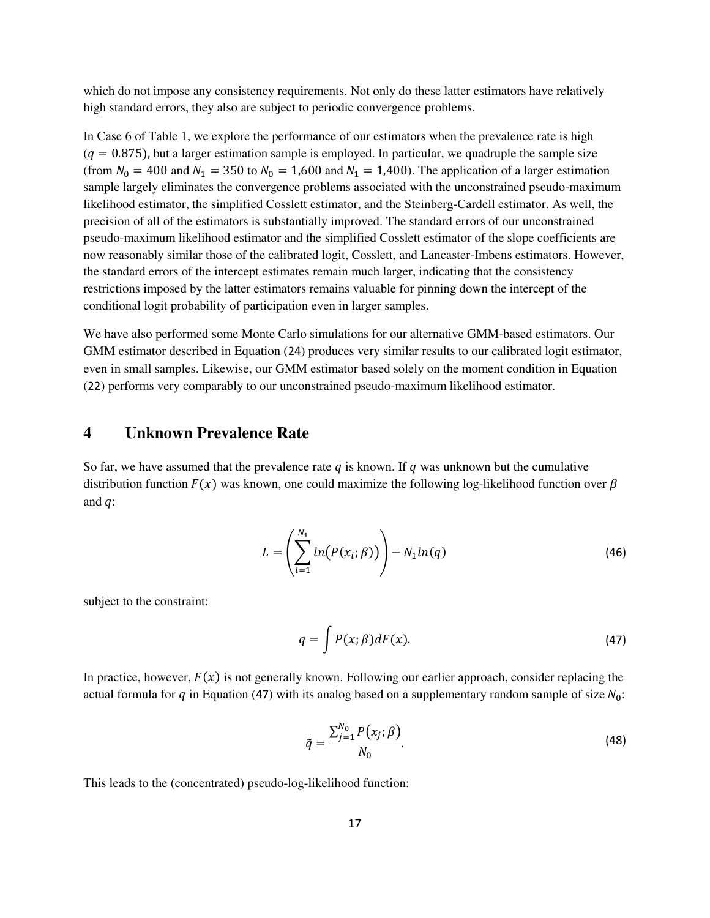which do not impose any consistency requirements. Not only do these latter estimators have relatively high standard errors, they also are subject to periodic convergence problems.

In Case 6 of Table 1, we explore the performance of our estimators when the prevalence rate is high ($q = 0.875$), but a larger estimation sample is employed. In particular, we quadruple the sample size (from $N_0 = 400$ and $N_1 = 350$ to $N_0 = 1{,}600$ and $N_1 = 1{,}400$). The application of a larger estimation sample largely eliminates the convergence problems associated with the unconstrained pseudo-maximum likelihood estimator, the simplified Cosslett estimator, and the Steinberg-Cardell estimator. As well, the precision of all of the estimators is substantially improved. The standard errors of our unconstrained pseudo-maximum likelihood estimator and the simplified Cosslett estimator of the slope coefficients are now reasonably similar those of the calibrated logit, Cosslett, and Lancaster-Imbens estimators. However, the standard errors of the intercept estimates remain much larger, indicating that the consistency restrictions imposed by the latter estimators remains valuable for pinning down the intercept of the conditional logit probability of participation even in larger samples.

We have also performed some Monte Carlo simulations for our alternative GMM-based estimators. Our GMM estimator described in Equation (24) produces very similar results to our calibrated logit estimator, even in small samples. Likewise, our GMM estimator based solely on the moment condition in Equation (22) performs very comparably to our unconstrained pseudo-maximum likelihood estimator.

# 4 Unknown Prevalence Rate

So far, we have assumed that the prevalence rate $q$ is known. If $q$ was unknown but the cumulative distribution function $F(x)$ was known, one could maximize the following log-likelihood function over $\beta$ and $q$:

$$L = \left( \sum_{l=1}^{N_1} ln\big(P(x_i; \beta)\big) \right) - N_1 ln(q) \tag{46}$$

subject to the constraint:

$$q = \int P(x; \beta) dF(x). \tag{47}$$

In practice, however, $F(x)$ is not generally known. Following our earlier approach, consider replacing the actual formula for $q$ in Equation (47) with its analog based on a supplementary random sample of size $N_0$:

$$\tilde{q} = \frac{\sum_{j=1}^{N_0} P\big(x_j; \beta\big)}{N_0}. \tag{48}$$

This leads to the (concentrated) pseudo-log-likelihood function: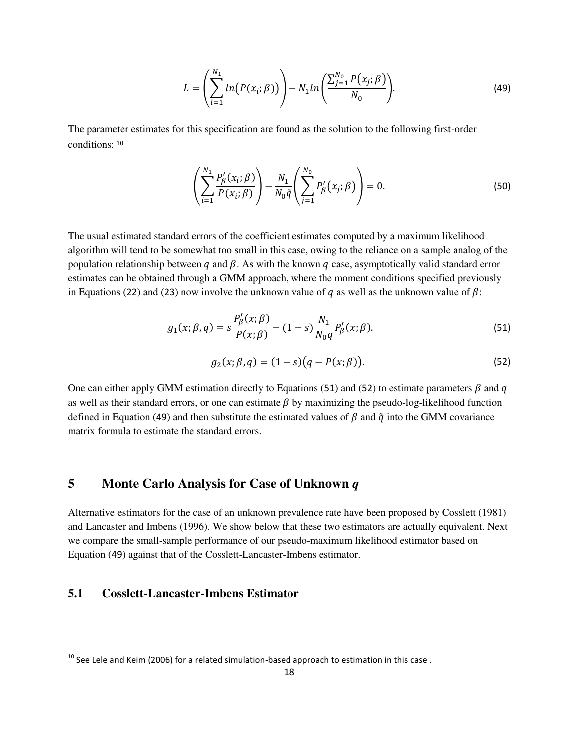$$L = \left( \sum_{i=1}^{N_1} ln\big(P(x_i;\beta)\big) \right) - N_1 ln\left( \frac{\sum_{j=1}^{N_0} P\big(x_j;\beta\big)}{N_0} \right). \tag{49}$$

The parameter estimates for this specification are found as the solution to the following first-order conditions: [10]

$$\left( \sum_{i=1}^{N_1} \frac{P'_\beta(x_i;\beta)}{P(x_i;\beta)} \right) - \frac{N_1}{N_0\tilde{q}} \left( \sum_{j=1}^{N_0} P'_\beta\big(x_j;\beta\big) \right) = 0. \tag{50}$$

The usual estimated standard errors of the coefficient estimates computed by a maximum likelihood algorithm will tend to be somewhat too small in this case, owing to the reliance on a sample analog of the population relationship between $q$ and $\beta$. As with the known $q$ case, asymptotically valid standard error estimates can be obtained through a GMM approach, where the moment conditions specified previously in Equations (22) and (23) now involve the unknown value of $q$ as well as the unknown value of $\beta$:

$$g_1(x;\beta,q) = s\frac{P'_\beta(x;\beta)}{P(x;\beta)} - (1-s)\frac{N_1}{N_0 q}P'_\beta(x;\beta). \tag{51}$$

$$g_2(x;\beta,q) = (1-s)\big(q - P(x;\beta)\big). \tag{52}$$

One can either apply GMM estimation directly to Equations (51) and (52) to estimate parameters $\beta$ and $q$ as well as their standard errors, or one can estimate $\beta$ by maximizing the pseudo-log-likelihood function defined in Equation (49) and then substitute the estimated values of $\beta$ and $\tilde{q}$ into the GMM covariance matrix formula to estimate the standard errors.

# 5 Monte Carlo Analysis for Case of Unknown *q*

Alternative estimators for the case of an unknown prevalence rate have been proposed by Cosslett (1981) and Lancaster and Imbens (1996). We show below that these two estimators are actually equivalent. Next we compare the small-sample performance of our pseudo-maximum likelihood estimator based on Equation (49) against that of the Cosslett-Lancaster-Imbens estimator.

## 5.1 Cosslett-Lancaster-Imbens Estimator

[10] See Lele and Keim (2006) for a related simulation-based approach to estimation in this case .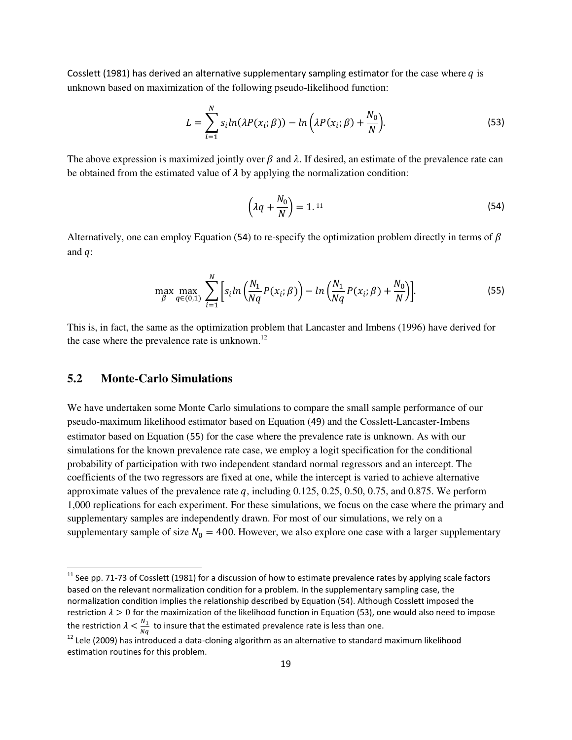Cosslett (1981) has derived an alternative supplementary sampling estimator for the case where $q$ is unknown based on maximization of the following pseudo-likelihood function:

$$L = \sum_{i=1}^{N} s_i ln(\lambda P(x_i;\beta)) - ln\left(\lambda P(x_i;\beta) + \frac{N_0}{N}\right). \tag{53}$$

The above expression is maximized jointly over $\beta$ and $\lambda$. If desired, an estimate of the prevalence rate can be obtained from the estimated value of $\lambda$ by applying the normalization condition:

$$\left(\lambda q + \frac{N_0}{N}\right) = 1. \text{[11]} \tag{54}$$

Alternatively, one can employ Equation (54) to re-specify the optimization problem directly in terms of $\beta$ and $q$:

$$\max_{\beta} \max_{q \in (0,1)} \sum_{i=1}^{N} \left[ s_i ln\left(\frac{N_1}{Nq} P(x_i;\beta)\right) - ln\left(\frac{N_1}{Nq} P(x_i;\beta) + \frac{N_0}{N}\right)\right]. \tag{55}$$

This is, in fact, the same as the optimization problem that Lancaster and Imbens (1996) have derived for the case where the prevalence rate is unknown.[12]

## 5.2 Monte-Carlo Simulations

We have undertaken some Monte Carlo simulations to compare the small sample performance of our pseudo-maximum likelihood estimator based on Equation (49) and the Cosslett-Lancaster-Imbens estimator based on Equation (55) for the case where the prevalence rate is unknown. As with our simulations for the known prevalence rate case, we employ a logit specification for the conditional probability of participation with two independent standard normal regressors and an intercept. The coefficients of the two regressors are fixed at one, while the intercept is varied to achieve alternative approximate values of the prevalence rate $q$, including 0.125, 0.25, 0.50, 0.75, and 0.875. We perform 1,000 replications for each experiment. For these simulations, we focus on the case where the primary and supplementary samples are independently drawn. For most of our simulations, we rely on a supplementary sample of size $N_0 = 400$. However, we also explore one case with a larger supplementary

[11] See pp. 71-73 of Cosslett (1981) for a discussion of how to estimate prevalence rates by applying scale factors based on the relevant normalization condition for a problem. In the supplementary sampling case, the normalization condition implies the relationship described by Equation (54). Although Cosslett imposed the restriction $\lambda > 0$ for the maximization of the likelihood function in Equation (53), one would also need to impose the restriction $\lambda < \frac{N_1}{Nq}$ to insure that the estimated prevalence rate is less than one.

[12] Lele (2009) has introduced a data-cloning algorithm as an alternative to standard maximum likelihood estimation routines for this problem.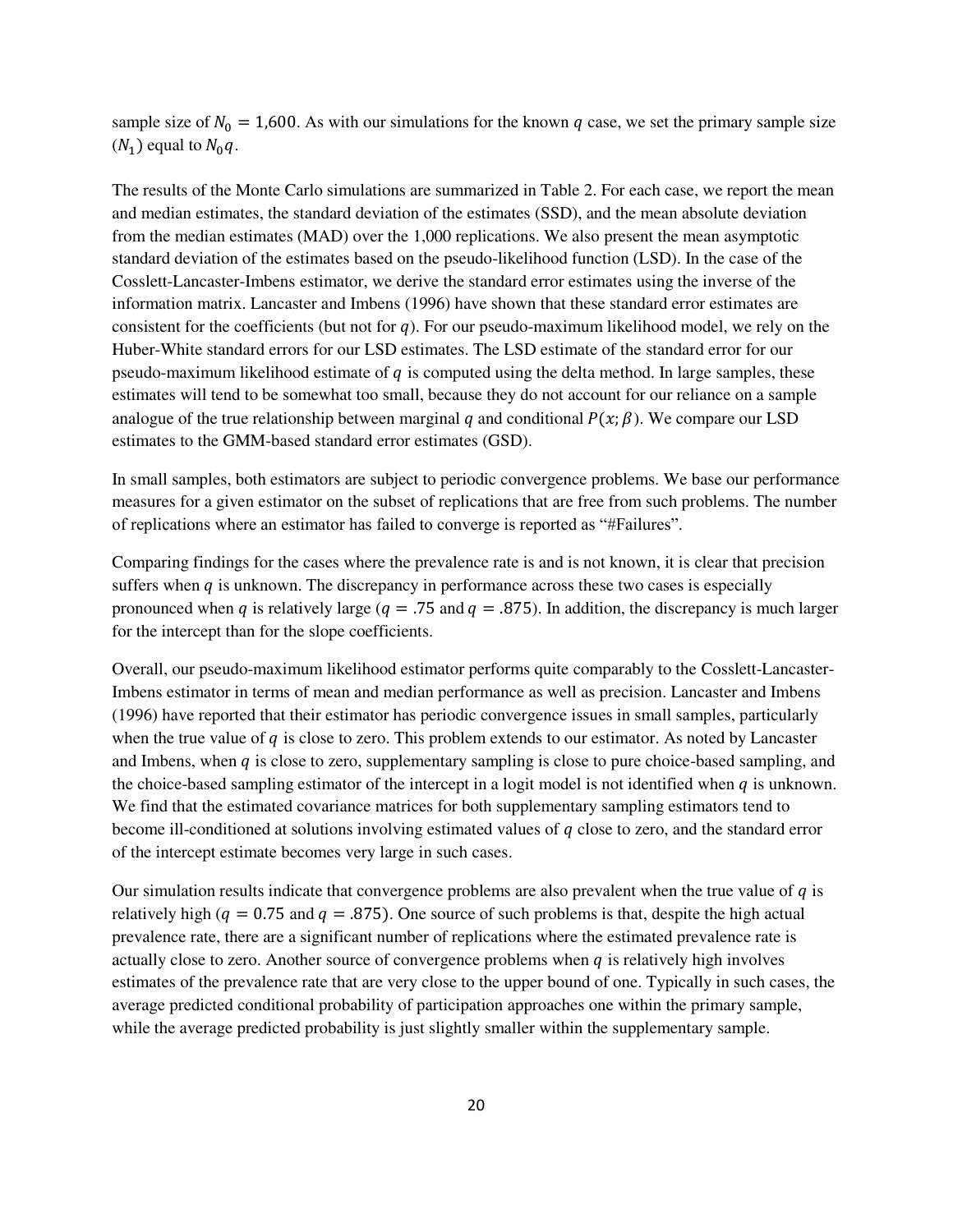sample size of $N_0 = 1{,}600$. As with our simulations for the known $q$ case, we set the primary sample size ($N_1$) equal to $N_0 q$.

The results of the Monte Carlo simulations are summarized in Table 2. For each case, we report the mean and median estimates, the standard deviation of the estimates (SSD), and the mean absolute deviation from the median estimates (MAD) over the 1,000 replications. We also present the mean asymptotic standard deviation of the estimates based on the pseudo-likelihood function (LSD). In the case of the Cosslett-Lancaster-Imbens estimator, we derive the standard error estimates using the inverse of the information matrix. Lancaster and Imbens (1996) have shown that these standard error estimates are consistent for the coefficients (but not for $q$). For our pseudo-maximum likelihood model, we rely on the Huber-White standard errors for our LSD estimates. The LSD estimate of the standard error for our pseudo-maximum likelihood estimate of $q$ is computed using the delta method. In large samples, these estimates will tend to be somewhat too small, because they do not account for our reliance on a sample analogue of the true relationship between marginal $q$ and conditional $P(x;\beta)$. We compare our LSD estimates to the GMM-based standard error estimates (GSD).

In small samples, both estimators are subject to periodic convergence problems. We base our performance measures for a given estimator on the subset of replications that are free from such problems. The number of replications where an estimator has failed to converge is reported as "#Failures".

Comparing findings for the cases where the prevalence rate is and is not known, it is clear that precision suffers when $q$ is unknown. The discrepancy in performance across these two cases is especially pronounced when $q$ is relatively large ($q = .75$ and $q = .875$). In addition, the discrepancy is much larger for the intercept than for the slope coefficients.

Overall, our pseudo-maximum likelihood estimator performs quite comparably to the Cosslett-Lancaster-Imbens estimator in terms of mean and median performance as well as precision. Lancaster and Imbens (1996) have reported that their estimator has periodic convergence issues in small samples, particularly when the true value of $q$ is close to zero. This problem extends to our estimator. As noted by Lancaster and Imbens, when $q$ is close to zero, supplementary sampling is close to pure choice-based sampling, and the choice-based sampling estimator of the intercept in a logit model is not identified when $q$ is unknown. We find that the estimated covariance matrices for both supplementary sampling estimators tend to become ill-conditioned at solutions involving estimated values of $q$ close to zero, and the standard error of the intercept estimate becomes very large in such cases.

Our simulation results indicate that convergence problems are also prevalent when the true value of $q$ is relatively high ($q = 0.75$ and $q = .875$). One source of such problems is that, despite the high actual prevalence rate, there are a significant number of replications where the estimated prevalence rate is actually close to zero. Another source of convergence problems when $q$ is relatively high involves estimates of the prevalence rate that are very close to the upper bound of one. Typically in such cases, the average predicted conditional probability of participation approaches one within the primary sample, while the average predicted probability is just slightly smaller within the supplementary sample.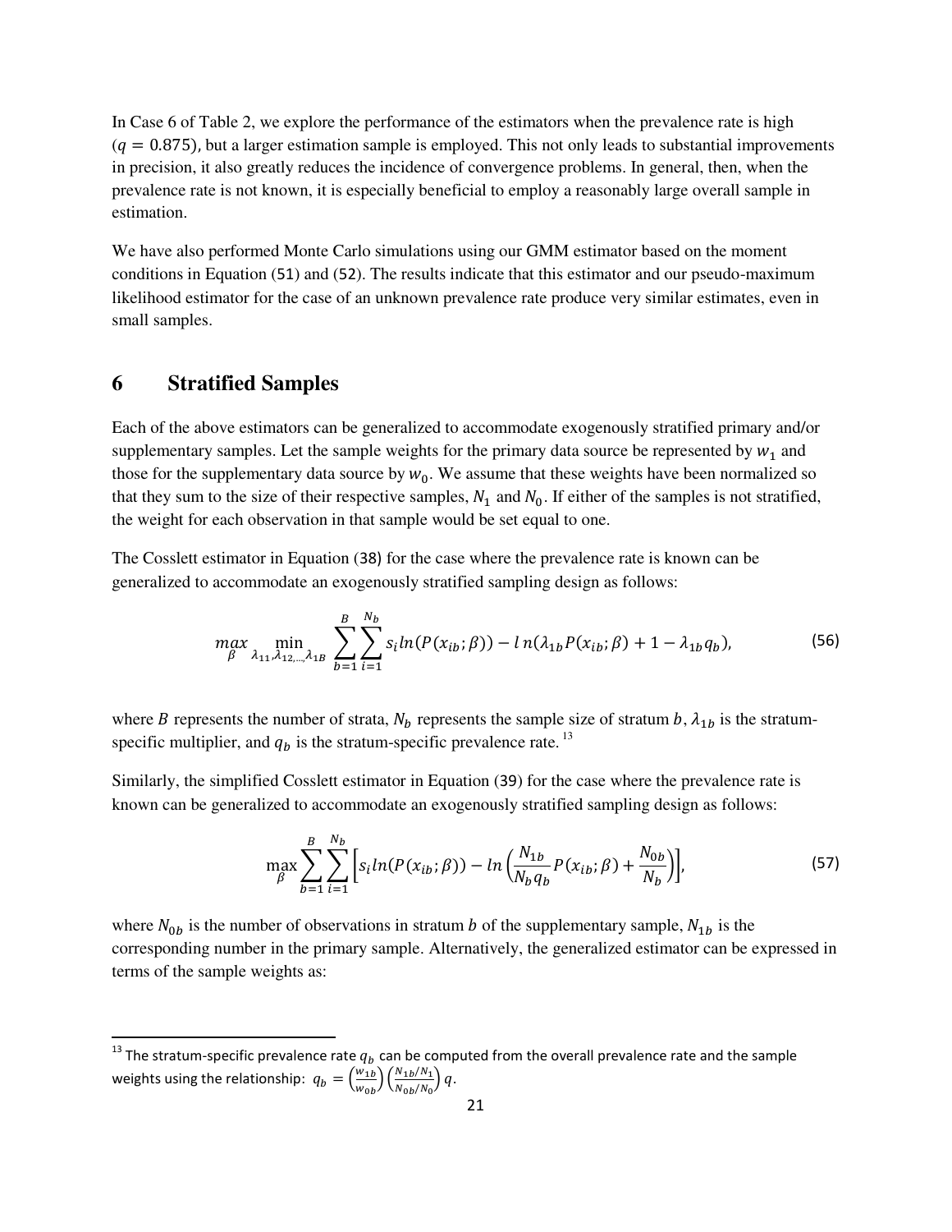In Case 6 of Table 2, we explore the performance of the estimators when the prevalence rate is high ($q = 0.875$), but a larger estimation sample is employed. This not only leads to substantial improvements in precision, it also greatly reduces the incidence of convergence problems. In general, then, when the prevalence rate is not known, it is especially beneficial to employ a reasonably large overall sample in estimation.

We have also performed Monte Carlo simulations using our GMM estimator based on the moment conditions in Equation (51) and (52). The results indicate that this estimator and our pseudo-maximum likelihood estimator for the case of an unknown prevalence rate produce very similar estimates, even in small samples.

## 6 Stratified Samples

Each of the above estimators can be generalized to accommodate exogenously stratified primary and/or supplementary samples. Let the sample weights for the primary data source be represented by $w_1$ and those for the supplementary data source by $w_0$. We assume that these weights have been normalized so that they sum to the size of their respective samples, $N_1$ and $N_0$. If either of the samples is not stratified, the weight for each observation in that sample would be set equal to one.

The Cosslett estimator in Equation (38) for the case where the prevalence rate is known can be generalized to accommodate an exogenously stratified sampling design as follows:

$$\max_{\beta} \min_{\lambda_{11},\lambda_{12,\ldots,}\lambda_{1B}} \sum_{b=1}^{B}\sum_{i=1}^{N_b} s_i ln(P(x_{ib};\beta)) - ln(\lambda_{1b}P(x_{ib};\beta) + 1 - \lambda_{1b}q_b), \tag{56}$$

where $B$ represents the number of strata, $N_b$ represents the sample size of stratum $b$, $\lambda_{1b}$ is the stratum-specific multiplier, and $q_b$ is the stratum-specific prevalence rate.[13]

Similarly, the simplified Cosslett estimator in Equation (39) for the case where the prevalence rate is known can be generalized to accommodate an exogenously stratified sampling design as follows:

$$\max_{\beta} \sum_{b=1}^{B}\sum_{i=1}^{N_b} \left[ s_i ln(P(x_{ib};\beta)) - ln\left(\frac{N_{1b}}{N_b q_b}P(x_{ib};\beta) + \frac{N_{0b}}{N_b}\right)\right], \tag{57}$$

where $N_{0b}$ is the number of observations in stratum $b$ of the supplementary sample, $N_{1b}$ is the corresponding number in the primary sample. Alternatively, the generalized estimator can be expressed in terms of the sample weights as:

[13] The stratum-specific prevalence rate $q_b$ can be computed from the overall prevalence rate and the sample weights using the relationship: $q_b = \left(\frac{w_{1b}}{w_{0b}}\right)\left(\frac{N_{1b}/N_1}{N_{0b}/N_0}\right) q$.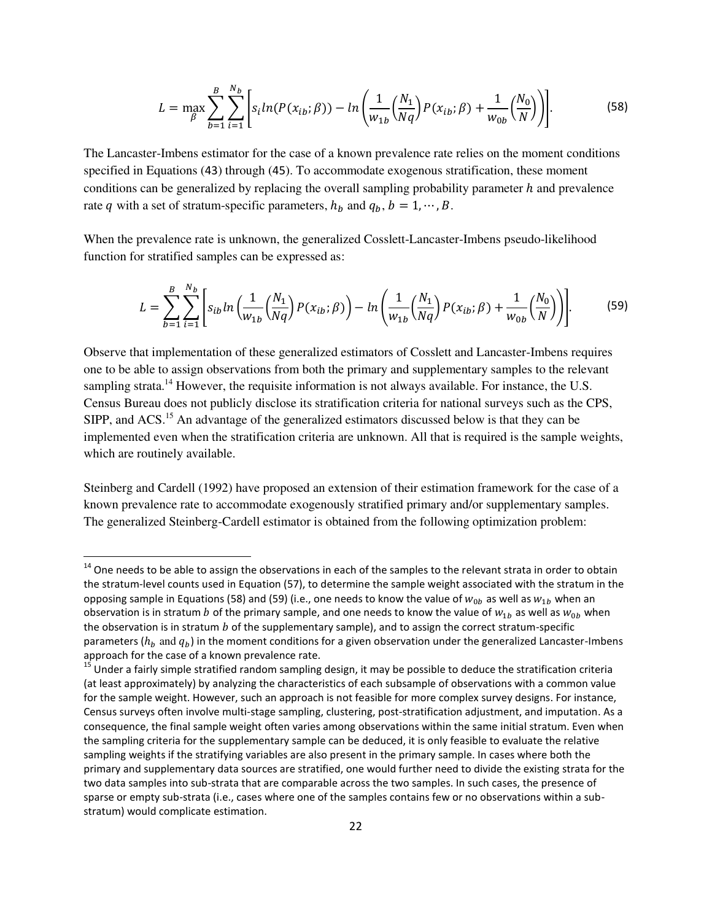$$L = \max_{\beta} \sum_{b=1}^{B} \sum_{i=1}^{N_b} \left[ s_i ln(P(x_{ib};\beta)) - ln\left(\frac{1}{w_{1b}}\left(\frac{N_1}{Nq}\right) P(x_{ib};\beta) + \frac{1}{w_{0b}}\left(\frac{N_0}{N}\right)\right)\right]. \tag{58}$$

The Lancaster-Imbens estimator for the case of a known prevalence rate relies on the moment conditions specified in Equations (43) through (45). To accommodate exogenous stratification, these moment conditions can be generalized by replacing the overall sampling probability parameter $h$ and prevalence rate $q$ with a set of stratum-specific parameters, $h_b$ and $q_b$, $b = 1, \cdots, B$.

When the prevalence rate is unknown, the generalized Cosslett-Lancaster-Imbens pseudo-likelihood function for stratified samples can be expressed as:

$$L = \sum_{b=1}^{B} \sum_{i=1}^{N_b} \left[ s_{ib} ln\left(\frac{1}{w_{1b}}\left(\frac{N_1}{Nq}\right) P(x_{ib};\beta)\right) - ln\left(\frac{1}{w_{1b}}\left(\frac{N_1}{Nq}\right) P(x_{ib};\beta) + \frac{1}{w_{0b}}\left(\frac{N_0}{N}\right)\right)\right]. \tag{59}$$

Observe that implementation of these generalized estimators of Cosslett and Lancaster-Imbens requires one to be able to assign observations from both the primary and supplementary samples to the relevant sampling strata.[14] However, the requisite information is not always available. For instance, the U.S. Census Bureau does not publicly disclose its stratification criteria for national surveys such as the CPS, SIPP, and ACS.[15] An advantage of the generalized estimators discussed below is that they can be implemented even when the stratification criteria are unknown. All that is required is the sample weights, which are routinely available.

Steinberg and Cardell (1992) have proposed an extension of their estimation framework for the case of a known prevalence rate to accommodate exogenously stratified primary and/or supplementary samples. The generalized Steinberg-Cardell estimator is obtained from the following optimization problem:

---

[14] One needs to be able to assign the observations in each of the samples to the relevant strata in order to obtain the stratum-level counts used in Equation (57), to determine the sample weight associated with the stratum in the opposing sample in Equations (58) and (59) (i.e., one needs to know the value of $w_{0b}$ as well as $w_{1b}$ when an observation is in stratum $b$ of the primary sample, and one needs to know the value of $w_{1b}$ as well as $w_{0b}$ when the observation is in stratum $b$ of the supplementary sample), and to assign the correct stratum-specific parameters ($h_b$ and $q_b$) in the moment conditions for a given observation under the generalized Lancaster-Imbens approach for the case of a known prevalence rate.

[15] Under a fairly simple stratified random sampling design, it may be possible to deduce the stratification criteria (at least approximately) by analyzing the characteristics of each subsample of observations with a common value for the sample weight. However, such an approach is not feasible for more complex survey designs. For instance, Census surveys often involve multi-stage sampling, clustering, post-stratification adjustment, and imputation. As a consequence, the final sample weight often varies among observations within the same initial stratum. Even when the sampling criteria for the supplementary sample can be deduced, it is only feasible to evaluate the relative sampling weights if the stratifying variables are also present in the primary sample. In cases where both the primary and supplementary data sources are stratified, one would further need to divide the existing strata for the two data samples into sub-strata that are comparable across the two samples. In such cases, the presence of sparse or empty sub-strata (i.e., cases where one of the samples contains few or no observations within a sub-stratum) would complicate estimation.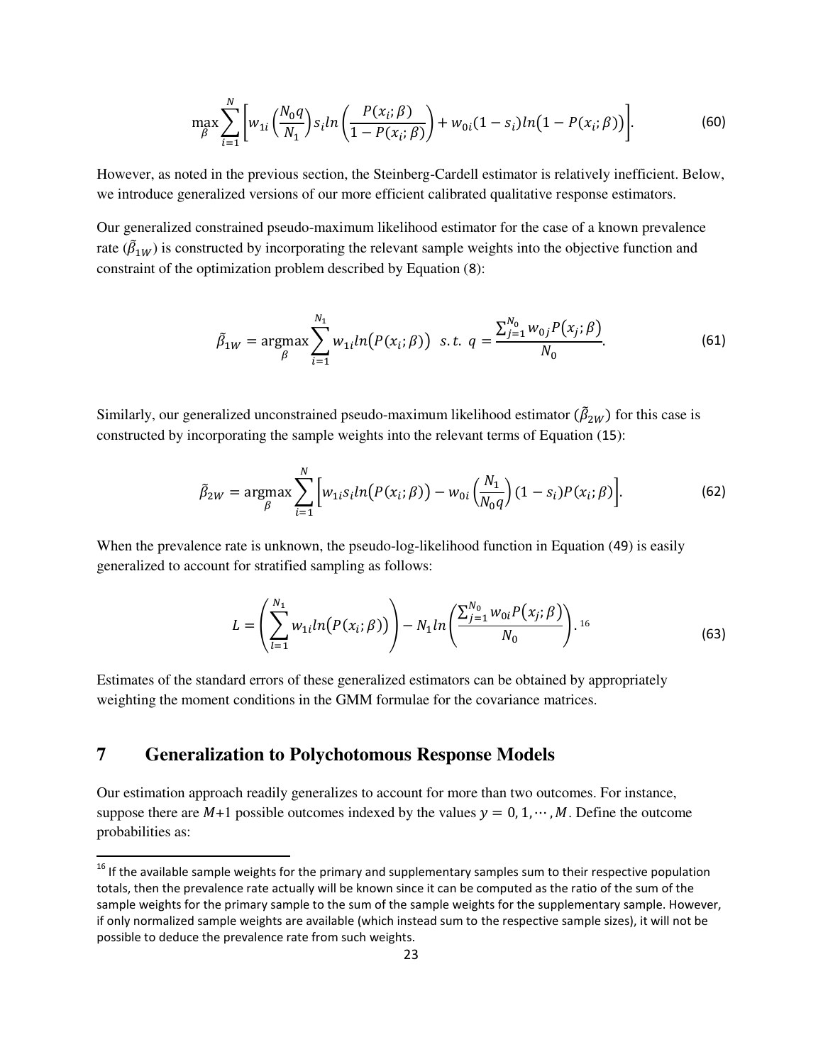$$\max_{\beta} \sum_{i=1}^{N} \left[ w_{1i} \left( \frac{N_0 q}{N_1} \right) s_i ln \left( \frac{P(x_i;\beta)}{1 - P(x_i;\beta)} \right) + w_{0i}(1 - s_i) ln\big(1 - P(x_i;\beta)\big) \right]. \tag{60}$$

However, as noted in the previous section, the Steinberg-Cardell estimator is relatively inefficient. Below, we introduce generalized versions of our more efficient calibrated qualitative response estimators.

Our generalized constrained pseudo-maximum likelihood estimator for the case of a known prevalence rate ($\tilde{\beta}_{1W}$) is constructed by incorporating the relevant sample weights into the objective function and constraint of the optimization problem described by Equation (8):

$$\tilde{\beta}_{1W} = \underset{\beta}{\operatorname{argmax}} \sum_{i=1}^{N_1} w_{1i} ln\big(P(x_i;\beta)\big) \;\; s.t. \;\; q = \frac{\sum_{j=1}^{N_0} w_{0j} P\big(x_j;\beta\big)}{N_0}. \tag{61}$$

Similarly, our generalized unconstrained pseudo-maximum likelihood estimator ($\tilde{\beta}_{2W}$) for this case is constructed by incorporating the sample weights into the relevant terms of Equation (15):

$$\tilde{\beta}_{2W} = \underset{\beta}{\operatorname{argmax}} \sum_{i=1}^{N} \left[ w_{1i} s_i ln\big(P(x_i;\beta)\big) - w_{0i} \left( \frac{N_1}{N_0 q} \right) (1 - s_i) P(x_i;\beta) \right]. \tag{62}$$

When the prevalence rate is unknown, the pseudo-log-likelihood function in Equation (49) is easily generalized to account for stratified sampling as follows:

$$L = \left( \sum_{l=1}^{N_1} w_{1i} ln\big(P(x_i;\beta)\big) \right) - N_1 ln \left( \frac{\sum_{j=1}^{N_0} w_{0i} P\big(x_j;\beta\big)}{N_0} \right).[16] \tag{63}$$

Estimates of the standard errors of these generalized estimators can be obtained by appropriately weighting the moment conditions in the GMM formulae for the covariance matrices.

# 7 Generalization to Polychotomous Response Models

Our estimation approach readily generalizes to account for more than two outcomes. For instance, suppose there are $M$+1 possible outcomes indexed by the values $y = 0, 1, \cdots, M$. Define the outcome probabilities as:

---

[16] If the available sample weights for the primary and supplementary samples sum to their respective population totals, then the prevalence rate actually will be known since it can be computed as the ratio of the sum of the sample weights for the primary sample to the sum of the sample weights for the supplementary sample. However, if only normalized sample weights are available (which instead sum to the respective sample sizes), it will not be possible to deduce the prevalence rate from such weights.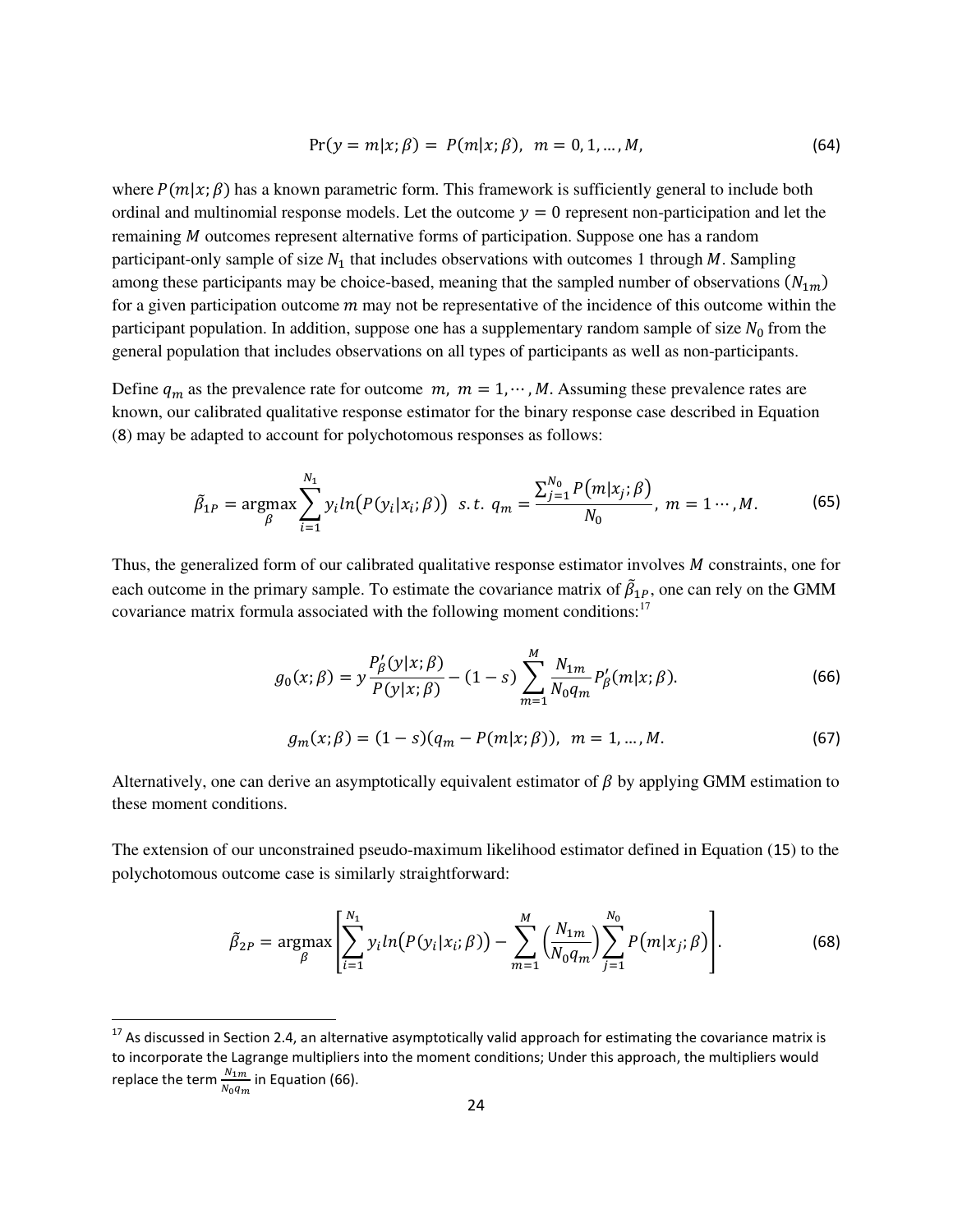$$\Pr(y = m|x;\beta) = P(m|x;\beta), \;\; m = 0, 1, \dots, M, \tag{64}$$

where $P(m|x;\beta)$ has a known parametric form. This framework is sufficiently general to include both ordinal and multinomial response models. Let the outcome $y = 0$ represent non-participation and let the remaining $M$ outcomes represent alternative forms of participation. Suppose one has a random participant-only sample of size $N_1$ that includes observations with outcomes 1 through $M$. Sampling among these participants may be choice-based, meaning that the sampled number of observations ($N_{1m}$) for a given participation outcome $m$ may not be representative of the incidence of this outcome within the participant population. In addition, suppose one has a supplementary random sample of size $N_0$ from the general population that includes observations on all types of participants as well as non-participants.

Define $q_m$ as the prevalence rate for outcome $m$, $m = 1, \cdots, M$. Assuming these prevalence rates are known, our calibrated qualitative response estimator for the binary response case described in Equation (8) may be adapted to account for polychotomous responses as follows:

$$\tilde{\beta}_{1P} = \underset{\beta}{\operatorname{argmax}} \sum_{i=1}^{N_1} y_i ln\big(P(y_i|x_i;\beta)\big) \;\; s.t. \; q_m = \frac{\sum_{j=1}^{N_0} P\big(m|x_j;\beta\big)}{N_0}, \; m = 1 \cdots, M. \tag{65}$$

Thus, the generalized form of our calibrated qualitative response estimator involves $M$ constraints, one for each outcome in the primary sample. To estimate the covariance matrix of $\tilde{\beta}_{1P}$, one can rely on the GMM covariance matrix formula associated with the following moment conditions:[17]

$$g_0(x;\beta) = y\frac{P'_\beta(y|x;\beta)}{P(y|x;\beta)} - (1-s)\sum_{m=1}^{M} \frac{N_{1m}}{N_0 q_m} P'_\beta(m|x;\beta). \tag{66}$$

$$g_m(x;\beta) = (1-s)(q_m - P(m|x;\beta)), \;\; m = 1, \dots, M. \tag{67}$$

Alternatively, one can derive an asymptotically equivalent estimator of $\beta$ by applying GMM estimation to these moment conditions.

The extension of our unconstrained pseudo-maximum likelihood estimator defined in Equation (15) to the polychotomous outcome case is similarly straightforward:

$$\tilde{\beta}_{2P} = \underset{\beta}{\operatorname{argmax}} \left[\sum_{i=1}^{N_1} y_i ln\big(P(y_i|x_i;\beta)\big) - \sum_{m=1}^{M}\left(\frac{N_{1m}}{N_0 q_m}\right)\sum_{j=1}^{N_0} P\big(m|x_j;\beta\big)\right]. \tag{68}$$

[17] As discussed in Section 2.4, an alternative asymptotically valid approach for estimating the covariance matrix is to incorporate the Lagrange multipliers into the moment conditions; Under this approach, the multipliers would replace the term $\frac{N_{1m}}{N_0 q_m}$ in Equation (66).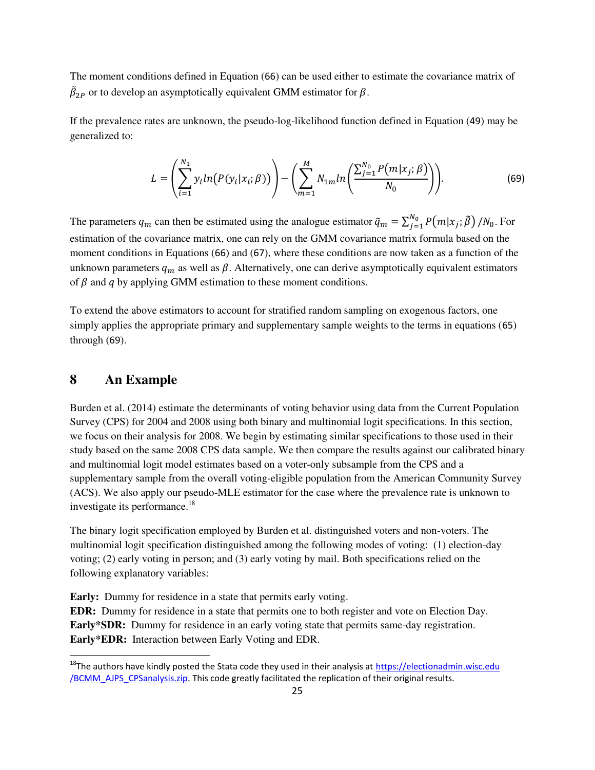The moment conditions defined in Equation (66) can be used either to estimate the covariance matrix of $\tilde{\beta}_{2P}$ or to develop an asymptotically equivalent GMM estimator for $\beta$.

If the prevalence rates are unknown, the pseudo-log-likelihood function defined in Equation (49) may be generalized to:

$$L = \left( \sum_{i=1}^{N_1} y_i ln\big(P(y_i|x_i;\beta)\big) \right) - \left( \sum_{m=1}^{M} N_{1m} ln\left( \frac{\sum_{j=1}^{N_0} P\big(m|x_j;\beta\big)}{N_0} \right) \right). \tag{69}$$

The parameters $q_m$ can then be estimated using the analogue estimator $\tilde{q}_m = \sum_{j=1}^{N_0} P\big(m|x_j;\tilde{\beta}\big)/N_0$. For estimation of the covariance matrix, one can rely on the GMM covariance matrix formula based on the moment conditions in Equations (66) and (67), where these conditions are now taken as a function of the unknown parameters $q_m$ as well as $\beta$. Alternatively, one can derive asymptotically equivalent estimators of $\beta$ and $q$ by applying GMM estimation to these moment conditions.

To extend the above estimators to account for stratified random sampling on exogenous factors, one simply applies the appropriate primary and supplementary sample weights to the terms in equations (65) through (69).

# 8 An Example

Burden et al. (2014) estimate the determinants of voting behavior using data from the Current Population Survey (CPS) for 2004 and 2008 using both binary and multinomial logit specifications. In this section, we focus on their analysis for 2008. We begin by estimating similar specifications to those used in their study based on the same 2008 CPS data sample. We then compare the results against our calibrated binary and multinomial logit model estimates based on a voter-only subsample from the CPS and a supplementary sample from the overall voting-eligible population from the American Community Survey (ACS). We also apply our pseudo-MLE estimator for the case where the prevalence rate is unknown to investigate its performance.[18]

The binary logit specification employed by Burden et al. distinguished voters and non-voters. The multinomial logit specification distinguished among the following modes of voting: (1) election-day voting; (2) early voting in person; and (3) early voting by mail. Both specifications relied on the following explanatory variables:

**Early:** Dummy for residence in a state that permits early voting.
**EDR:** Dummy for residence in a state that permits one to both register and vote on Election Day.
**Early*SDR:** Dummy for residence in an early voting state that permits same-day registration.
**Early*EDR:** Interaction between Early Voting and EDR.

[18] The authors have kindly posted the Stata code they used in their analysis at https://electionadmin.wisc.edu/BCMM_AJPS_CPSanalysis.zip. This code greatly facilitated the replication of their original results.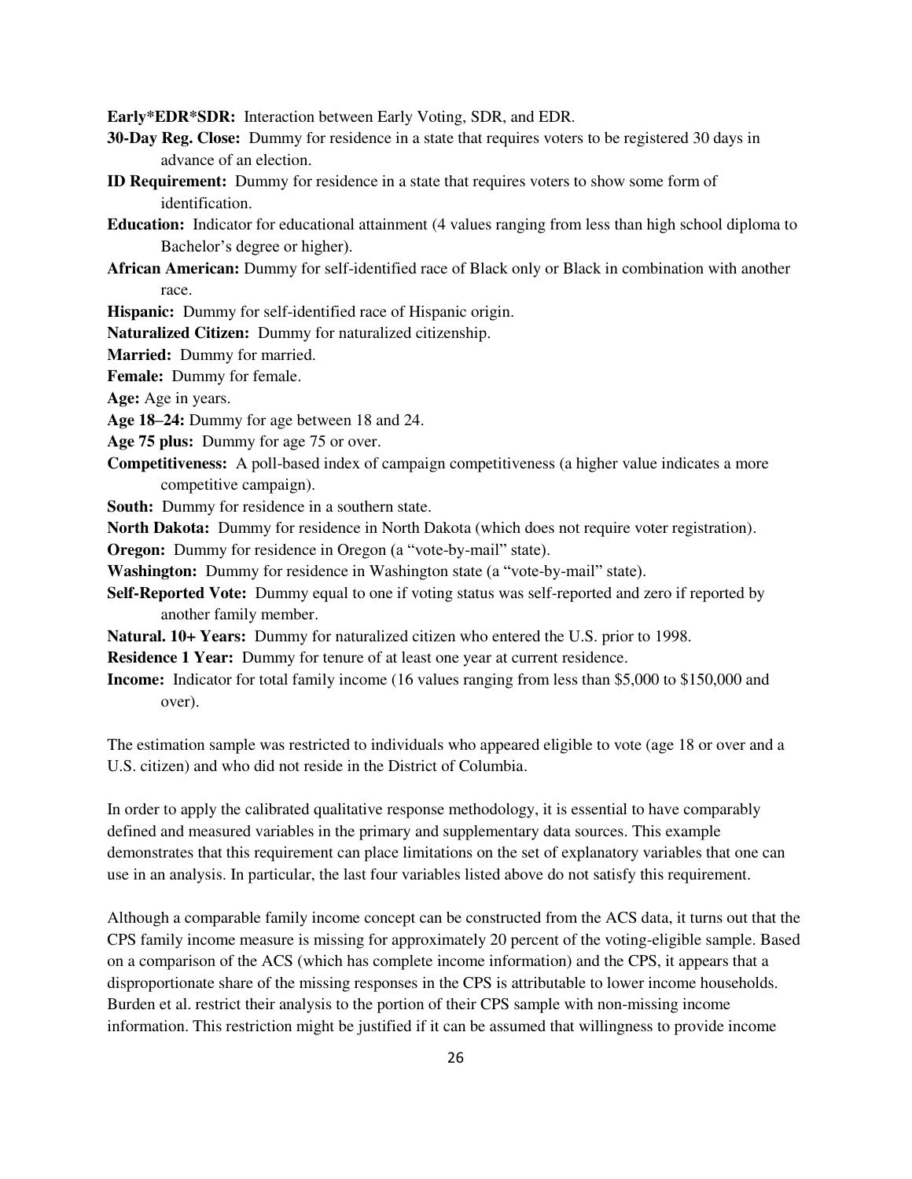**Early*EDR*SDR:** Interaction between Early Voting, SDR, and EDR.

**30-Day Reg. Close:** Dummy for residence in a state that requires voters to be registered 30 days in advance of an election.

**ID Requirement:** Dummy for residence in a state that requires voters to show some form of identification.

**Education:** Indicator for educational attainment (4 values ranging from less than high school diploma to Bachelor's degree or higher).

**African American:** Dummy for self-identified race of Black only or Black in combination with another race.

**Hispanic:** Dummy for self-identified race of Hispanic origin.

**Naturalized Citizen:** Dummy for naturalized citizenship.

**Married:** Dummy for married.

**Female:** Dummy for female.

**Age:** Age in years.

**Age 18–24:** Dummy for age between 18 and 24.

**Age 75 plus:** Dummy for age 75 or over.

**Competitiveness:** A poll-based index of campaign competitiveness (a higher value indicates a more competitive campaign).

**South:** Dummy for residence in a southern state.

**North Dakota:** Dummy for residence in North Dakota (which does not require voter registration).

**Oregon:** Dummy for residence in Oregon (a "vote-by-mail" state).

**Washington:** Dummy for residence in Washington state (a "vote-by-mail" state).

**Self-Reported Vote:** Dummy equal to one if voting status was self-reported and zero if reported by another family member.

**Natural. 10+ Years:** Dummy for naturalized citizen who entered the U.S. prior to 1998.

**Residence 1 Year:** Dummy for tenure of at least one year at current residence.

**Income:** Indicator for total family income (16 values ranging from less than $5,000 to $150,000 and over).

The estimation sample was restricted to individuals who appeared eligible to vote (age 18 or over and a U.S. citizen) and who did not reside in the District of Columbia.

In order to apply the calibrated qualitative response methodology, it is essential to have comparably defined and measured variables in the primary and supplementary data sources. This example demonstrates that this requirement can place limitations on the set of explanatory variables that one can use in an analysis. In particular, the last four variables listed above do not satisfy this requirement.

Although a comparable family income concept can be constructed from the ACS data, it turns out that the CPS family income measure is missing for approximately 20 percent of the voting-eligible sample. Based on a comparison of the ACS (which has complete income information) and the CPS, it appears that a disproportionate share of the missing responses in the CPS is attributable to lower income households. Burden et al. restrict their analysis to the portion of their CPS sample with non-missing income information. This restriction might be justified if it can be assumed that willingness to provide income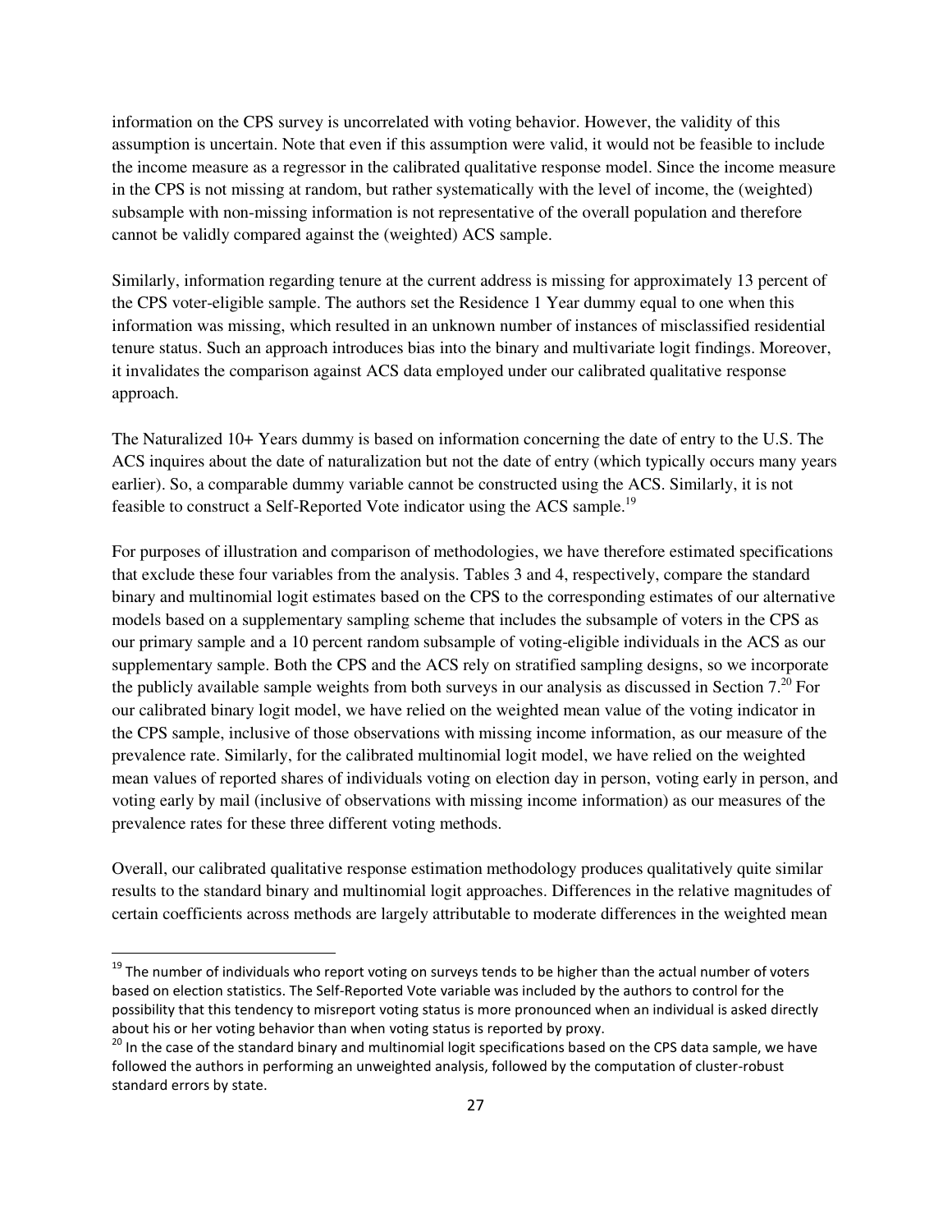information on the CPS survey is uncorrelated with voting behavior. However, the validity of this assumption is uncertain. Note that even if this assumption were valid, it would not be feasible to include the income measure as a regressor in the calibrated qualitative response model. Since the income measure in the CPS is not missing at random, but rather systematically with the level of income, the (weighted) subsample with non-missing information is not representative of the overall population and therefore cannot be validly compared against the (weighted) ACS sample.

Similarly, information regarding tenure at the current address is missing for approximately 13 percent of the CPS voter-eligible sample. The authors set the Residence 1 Year dummy equal to one when this information was missing, which resulted in an unknown number of instances of misclassified residential tenure status. Such an approach introduces bias into the binary and multivariate logit findings. Moreover, it invalidates the comparison against ACS data employed under our calibrated qualitative response approach.

The Naturalized 10+ Years dummy is based on information concerning the date of entry to the U.S. The ACS inquires about the date of naturalization but not the date of entry (which typically occurs many years earlier). So, a comparable dummy variable cannot be constructed using the ACS. Similarly, it is not feasible to construct a Self-Reported Vote indicator using the ACS sample.[19]

For purposes of illustration and comparison of methodologies, we have therefore estimated specifications that exclude these four variables from the analysis. Tables 3 and 4, respectively, compare the standard binary and multinomial logit estimates based on the CPS to the corresponding estimates of our alternative models based on a supplementary sampling scheme that includes the subsample of voters in the CPS as our primary sample and a 10 percent random subsample of voting-eligible individuals in the ACS as our supplementary sample. Both the CPS and the ACS rely on stratified sampling designs, so we incorporate the publicly available sample weights from both surveys in our analysis as discussed in Section 7.[20] For our calibrated binary logit model, we have relied on the weighted mean value of the voting indicator in the CPS sample, inclusive of those observations with missing income information, as our measure of the prevalence rate. Similarly, for the calibrated multinomial logit model, we have relied on the weighted mean values of reported shares of individuals voting on election day in person, voting early in person, and voting early by mail (inclusive of observations with missing income information) as our measures of the prevalence rates for these three different voting methods.

Overall, our calibrated qualitative response estimation methodology produces qualitatively quite similar results to the standard binary and multinomial logit approaches. Differences in the relative magnitudes of certain coefficients across methods are largely attributable to moderate differences in the weighted mean

---

[19] The number of individuals who report voting on surveys tends to be higher than the actual number of voters based on election statistics. The Self-Reported Vote variable was included by the authors to control for the possibility that this tendency to misreport voting status is more pronounced when an individual is asked directly about his or her voting behavior than when voting status is reported by proxy.

[20] In the case of the standard binary and multinomial logit specifications based on the CPS data sample, we have followed the authors in performing an unweighted analysis, followed by the computation of cluster-robust standard errors by state.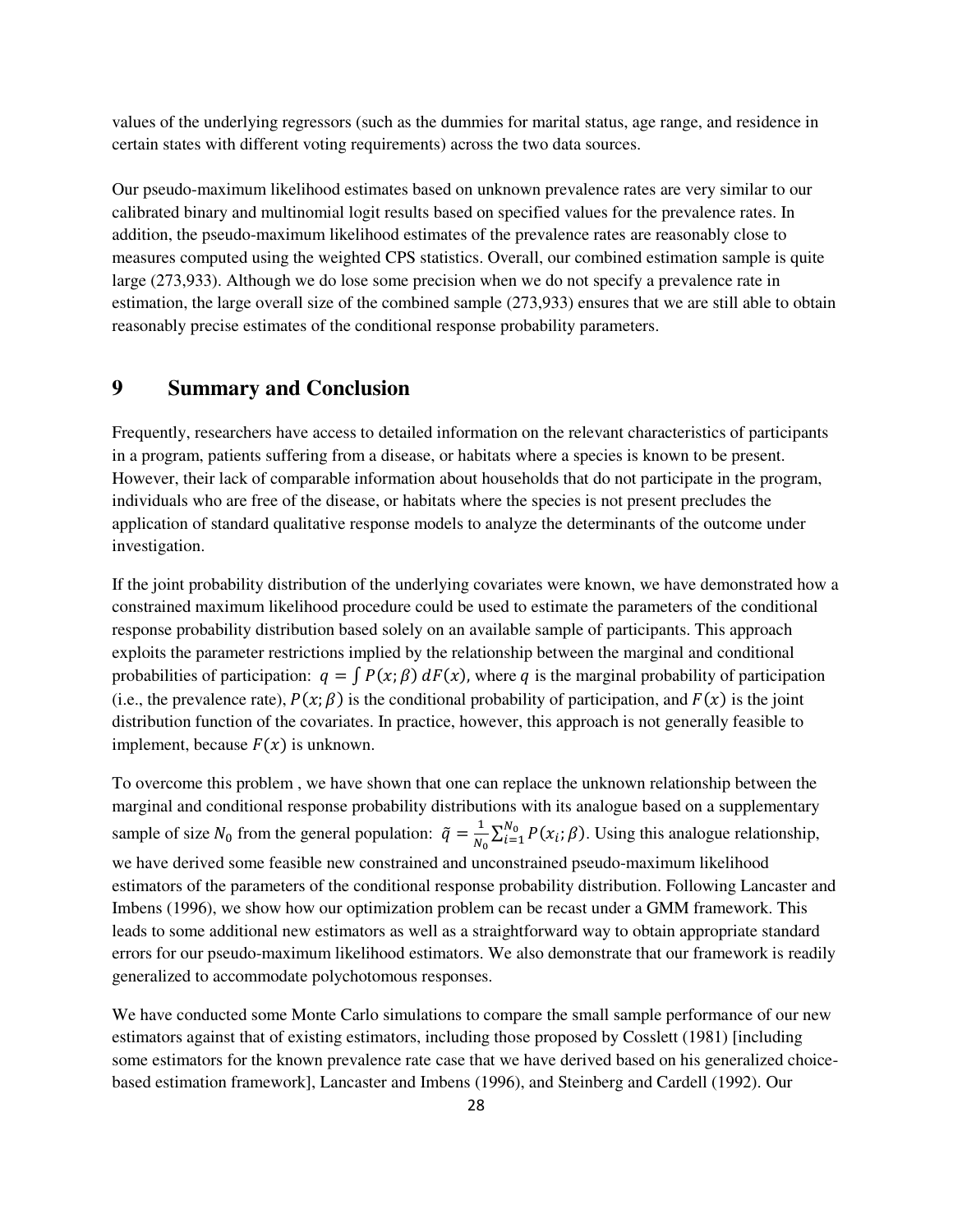values of the underlying regressors (such as the dummies for marital status, age range, and residence in certain states with different voting requirements) across the two data sources.

Our pseudo-maximum likelihood estimates based on unknown prevalence rates are very similar to our calibrated binary and multinomial logit results based on specified values for the prevalence rates. In addition, the pseudo-maximum likelihood estimates of the prevalence rates are reasonably close to measures computed using the weighted CPS statistics. Overall, our combined estimation sample is quite large (273,933). Although we do lose some precision when we do not specify a prevalence rate in estimation, the large overall size of the combined sample (273,933) ensures that we are still able to obtain reasonably precise estimates of the conditional response probability parameters.

# 9 Summary and Conclusion

Frequently, researchers have access to detailed information on the relevant characteristics of participants in a program, patients suffering from a disease, or habitats where a species is known to be present. However, their lack of comparable information about households that do not participate in the program, individuals who are free of the disease, or habitats where the species is not present precludes the application of standard qualitative response models to analyze the determinants of the outcome under investigation.

If the joint probability distribution of the underlying covariates were known, we have demonstrated how a constrained maximum likelihood procedure could be used to estimate the parameters of the conditional response probability distribution based solely on an available sample of participants. This approach exploits the parameter restrictions implied by the relationship between the marginal and conditional probabilities of participation: $q = \int P(x;\beta)\, dF(x)$, where $q$ is the marginal probability of participation (i.e., the prevalence rate), $P(x;\beta)$ is the conditional probability of participation, and $F(x)$ is the joint distribution function of the covariates. In practice, however, this approach is not generally feasible to implement, because $F(x)$ is unknown.

To overcome this problem , we have shown that one can replace the unknown relationship between the marginal and conditional response probability distributions with its analogue based on a supplementary sample of size $N_0$ from the general population: $\tilde{q} = \frac{1}{N_0}\sum_{i=1}^{N_0} P(x_i;\beta)$. Using this analogue relationship, we have derived some feasible new constrained and unconstrained pseudo-maximum likelihood estimators of the parameters of the conditional response probability distribution. Following Lancaster and Imbens (1996), we show how our optimization problem can be recast under a GMM framework. This leads to some additional new estimators as well as a straightforward way to obtain appropriate standard errors for our pseudo-maximum likelihood estimators. We also demonstrate that our framework is readily generalized to accommodate polychotomous responses.

We have conducted some Monte Carlo simulations to compare the small sample performance of our new estimators against that of existing estimators, including those proposed by Cosslett (1981) [including some estimators for the known prevalence rate case that we have derived based on his generalized choice-based estimation framework], Lancaster and Imbens (1996), and Steinberg and Cardell (1992). Our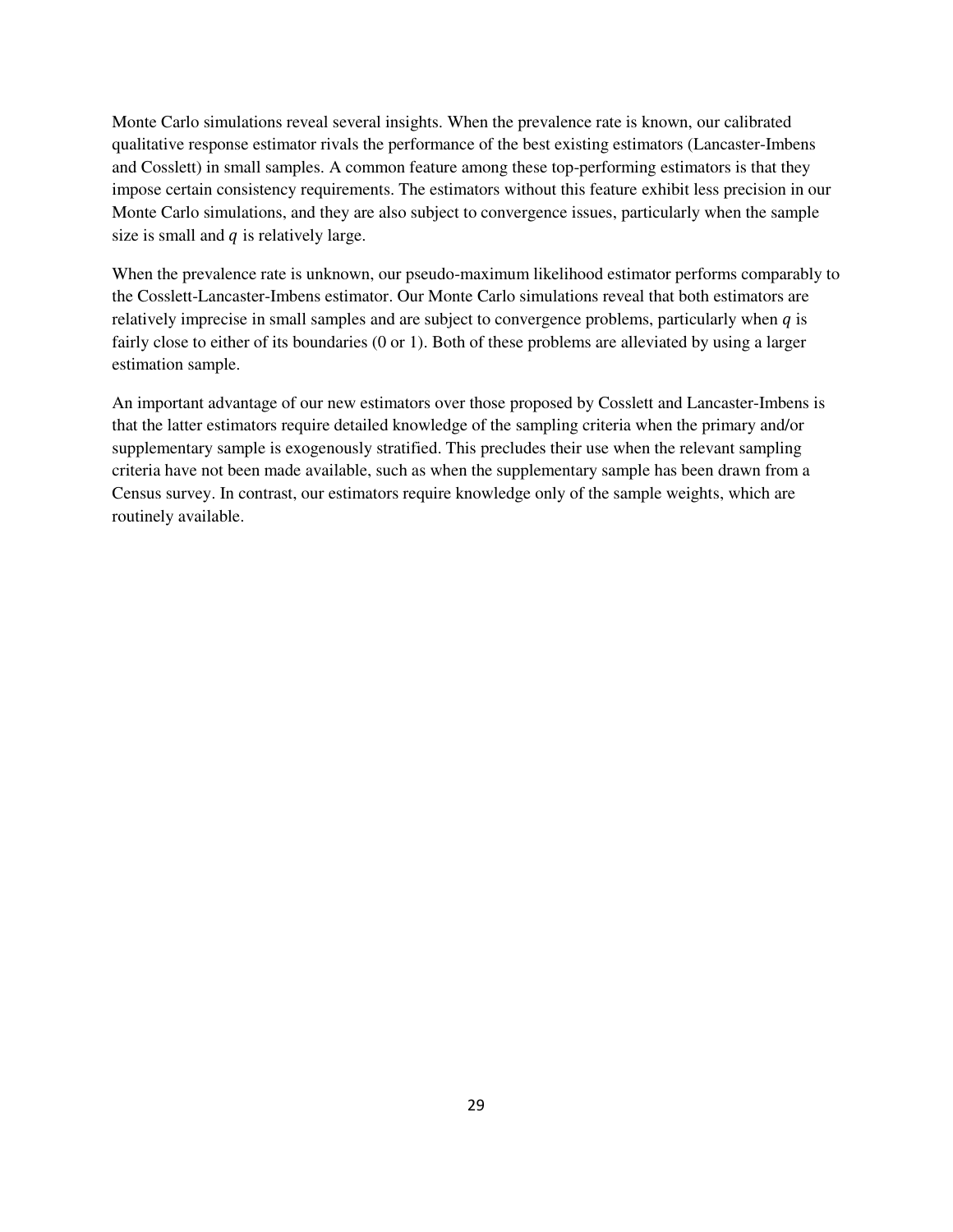Monte Carlo simulations reveal several insights. When the prevalence rate is known, our calibrated qualitative response estimator rivals the performance of the best existing estimators (Lancaster-Imbens and Cosslett) in small samples. A common feature among these top-performing estimators is that they impose certain consistency requirements. The estimators without this feature exhibit less precision in our Monte Carlo simulations, and they are also subject to convergence issues, particularly when the sample size is small and $q$ is relatively large.

When the prevalence rate is unknown, our pseudo-maximum likelihood estimator performs comparably to the Cosslett-Lancaster-Imbens estimator. Our Monte Carlo simulations reveal that both estimators are relatively imprecise in small samples and are subject to convergence problems, particularly when $q$ is fairly close to either of its boundaries (0 or 1). Both of these problems are alleviated by using a larger estimation sample.

An important advantage of our new estimators over those proposed by Cosslett and Lancaster-Imbens is that the latter estimators require detailed knowledge of the sampling criteria when the primary and/or supplementary sample is exogenously stratified. This precludes their use when the relevant sampling criteria have not been made available, such as when the supplementary sample has been drawn from a Census survey. In contrast, our estimators require knowledge only of the sample weights, which are routinely available.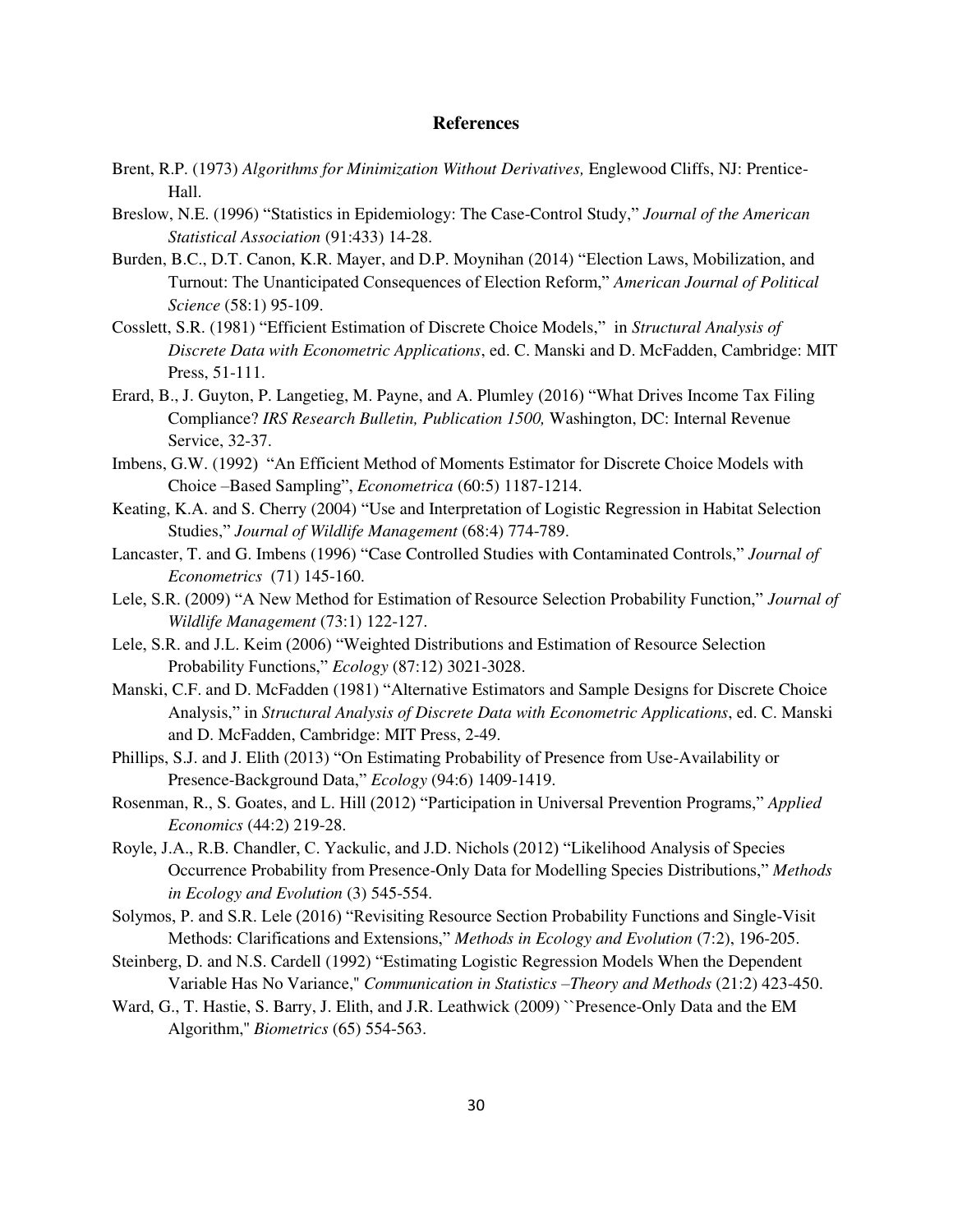## References

Brent, R.P. (1973) *Algorithms for Minimization Without Derivatives,* Englewood Cliffs, NJ: Prentice-Hall.

Breslow, N.E. (1996) "Statistics in Epidemiology: The Case-Control Study," *Journal of the American Statistical Association* (91:433) 14-28.

Burden, B.C., D.T. Canon, K.R. Mayer, and D.P. Moynihan (2014) "Election Laws, Mobilization, and Turnout: The Unanticipated Consequences of Election Reform," *American Journal of Political Science* (58:1) 95-109.

Cosslett, S.R. (1981) "Efficient Estimation of Discrete Choice Models," in *Structural Analysis of Discrete Data with Econometric Applications*, ed. C. Manski and D. McFadden, Cambridge: MIT Press, 51-111.

Erard, B., J. Guyton, P. Langetieg, M. Payne, and A. Plumley (2016) "What Drives Income Tax Filing Compliance? *IRS Research Bulletin, Publication 1500,* Washington, DC: Internal Revenue Service, 32-37.

Imbens, G.W. (1992) "An Efficient Method of Moments Estimator for Discrete Choice Models with Choice –Based Sampling", *Econometrica* (60:5) 1187-1214.

Keating, K.A. and S. Cherry (2004) "Use and Interpretation of Logistic Regression in Habitat Selection Studies," *Journal of Wildlife Management* (68:4) 774-789.

Lancaster, T. and G. Imbens (1996) "Case Controlled Studies with Contaminated Controls," *Journal of Econometrics* (71) 145-160.

Lele, S.R. (2009) "A New Method for Estimation of Resource Selection Probability Function," *Journal of Wildlife Management* (73:1) 122-127.

Lele, S.R. and J.L. Keim (2006) "Weighted Distributions and Estimation of Resource Selection Probability Functions," *Ecology* (87:12) 3021-3028.

Manski, C.F. and D. McFadden (1981) "Alternative Estimators and Sample Designs for Discrete Choice Analysis," in *Structural Analysis of Discrete Data with Econometric Applications*, ed. C. Manski and D. McFadden, Cambridge: MIT Press, 2-49.

Phillips, S.J. and J. Elith (2013) "On Estimating Probability of Presence from Use-Availability or Presence-Background Data," *Ecology* (94:6) 1409-1419.

Rosenman, R., S. Goates, and L. Hill (2012) "Participation in Universal Prevention Programs," *Applied Economics* (44:2) 219-28.

Royle, J.A., R.B. Chandler, C. Yackulic, and J.D. Nichols (2012) "Likelihood Analysis of Species Occurrence Probability from Presence-Only Data for Modelling Species Distributions," *Methods in Ecology and Evolution* (3) 545-554.

Solymos, P. and S.R. Lele (2016) "Revisiting Resource Section Probability Functions and Single-Visit Methods: Clarifications and Extensions," *Methods in Ecology and Evolution* (7:2), 196-205.

Steinberg, D. and N.S. Cardell (1992) "Estimating Logistic Regression Models When the Dependent Variable Has No Variance," *Communication in Statistics –Theory and Methods* (21:2) 423-450.

Ward, G., T. Hastie, S. Barry, J. Elith, and J.R. Leathwick (2009) ``Presence-Only Data and the EM Algorithm," *Biometrics* (65) 554-563.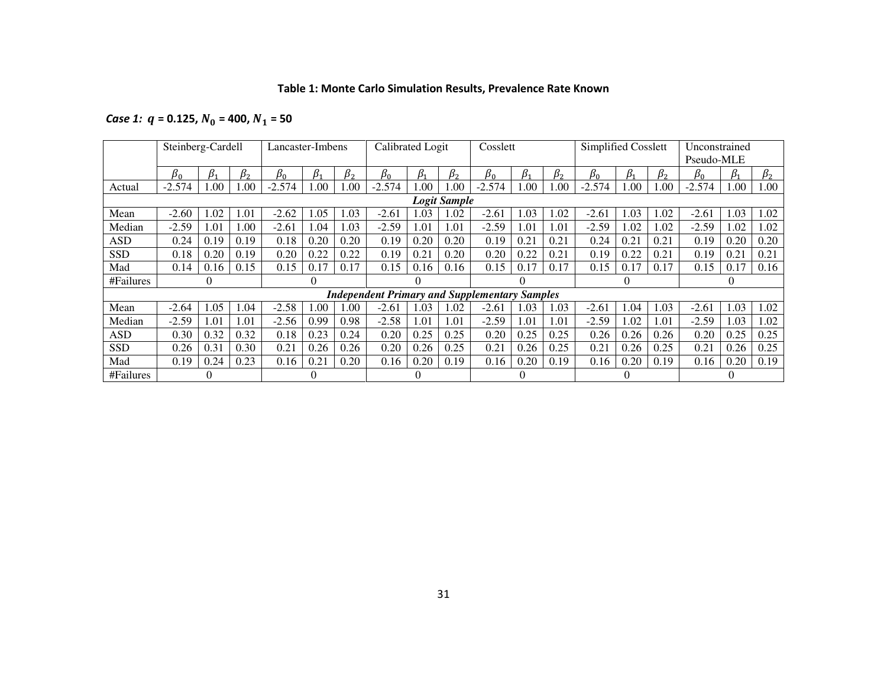**Table 1: Monte Carlo Simulation Results, Prevalence Rate Known**

***Case 1:*** $q$ **= 0.125,** $N_0$ **= 400,** $N_1$ **= 50**

| | Steinberg-Cardell | | | Lancaster-Imbens | | | Calibrated Logit | | | Cosslett | | | Simplified Cosslett | | | Unconstrained Pseudo-MLE | | |
|---|---|---|---|---|---|---|---|---|---|---|---|---|---|---|---|---|---|---|
| | $\beta_0$ | $\beta_1$ | $\beta_2$ | $\beta_0$ | $\beta_1$ | $\beta_2$ | $\beta_0$ | $\beta_1$ | $\beta_2$ | $\beta_0$ | $\beta_1$ | $\beta_2$ | $\beta_0$ | $\beta_1$ | $\beta_2$ | $\beta_0$ | $\beta_1$ | $\beta_2$ |
| Actual | -2.574 | 1.00 | 1.00 | -2.574 | 1.00 | 1.00 | -2.574 | 1.00 | 1.00 | -2.574 | 1.00 | 1.00 | -2.574 | 1.00 | 1.00 | -2.574 | 1.00 | 1.00 |
| ***Logit Sample*** | | | | | | | | | | | | | | | | | | |
| Mean | -2.60 | 1.02 | 1.01 | -2.62 | 1.05 | 1.03 | -2.61 | 1.03 | 1.02 | -2.61 | 1.03 | 1.02 | -2.61 | 1.03 | 1.02 | -2.61 | 1.03 | 1.02 |
| Median | -2.59 | 1.01 | 1.00 | -2.61 | 1.04 | 1.03 | -2.59 | 1.01 | 1.01 | -2.59 | 1.01 | 1.01 | -2.59 | 1.02 | 1.02 | -2.59 | 1.02 | 1.02 |
| ASD | 0.24 | 0.19 | 0.19 | 0.18 | 0.20 | 0.20 | 0.19 | 0.20 | 0.20 | 0.19 | 0.21 | 0.21 | 0.24 | 0.21 | 0.21 | 0.19 | 0.20 | 0.20 |
| SSD | 0.18 | 0.20 | 0.19 | 0.20 | 0.22 | 0.22 | 0.19 | 0.21 | 0.20 | 0.20 | 0.22 | 0.21 | 0.19 | 0.22 | 0.21 | 0.19 | 0.21 | 0.21 |
| Mad | 0.14 | 0.16 | 0.15 | 0.15 | 0.17 | 0.17 | 0.15 | 0.16 | 0.16 | 0.15 | 0.17 | 0.17 | 0.15 | 0.17 | 0.17 | 0.15 | 0.17 | 0.16 |
| #Failures | 0 | | | 0 | | | 0 | | | 0 | | | 0 | | | 0 | | |
| ***Independent Primary and Supplementary Samples*** | | | | | | | | | | | | | | | | | | |
| Mean | -2.64 | 1.05 | 1.04 | -2.58 | 1.00 | 1.00 | -2.61 | 1.03 | 1.02 | -2.61 | 1.03 | 1.03 | -2.61 | 1.04 | 1.03 | -2.61 | 1.03 | 1.02 |
| Median | -2.59 | 1.01 | 1.01 | -2.56 | 0.99 | 0.98 | -2.58 | 1.01 | 1.01 | -2.59 | 1.01 | 1.01 | -2.59 | 1.02 | 1.01 | -2.59 | 1.03 | 1.02 |
| ASD | 0.30 | 0.32 | 0.32 | 0.18 | 0.23 | 0.24 | 0.20 | 0.25 | 0.25 | 0.20 | 0.25 | 0.25 | 0.26 | 0.26 | 0.26 | 0.20 | 0.25 | 0.25 |
| SSD | 0.26 | 0.31 | 0.30 | 0.21 | 0.26 | 0.26 | 0.20 | 0.26 | 0.25 | 0.21 | 0.26 | 0.25 | 0.21 | 0.26 | 0.25 | 0.21 | 0.26 | 0.25 |
| Mad | 0.19 | 0.24 | 0.23 | 0.16 | 0.21 | 0.20 | 0.16 | 0.20 | 0.19 | 0.16 | 0.20 | 0.19 | 0.16 | 0.20 | 0.19 | 0.16 | 0.20 | 0.19 |
| #Failures | 0 | | | 0 | | | 0 | | | 0 | | | 0 | | | 0 | | |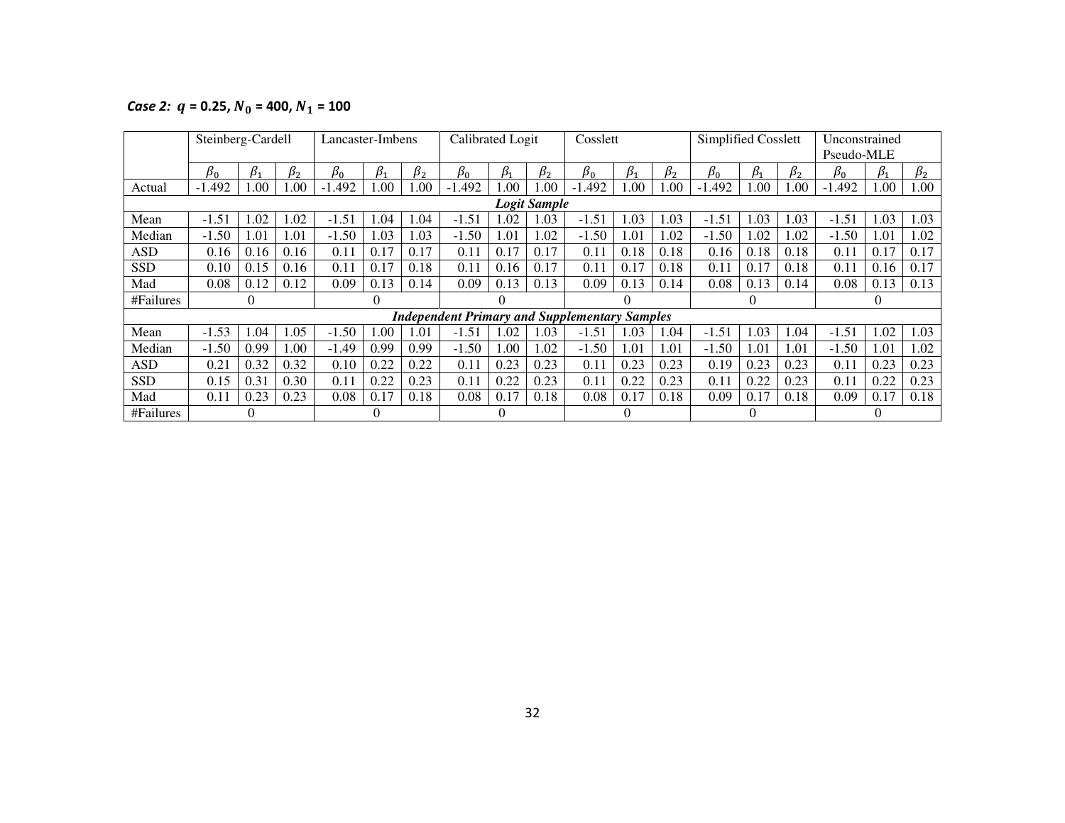***Case 2:*** $q$ **= 0.25,** $N_0$ **= 400,** $N_1$ **= 100**

| | Steinberg-Cardell | | | Lancaster-Imbens | | | Calibrated Logit | | | Cosslett | | | Simplified Cosslett | | | Unconstrained Pseudo-MLE | | |
|---|---|---|---|---|---|---|---|---|---|---|---|---|---|---|---|---|---|---|
| | $\beta_0$ | $\beta_1$ | $\beta_2$ | $\beta_0$ | $\beta_1$ | $\beta_2$ | $\beta_0$ | $\beta_1$ | $\beta_2$ | $\beta_0$ | $\beta_1$ | $\beta_2$ | $\beta_0$ | $\beta_1$ | $\beta_2$ | $\beta_0$ | $\beta_1$ | $\beta_2$ |
| Actual | -1.492 | 1.00 | 1.00 | -1.492 | 1.00 | 1.00 | -1.492 | 1.00 | 1.00 | -1.492 | 1.00 | 1.00 | -1.492 | 1.00 | 1.00 | -1.492 | 1.00 | 1.00 |
| ***Logit Sample*** | | | | | | | | | | | | | | | | | | |
| Mean | -1.51 | 1.02 | 1.02 | -1.51 | 1.04 | 1.04 | -1.51 | 1.02 | 1.03 | -1.51 | 1.03 | 1.03 | -1.51 | 1.03 | 1.03 | -1.51 | 1.03 | 1.03 |
| Median | -1.50 | 1.01 | 1.01 | -1.50 | 1.03 | 1.03 | -1.50 | 1.01 | 1.02 | -1.50 | 1.01 | 1.02 | -1.50 | 1.02 | 1.02 | -1.50 | 1.01 | 1.02 |
| ASD | 0.16 | 0.16 | 0.16 | 0.11 | 0.17 | 0.17 | 0.11 | 0.17 | 0.17 | 0.11 | 0.18 | 0.18 | 0.16 | 0.18 | 0.18 | 0.11 | 0.17 | 0.17 |
| SSD | 0.10 | 0.15 | 0.16 | 0.11 | 0.17 | 0.18 | 0.11 | 0.16 | 0.17 | 0.11 | 0.17 | 0.18 | 0.11 | 0.17 | 0.18 | 0.11 | 0.16 | 0.17 |
| Mad | 0.08 | 0.12 | 0.12 | 0.09 | 0.13 | 0.14 | 0.09 | 0.13 | 0.13 | 0.09 | 0.13 | 0.14 | 0.08 | 0.13 | 0.14 | 0.08 | 0.13 | 0.13 |
| #Failures | 0 | | | 0 | | | 0 | | | 0 | | | 0 | | | 0 | | |
| ***Independent Primary and Supplementary Samples*** | | | | | | | | | | | | | | | | | | |
| Mean | -1.53 | 1.04 | 1.05 | -1.50 | 1.00 | 1.01 | -1.51 | 1.02 | 1.03 | -1.51 | 1.03 | 1.04 | -1.51 | 1.03 | 1.04 | -1.51 | 1.02 | 1.03 |
| Median | -1.50 | 0.99 | 1.00 | -1.49 | 0.99 | 0.99 | -1.50 | 1.00 | 1.02 | -1.50 | 1.01 | 1.01 | -1.50 | 1.01 | 1.01 | -1.50 | 1.01 | 1.02 |
| ASD | 0.21 | 0.32 | 0.32 | 0.10 | 0.22 | 0.22 | 0.11 | 0.23 | 0.23 | 0.11 | 0.23 | 0.23 | 0.19 | 0.23 | 0.23 | 0.11 | 0.23 | 0.23 |
| SSD | 0.15 | 0.31 | 0.30 | 0.11 | 0.22 | 0.23 | 0.11 | 0.22 | 0.23 | 0.11 | 0.22 | 0.23 | 0.11 | 0.22 | 0.23 | 0.11 | 0.22 | 0.23 |
| Mad | 0.11 | 0.23 | 0.23 | 0.08 | 0.17 | 0.18 | 0.08 | 0.17 | 0.18 | 0.08 | 0.17 | 0.18 | 0.09 | 0.17 | 0.18 | 0.09 | 0.17 | 0.18 |
| #Failures | 0 | | | 0 | | | 0 | | | 0 | | | 0 | | | 0 | | |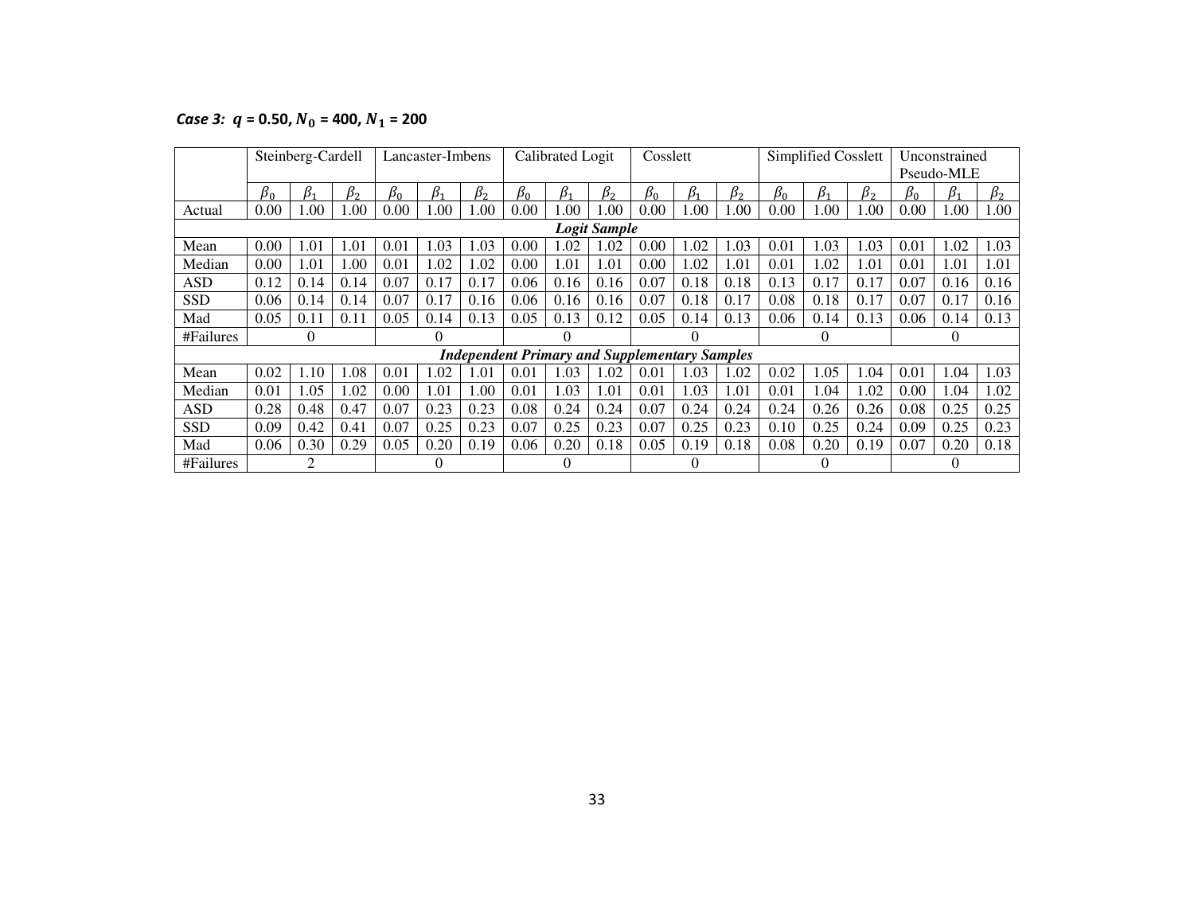*Case 3:* $q$ **= 0.50,** $N_0$ **= 400,** $N_1$ **= 200**

| | Steinberg-Cardell | | | Lancaster-Imbens | | | Calibrated Logit | | | Cosslett | | | Simplified Cosslett | | | Unconstrained Pseudo-MLE | | |
|---|---|---|---|---|---|---|---|---|---|---|---|---|---|---|---|---|---|---|
| | $\beta_0$ | $\beta_1$ | $\beta_2$ | $\beta_0$ | $\beta_1$ | $\beta_2$ | $\beta_0$ | $\beta_1$ | $\beta_2$ | $\beta_0$ | $\beta_1$ | $\beta_2$ | $\beta_0$ | $\beta_1$ | $\beta_2$ | $\beta_0$ | $\beta_1$ | $\beta_2$ |
| Actual | 0.00 | 1.00 | 1.00 | 0.00 | 1.00 | 1.00 | 0.00 | 1.00 | 1.00 | 0.00 | 1.00 | 1.00 | 0.00 | 1.00 | 1.00 | 0.00 | 1.00 | 1.00 |
| ***Logit Sample*** | | | | | | | | | | | | | | | | | | |
| Mean | 0.00 | 1.01 | 1.01 | 0.01 | 1.03 | 1.03 | 0.00 | 1.02 | 1.02 | 0.00 | 1.02 | 1.03 | 0.01 | 1.03 | 1.03 | 0.01 | 1.02 | 1.03 |
| Median | 0.00 | 1.01 | 1.00 | 0.01 | 1.02 | 1.02 | 0.00 | 1.01 | 1.01 | 0.00 | 1.02 | 1.01 | 0.01 | 1.02 | 1.01 | 0.01 | 1.01 | 1.01 |
| ASD | 0.12 | 0.14 | 0.14 | 0.07 | 0.17 | 0.17 | 0.06 | 0.16 | 0.16 | 0.07 | 0.18 | 0.18 | 0.13 | 0.17 | 0.17 | 0.07 | 0.16 | 0.16 |
| SSD | 0.06 | 0.14 | 0.14 | 0.07 | 0.17 | 0.16 | 0.06 | 0.16 | 0.16 | 0.07 | 0.18 | 0.17 | 0.08 | 0.18 | 0.17 | 0.07 | 0.17 | 0.16 |
| Mad | 0.05 | 0.11 | 0.11 | 0.05 | 0.14 | 0.13 | 0.05 | 0.13 | 0.12 | 0.05 | 0.14 | 0.13 | 0.06 | 0.14 | 0.13 | 0.06 | 0.14 | 0.13 |
| #Failures | | 0 | | | 0 | | | 0 | | | 0 | | | 0 | | | 0 | |
| ***Independent Primary and Supplementary Samples*** | | | | | | | | | | | | | | | | | | |
| Mean | 0.02 | 1.10 | 1.08 | 0.01 | 1.02 | 1.01 | 0.01 | 1.03 | 1.02 | 0.01 | 1.03 | 1.02 | 0.02 | 1.05 | 1.04 | 0.01 | 1.04 | 1.03 |
| Median | 0.01 | 1.05 | 1.02 | 0.00 | 1.01 | 1.00 | 0.01 | 1.03 | 1.01 | 0.01 | 1.03 | 1.01 | 0.01 | 1.04 | 1.02 | 0.00 | 1.04 | 1.02 |
| ASD | 0.28 | 0.48 | 0.47 | 0.07 | 0.23 | 0.23 | 0.08 | 0.24 | 0.24 | 0.07 | 0.24 | 0.24 | 0.24 | 0.26 | 0.26 | 0.08 | 0.25 | 0.25 |
| SSD | 0.09 | 0.42 | 0.41 | 0.07 | 0.25 | 0.23 | 0.07 | 0.25 | 0.23 | 0.07 | 0.25 | 0.23 | 0.10 | 0.25 | 0.24 | 0.09 | 0.25 | 0.23 |
| Mad | 0.06 | 0.30 | 0.29 | 0.05 | 0.20 | 0.19 | 0.06 | 0.20 | 0.18 | 0.05 | 0.19 | 0.18 | 0.08 | 0.20 | 0.19 | 0.07 | 0.20 | 0.18 |
| #Failures | | 2 | | | 0 | | | 0 | | | 0 | | | 0 | | | 0 | |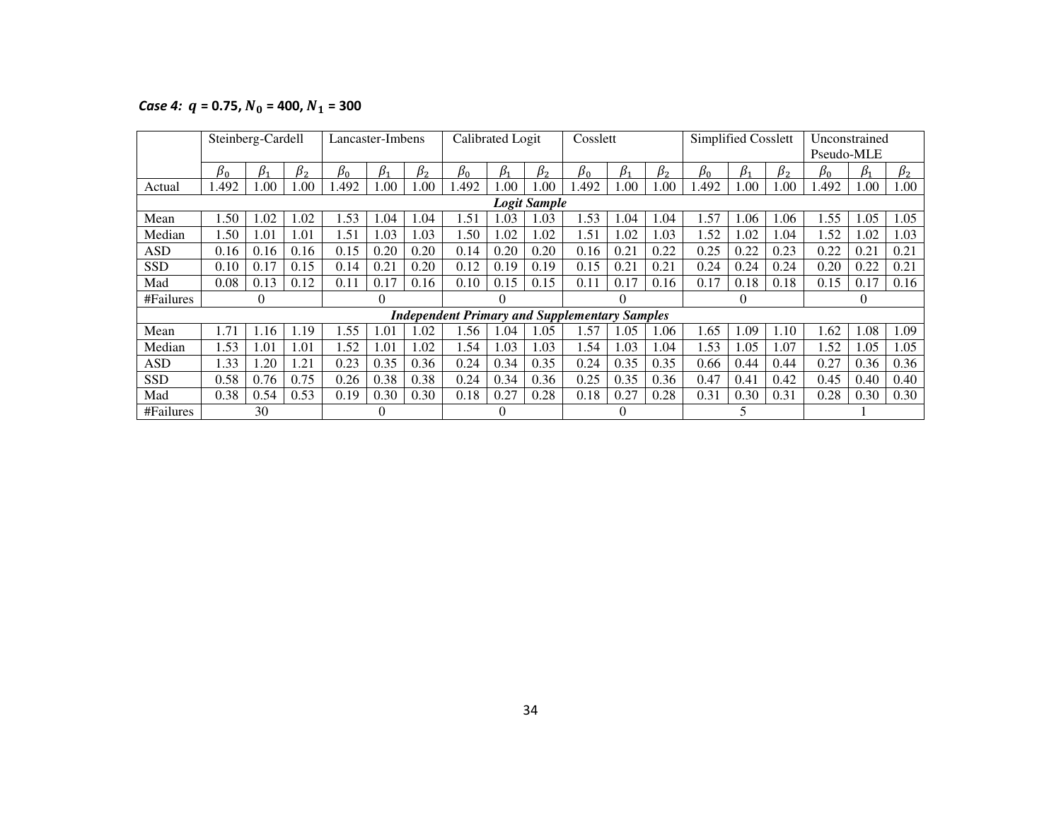***Case 4:*** $q$ **= 0.75,** $N_0$ **= 400,** $N_1$ **= 300**

| | Steinberg-Cardell | | | Lancaster-Imbens | | | Calibrated Logit | | | Cosslett | | | Simplified Cosslett | | | Unconstrained Pseudo-MLE | | |
|---|---|---|---|---|---|---|---|---|---|---|---|---|---|---|---|---|---|---|
| | $\beta_0$ | $\beta_1$ | $\beta_2$ | $\beta_0$ | $\beta_1$ | $\beta_2$ | $\beta_0$ | $\beta_1$ | $\beta_2$ | $\beta_0$ | $\beta_1$ | $\beta_2$ | $\beta_0$ | $\beta_1$ | $\beta_2$ | $\beta_0$ | $\beta_1$ | $\beta_2$ |
| Actual | 1.492 | 1.00 | 1.00 | 1.492 | 1.00 | 1.00 | 1.492 | 1.00 | 1.00 | 1.492 | 1.00 | 1.00 | 1.492 | 1.00 | 1.00 | 1.492 | 1.00 | 1.00 |
| ***Logit Sample*** | | | | | | | | | | | | | | | | | | |
| Mean | 1.50 | 1.02 | 1.02 | 1.53 | 1.04 | 1.04 | 1.51 | 1.03 | 1.03 | 1.53 | 1.04 | 1.04 | 1.57 | 1.06 | 1.06 | 1.55 | 1.05 | 1.05 |
| Median | 1.50 | 1.01 | 1.01 | 1.51 | 1.03 | 1.03 | 1.50 | 1.02 | 1.02 | 1.51 | 1.02 | 1.03 | 1.52 | 1.02 | 1.04 | 1.52 | 1.02 | 1.03 |
| ASD | 0.16 | 0.16 | 0.16 | 0.15 | 0.20 | 0.20 | 0.14 | 0.20 | 0.20 | 0.16 | 0.21 | 0.22 | 0.25 | 0.22 | 0.23 | 0.22 | 0.21 | 0.21 |
| SSD | 0.10 | 0.17 | 0.15 | 0.14 | 0.21 | 0.20 | 0.12 | 0.19 | 0.19 | 0.15 | 0.21 | 0.21 | 0.24 | 0.24 | 0.24 | 0.20 | 0.22 | 0.21 |
| Mad | 0.08 | 0.13 | 0.12 | 0.11 | 0.17 | 0.16 | 0.10 | 0.15 | 0.15 | 0.11 | 0.17 | 0.16 | 0.17 | 0.18 | 0.18 | 0.15 | 0.17 | 0.16 |
| #Failures | 0 | | | 0 | | | 0 | | | 0 | | | 0 | | | 0 | | |
| ***Independent Primary and Supplementary Samples*** | | | | | | | | | | | | | | | | | | |
| Mean | 1.71 | 1.16 | 1.19 | 1.55 | 1.01 | 1.02 | 1.56 | 1.04 | 1.05 | 1.57 | 1.05 | 1.06 | 1.65 | 1.09 | 1.10 | 1.62 | 1.08 | 1.09 |
| Median | 1.53 | 1.01 | 1.01 | 1.52 | 1.01 | 1.02 | 1.54 | 1.03 | 1.03 | 1.54 | 1.03 | 1.04 | 1.53 | 1.05 | 1.07 | 1.52 | 1.05 | 1.05 |
| ASD | 1.33 | 1.20 | 1.21 | 0.23 | 0.35 | 0.36 | 0.24 | 0.34 | 0.35 | 0.24 | 0.35 | 0.35 | 0.66 | 0.44 | 0.44 | 0.27 | 0.36 | 0.36 |
| SSD | 0.58 | 0.76 | 0.75 | 0.26 | 0.38 | 0.38 | 0.24 | 0.34 | 0.36 | 0.25 | 0.35 | 0.36 | 0.47 | 0.41 | 0.42 | 0.45 | 0.40 | 0.40 |
| Mad | 0.38 | 0.54 | 0.53 | 0.19 | 0.30 | 0.30 | 0.18 | 0.27 | 0.28 | 0.18 | 0.27 | 0.28 | 0.31 | 0.30 | 0.31 | 0.28 | 0.30 | 0.30 |
| #Failures | 30 | | | 0 | | | 0 | | | 0 | | | 5 | | | 1 | | |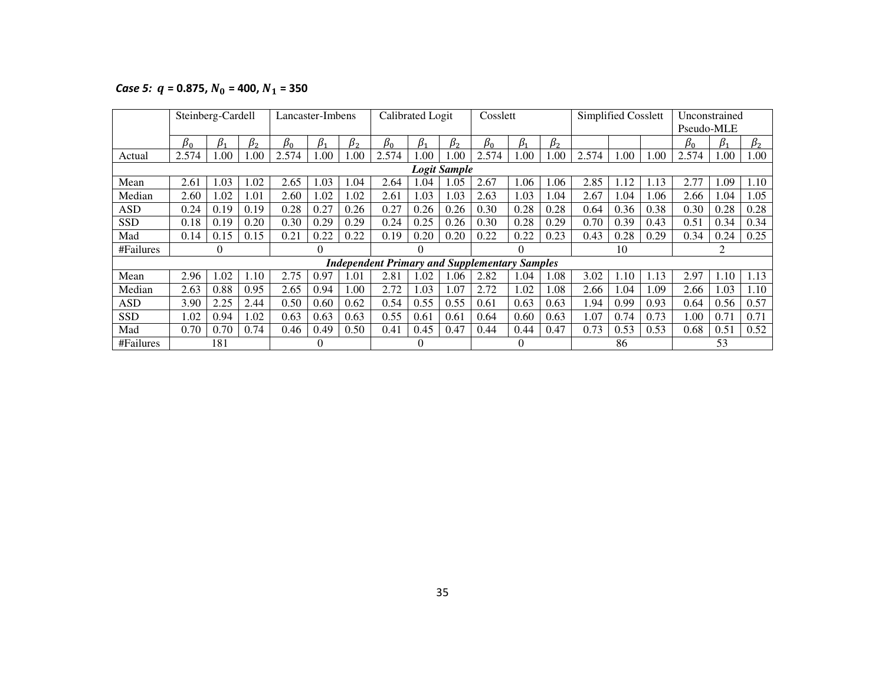*Case 5: $q$ = 0.875, $N_0$ = 400, $N_1$ = 350*

| | Steinberg-Cardell | | | Lancaster-Imbens | | | Calibrated Logit | | | Cosslett | | | Simplified Cosslett | | | Unconstrained Pseudo-MLE | | |
|---|---|---|---|---|---|---|---|---|---|---|---|---|---|---|---|---|---|---|
| | $\beta_0$ | $\beta_1$ | $\beta_2$ | $\beta_0$ | $\beta_1$ | $\beta_2$ | $\beta_0$ | $\beta_1$ | $\beta_2$ | $\beta_0$ | $\beta_1$ | $\beta_2$ | | | | $\beta_0$ | $\beta_1$ | $\beta_2$ |
| Actual | 2.574 | 1.00 | 1.00 | 2.574 | 1.00 | 1.00 | 2.574 | 1.00 | 1.00 | 2.574 | 1.00 | 1.00 | 2.574 | 1.00 | 1.00 | 2.574 | 1.00 | 1.00 |
| ***Logit Sample*** | | | | | | | | | | | | | | | | | | |
| Mean | 2.61 | 1.03 | 1.02 | 2.65 | 1.03 | 1.04 | 2.64 | 1.04 | 1.05 | 2.67 | 1.06 | 1.06 | 2.85 | 1.12 | 1.13 | 2.77 | 1.09 | 1.10 |
| Median | 2.60 | 1.02 | 1.01 | 2.60 | 1.02 | 1.02 | 2.61 | 1.03 | 1.03 | 2.63 | 1.03 | 1.04 | 2.67 | 1.04 | 1.06 | 2.66 | 1.04 | 1.05 |
| ASD | 0.24 | 0.19 | 0.19 | 0.28 | 0.27 | 0.26 | 0.27 | 0.26 | 0.26 | 0.30 | 0.28 | 0.28 | 0.64 | 0.36 | 0.38 | 0.30 | 0.28 | 0.28 |
| SSD | 0.18 | 0.19 | 0.20 | 0.30 | 0.29 | 0.29 | 0.24 | 0.25 | 0.26 | 0.30 | 0.28 | 0.29 | 0.70 | 0.39 | 0.43 | 0.51 | 0.34 | 0.34 |
| Mad | 0.14 | 0.15 | 0.15 | 0.21 | 0.22 | 0.22 | 0.19 | 0.20 | 0.20 | 0.22 | 0.22 | 0.23 | 0.43 | 0.28 | 0.29 | 0.34 | 0.24 | 0.25 |
| #Failures | 0 | | | 0 | | | 0 | | | 0 | | | 10 | | | 2 | | |
| ***Independent Primary and Supplementary Samples*** | | | | | | | | | | | | | | | | | | |
| Mean | 2.96 | 1.02 | 1.10 | 2.75 | 0.97 | 1.01 | 2.81 | 1.02 | 1.06 | 2.82 | 1.04 | 1.08 | 3.02 | 1.10 | 1.13 | 2.97 | 1.10 | 1.13 |
| Median | 2.63 | 0.88 | 0.95 | 2.65 | 0.94 | 1.00 | 2.72 | 1.03 | 1.07 | 2.72 | 1.02 | 1.08 | 2.66 | 1.04 | 1.09 | 2.66 | 1.03 | 1.10 |
| ASD | 3.90 | 2.25 | 2.44 | 0.50 | 0.60 | 0.62 | 0.54 | 0.55 | 0.55 | 0.61 | 0.63 | 0.63 | 1.94 | 0.99 | 0.93 | 0.64 | 0.56 | 0.57 |
| SSD | 1.02 | 0.94 | 1.02 | 0.63 | 0.63 | 0.63 | 0.55 | 0.61 | 0.61 | 0.64 | 0.60 | 0.63 | 1.07 | 0.74 | 0.73 | 1.00 | 0.71 | 0.71 |
| Mad | 0.70 | 0.70 | 0.74 | 0.46 | 0.49 | 0.50 | 0.41 | 0.45 | 0.47 | 0.44 | 0.44 | 0.47 | 0.73 | 0.53 | 0.53 | 0.68 | 0.51 | 0.52 |
| #Failures | 181 | | | 0 | | | 0 | | | 0 | | | 86 | | | 53 | | |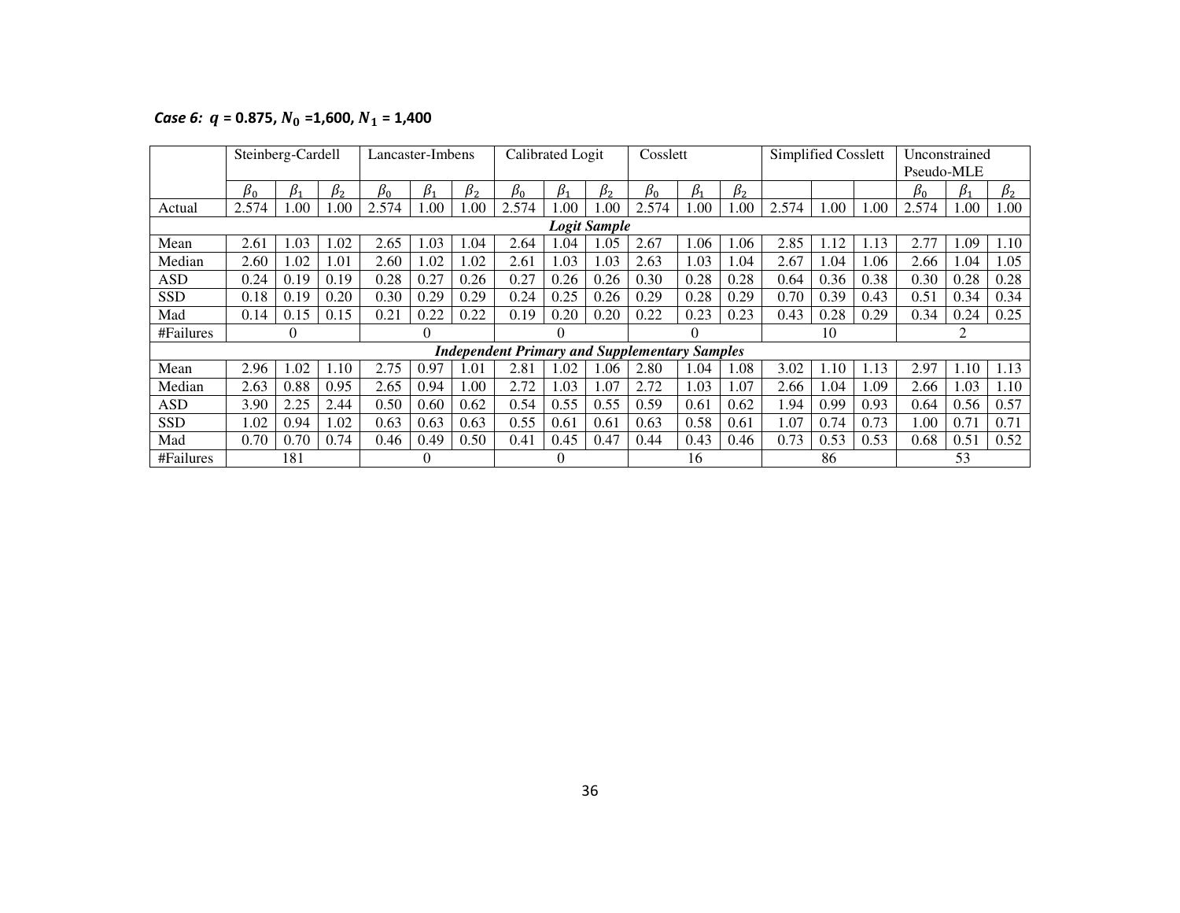*Case 6:* $q$ **= 0.875,** $N_0$ **=1,600,** $N_1$ **= 1,400**

| | Steinberg-Cardell | | | Lancaster-Imbens | | | Calibrated Logit | | | Cosslett | | | Simplified Cosslett | | | Unconstrained Pseudo-MLE | | |
|---|---|---|---|---|---|---|---|---|---|---|---|---|---|---|---|---|---|---|
| | $\beta_0$ | $\beta_1$ | $\beta_2$ | $\beta_0$ | $\beta_1$ | $\beta_2$ | $\beta_0$ | $\beta_1$ | $\beta_2$ | $\beta_0$ | $\beta_1$ | $\beta_2$ | | | | $\beta_0$ | $\beta_1$ | $\beta_2$ |
| Actual | 2.574 | 1.00 | 1.00 | 2.574 | 1.00 | 1.00 | 2.574 | 1.00 | 1.00 | 2.574 | 1.00 | 1.00 | 2.574 | 1.00 | 1.00 | 2.574 | 1.00 | 1.00 |
| ***Logit Sample*** | | | | | | | | | | | | | | | | | | |
| Mean | 2.61 | 1.03 | 1.02 | 2.65 | 1.03 | 1.04 | 2.64 | 1.04 | 1.05 | 2.67 | 1.06 | 1.06 | 2.85 | 1.12 | 1.13 | 2.77 | 1.09 | 1.10 |
| Median | 2.60 | 1.02 | 1.01 | 2.60 | 1.02 | 1.02 | 2.61 | 1.03 | 1.03 | 2.63 | 1.03 | 1.04 | 2.67 | 1.04 | 1.06 | 2.66 | 1.04 | 1.05 |
| ASD | 0.24 | 0.19 | 0.19 | 0.28 | 0.27 | 0.26 | 0.27 | 0.26 | 0.26 | 0.30 | 0.28 | 0.28 | 0.64 | 0.36 | 0.38 | 0.30 | 0.28 | 0.28 |
| SSD | 0.18 | 0.19 | 0.20 | 0.30 | 0.29 | 0.29 | 0.24 | 0.25 | 0.26 | 0.29 | 0.28 | 0.29 | 0.70 | 0.39 | 0.43 | 0.51 | 0.34 | 0.34 |
| Mad | 0.14 | 0.15 | 0.15 | 0.21 | 0.22 | 0.22 | 0.19 | 0.20 | 0.20 | 0.22 | 0.23 | 0.23 | 0.43 | 0.28 | 0.29 | 0.34 | 0.24 | 0.25 |
| #Failures | 0 | | | 0 | | | 0 | | | 0 | | | 10 | | | 2 | | |
| ***Independent Primary and Supplementary Samples*** | | | | | | | | | | | | | | | | | | |
| Mean | 2.96 | 1.02 | 1.10 | 2.75 | 0.97 | 1.01 | 2.81 | 1.02 | 1.06 | 2.80 | 1.04 | 1.08 | 3.02 | 1.10 | 1.13 | 2.97 | 1.10 | 1.13 |
| Median | 2.63 | 0.88 | 0.95 | 2.65 | 0.94 | 1.00 | 2.72 | 1.03 | 1.07 | 2.72 | 1.03 | 1.07 | 2.66 | 1.04 | 1.09 | 2.66 | 1.03 | 1.10 |
| ASD | 3.90 | 2.25 | 2.44 | 0.50 | 0.60 | 0.62 | 0.54 | 0.55 | 0.55 | 0.59 | 0.61 | 0.62 | 1.94 | 0.99 | 0.93 | 0.64 | 0.56 | 0.57 |
| SSD | 1.02 | 0.94 | 1.02 | 0.63 | 0.63 | 0.63 | 0.55 | 0.61 | 0.61 | 0.63 | 0.58 | 0.61 | 1.07 | 0.74 | 0.73 | 1.00 | 0.71 | 0.71 |
| Mad | 0.70 | 0.70 | 0.74 | 0.46 | 0.49 | 0.50 | 0.41 | 0.45 | 0.47 | 0.44 | 0.43 | 0.46 | 0.73 | 0.53 | 0.53 | 0.68 | 0.51 | 0.52 |
| #Failures | 181 | | | 0 | | | 0 | | | 16 | | | 86 | | | 53 | | |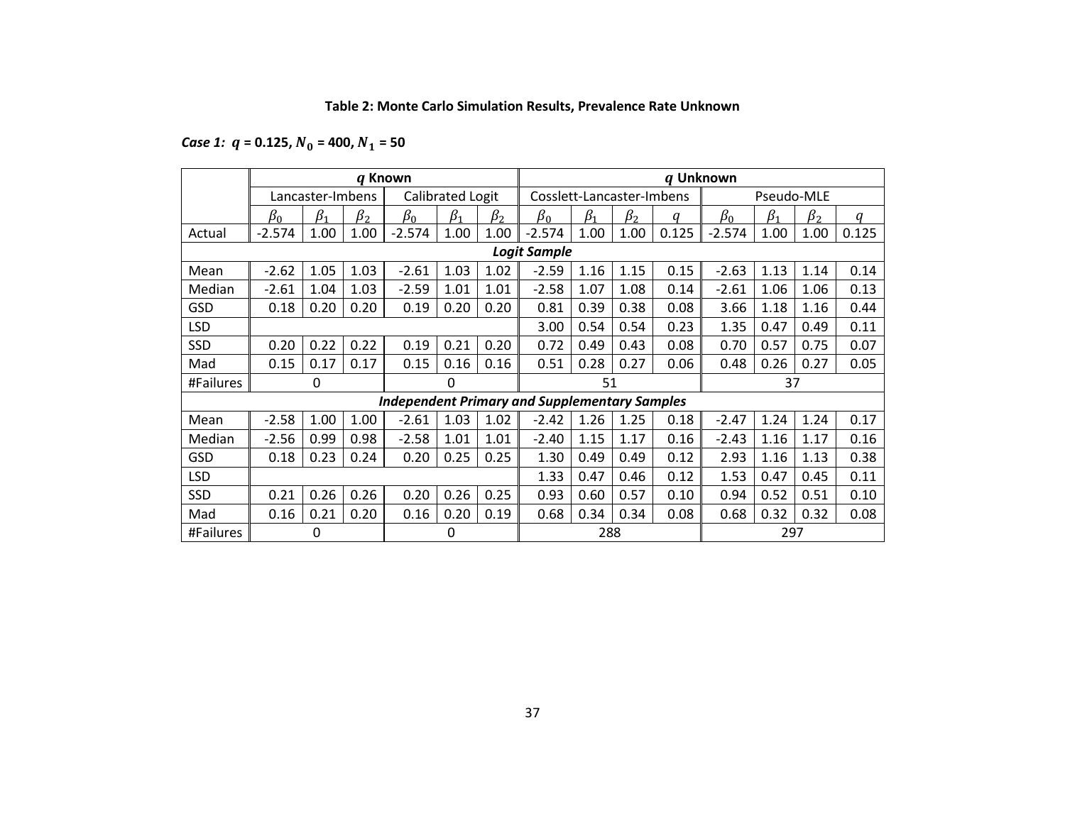**Table 2: Monte Carlo Simulation Results, Prevalence Rate Unknown**

***Case 1:*** $q$ **= 0.125,** $N_0$ **= 400,** $N_1$ **= 50**

| | ***q* Known** | | | | | | ***q* Unknown** | | | | | | | |
|---|---|---|---|---|---|---|---|---|---|---|---|---|---|---|
| | Lancaster-Imbens | | | Calibrated Logit | | | Cosslett-Lancaster-Imbens | | | | Pseudo-MLE | | | |
| | $\beta_0$ | $\beta_1$ | $\beta_2$ | $\beta_0$ | $\beta_1$ | $\beta_2$ | $\beta_0$ | $\beta_1$ | $\beta_2$ | $q$ | $\beta_0$ | $\beta_1$ | $\beta_2$ | $q$ |
| Actual | -2.574 | 1.00 | 1.00 | -2.574 | 1.00 | 1.00 | -2.574 | 1.00 | 1.00 | 0.125 | -2.574 | 1.00 | 1.00 | 0.125 |
| ***Logit Sample*** | | | | | | | | | | | | | | |
| Mean | -2.62 | 1.05 | 1.03 | -2.61 | 1.03 | 1.02 | -2.59 | 1.16 | 1.15 | 0.15 | -2.63 | 1.13 | 1.14 | 0.14 |
| Median | -2.61 | 1.04 | 1.03 | -2.59 | 1.01 | 1.01 | -2.58 | 1.07 | 1.08 | 0.14 | -2.61 | 1.06 | 1.06 | 0.13 |
| GSD | 0.18 | 0.20 | 0.20 | 0.19 | 0.20 | 0.20 | 0.81 | 0.39 | 0.38 | 0.08 | 3.66 | 1.18 | 1.16 | 0.44 |
| LSD | | | | | | | 3.00 | 0.54 | 0.54 | 0.23 | 1.35 | 0.47 | 0.49 | 0.11 |
| SSD | 0.20 | 0.22 | 0.22 | 0.19 | 0.21 | 0.20 | 0.72 | 0.49 | 0.43 | 0.08 | 0.70 | 0.57 | 0.75 | 0.07 |
| Mad | 0.15 | 0.17 | 0.17 | 0.15 | 0.16 | 0.16 | 0.51 | 0.28 | 0.27 | 0.06 | 0.48 | 0.26 | 0.27 | 0.05 |
| #Failures | 0 | | | 0 | | | 51 | | | | 37 | | | |
| ***Independent Primary and Supplementary Samples*** | | | | | | | | | | | | | | |
| Mean | -2.58 | 1.00 | 1.00 | -2.61 | 1.03 | 1.02 | -2.42 | 1.26 | 1.25 | 0.18 | -2.47 | 1.24 | 1.24 | 0.17 |
| Median | -2.56 | 0.99 | 0.98 | -2.58 | 1.01 | 1.01 | -2.40 | 1.15 | 1.17 | 0.16 | -2.43 | 1.16 | 1.17 | 0.16 |
| GSD | 0.18 | 0.23 | 0.24 | 0.20 | 0.25 | 0.25 | 1.30 | 0.49 | 0.49 | 0.12 | 2.93 | 1.16 | 1.13 | 0.38 |
| LSD | | | | | | | 1.33 | 0.47 | 0.46 | 0.12 | 1.53 | 0.47 | 0.45 | 0.11 |
| SSD | 0.21 | 0.26 | 0.26 | 0.20 | 0.26 | 0.25 | 0.93 | 0.60 | 0.57 | 0.10 | 0.94 | 0.52 | 0.51 | 0.10 |
| Mad | 0.16 | 0.21 | 0.20 | 0.16 | 0.20 | 0.19 | 0.68 | 0.34 | 0.34 | 0.08 | 0.68 | 0.32 | 0.32 | 0.08 |
| #Failures | 0 | | | 0 | | | 288 | | | | 297 | | | |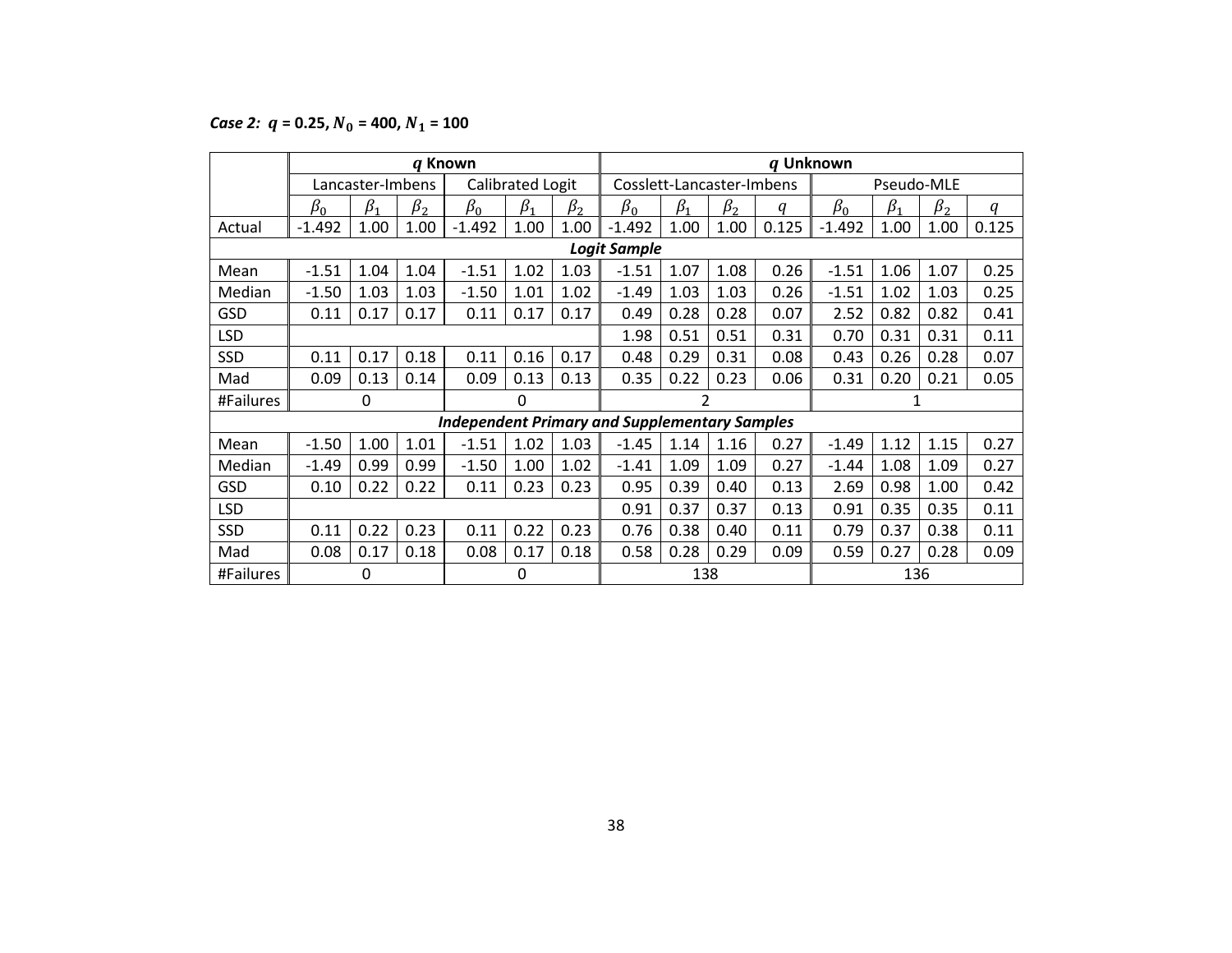*Case 2: $q$ = 0.25, $N_0$ = 400, $N_1$ = 100*

| | *q* Known | | | | | | *q* Unknown | | | | | | | |
|---|---|---|---|---|---|---|---|---|---|---|---|---|---|---|
| | Lancaster-Imbens | | | Calibrated Logit | | | Cosslett-Lancaster-Imbens | | | | Pseudo-MLE | | | |
| | $\beta_0$ | $\beta_1$ | $\beta_2$ | $\beta_0$ | $\beta_1$ | $\beta_2$ | $\beta_0$ | $\beta_1$ | $\beta_2$ | $q$ | $\beta_0$ | $\beta_1$ | $\beta_2$ | $q$ |
| Actual | -1.492 | 1.00 | 1.00 | -1.492 | 1.00 | 1.00 | -1.492 | 1.00 | 1.00 | 0.125 | -1.492 | 1.00 | 1.00 | 0.125 |
| ***Logit Sample*** | | | | | | | | | | | | | | |
| Mean | -1.51 | 1.04 | 1.04 | -1.51 | 1.02 | 1.03 | -1.51 | 1.07 | 1.08 | 0.26 | -1.51 | 1.06 | 1.07 | 0.25 |
| Median | -1.50 | 1.03 | 1.03 | -1.50 | 1.01 | 1.02 | -1.49 | 1.03 | 1.03 | 0.26 | -1.51 | 1.02 | 1.03 | 0.25 |
| GSD | 0.11 | 0.17 | 0.17 | 0.11 | 0.17 | 0.17 | 0.49 | 0.28 | 0.28 | 0.07 | 2.52 | 0.82 | 0.82 | 0.41 |
| LSD | | | | | | | 1.98 | 0.51 | 0.51 | 0.31 | 0.70 | 0.31 | 0.31 | 0.11 |
| SSD | 0.11 | 0.17 | 0.18 | 0.11 | 0.16 | 0.17 | 0.48 | 0.29 | 0.31 | 0.08 | 0.43 | 0.26 | 0.28 | 0.07 |
| Mad | 0.09 | 0.13 | 0.14 | 0.09 | 0.13 | 0.13 | 0.35 | 0.22 | 0.23 | 0.06 | 0.31 | 0.20 | 0.21 | 0.05 |
| #Failures | 0 | | | 0 | | | 2 | | | | 1 | | | |
| ***Independent Primary and Supplementary Samples*** | | | | | | | | | | | | | | |
| Mean | -1.50 | 1.00 | 1.01 | -1.51 | 1.02 | 1.03 | -1.45 | 1.14 | 1.16 | 0.27 | -1.49 | 1.12 | 1.15 | 0.27 |
| Median | -1.49 | 0.99 | 0.99 | -1.50 | 1.00 | 1.02 | -1.41 | 1.09 | 1.09 | 0.27 | -1.44 | 1.08 | 1.09 | 0.27 |
| GSD | 0.10 | 0.22 | 0.22 | 0.11 | 0.23 | 0.23 | 0.95 | 0.39 | 0.40 | 0.13 | 2.69 | 0.98 | 1.00 | 0.42 |
| LSD | | | | | | | 0.91 | 0.37 | 0.37 | 0.13 | 0.91 | 0.35 | 0.35 | 0.11 |
| SSD | 0.11 | 0.22 | 0.23 | 0.11 | 0.22 | 0.23 | 0.76 | 0.38 | 0.40 | 0.11 | 0.79 | 0.37 | 0.38 | 0.11 |
| Mad | 0.08 | 0.17 | 0.18 | 0.08 | 0.17 | 0.18 | 0.58 | 0.28 | 0.29 | 0.09 | 0.59 | 0.27 | 0.28 | 0.09 |
| #Failures | 0 | | | 0 | | | 138 | | | | 136 | | | |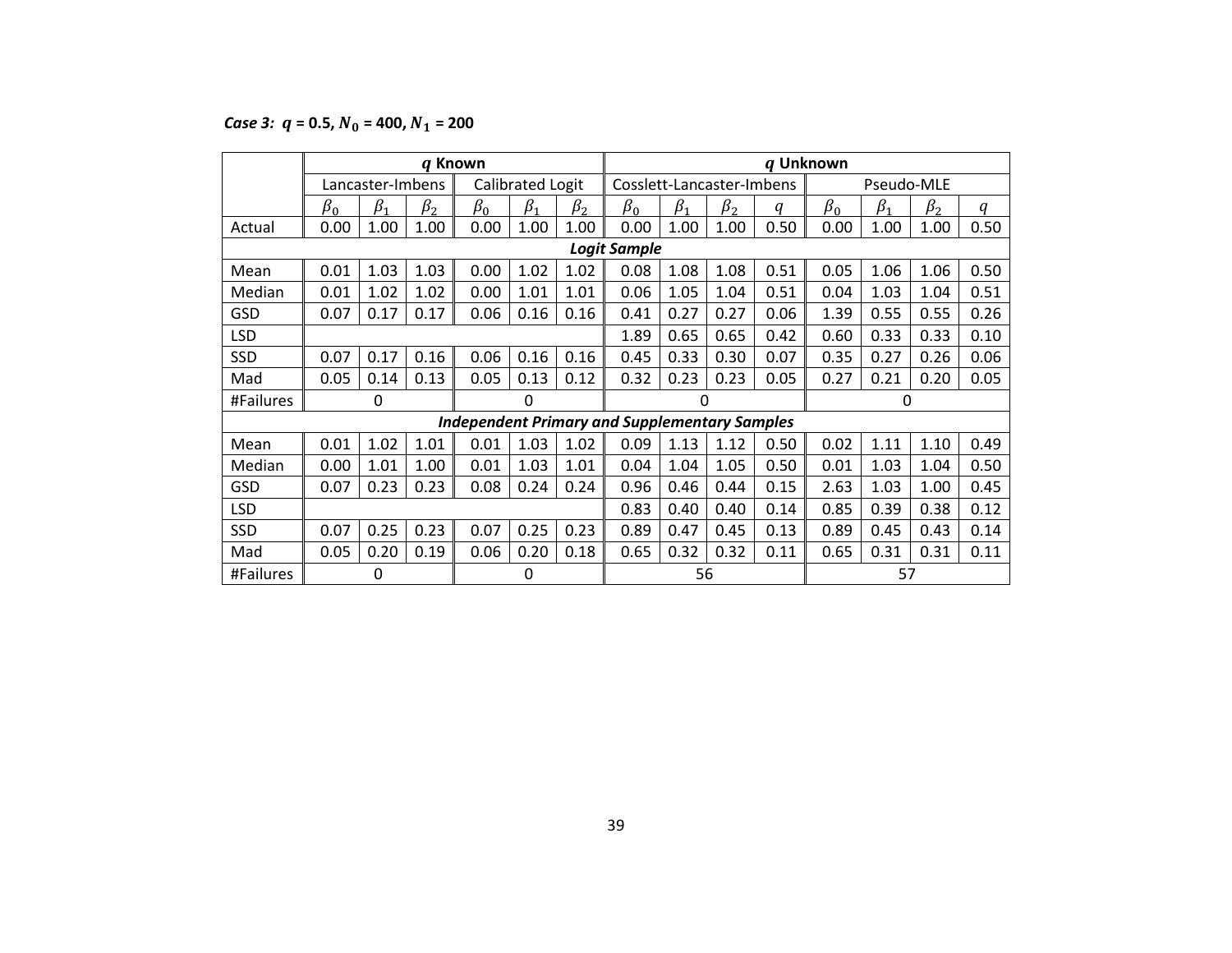***Case 3:* $q$ = 0.5, $N_0$ = 400, $N_1$ = 200**

| | $q$ Known | | | | | | $q$ Unknown | | | | | | | |
|---|---|---|---|---|---|---|---|---|---|---|---|---|---|---|
| | Lancaster-Imbens | | | Calibrated Logit | | | Cosslett-Lancaster-Imbens | | | | Pseudo-MLE | | | |
| | $\beta_0$ | $\beta_1$ | $\beta_2$ | $\beta_0$ | $\beta_1$ | $\beta_2$ | $\beta_0$ | $\beta_1$ | $\beta_2$ | $q$ | $\beta_0$ | $\beta_1$ | $\beta_2$ | $q$ |
| Actual | 0.00 | 1.00 | 1.00 | 0.00 | 1.00 | 1.00 | 0.00 | 1.00 | 1.00 | 0.50 | 0.00 | 1.00 | 1.00 | 0.50 |
| ***Logit Sample*** | | | | | | | | | | | | | | |
| Mean | 0.01 | 1.03 | 1.03 | 0.00 | 1.02 | 1.02 | 0.08 | 1.08 | 1.08 | 0.51 | 0.05 | 1.06 | 1.06 | 0.50 |
| Median | 0.01 | 1.02 | 1.02 | 0.00 | 1.01 | 1.01 | 0.06 | 1.05 | 1.04 | 0.51 | 0.04 | 1.03 | 1.04 | 0.51 |
| GSD | 0.07 | 0.17 | 0.17 | 0.06 | 0.16 | 0.16 | 0.41 | 0.27 | 0.27 | 0.06 | 1.39 | 0.55 | 0.55 | 0.26 |
| LSD | | | | | | | 1.89 | 0.65 | 0.65 | 0.42 | 0.60 | 0.33 | 0.33 | 0.10 |
| SSD | 0.07 | 0.17 | 0.16 | 0.06 | 0.16 | 0.16 | 0.45 | 0.33 | 0.30 | 0.07 | 0.35 | 0.27 | 0.26 | 0.06 |
| Mad | 0.05 | 0.14 | 0.13 | 0.05 | 0.13 | 0.12 | 0.32 | 0.23 | 0.23 | 0.05 | 0.27 | 0.21 | 0.20 | 0.05 |
| #Failures | 0 | | | 0 | | | 0 | | | | 0 | | | |
| ***Independent Primary and Supplementary Samples*** | | | | | | | | | | | | | | |
| Mean | 0.01 | 1.02 | 1.01 | 0.01 | 1.03 | 1.02 | 0.09 | 1.13 | 1.12 | 0.50 | 0.02 | 1.11 | 1.10 | 0.49 |
| Median | 0.00 | 1.01 | 1.00 | 0.01 | 1.03 | 1.01 | 0.04 | 1.04 | 1.05 | 0.50 | 0.01 | 1.03 | 1.04 | 0.50 |
| GSD | 0.07 | 0.23 | 0.23 | 0.08 | 0.24 | 0.24 | 0.96 | 0.46 | 0.44 | 0.15 | 2.63 | 1.03 | 1.00 | 0.45 |
| LSD | | | | | | | 0.83 | 0.40 | 0.40 | 0.14 | 0.85 | 0.39 | 0.38 | 0.12 |
| SSD | 0.07 | 0.25 | 0.23 | 0.07 | 0.25 | 0.23 | 0.89 | 0.47 | 0.45 | 0.13 | 0.89 | 0.45 | 0.43 | 0.14 |
| Mad | 0.05 | 0.20 | 0.19 | 0.06 | 0.20 | 0.18 | 0.65 | 0.32 | 0.32 | 0.11 | 0.65 | 0.31 | 0.31 | 0.11 |
| #Failures | 0 | | | 0 | | | 56 | | | | 57 | | | |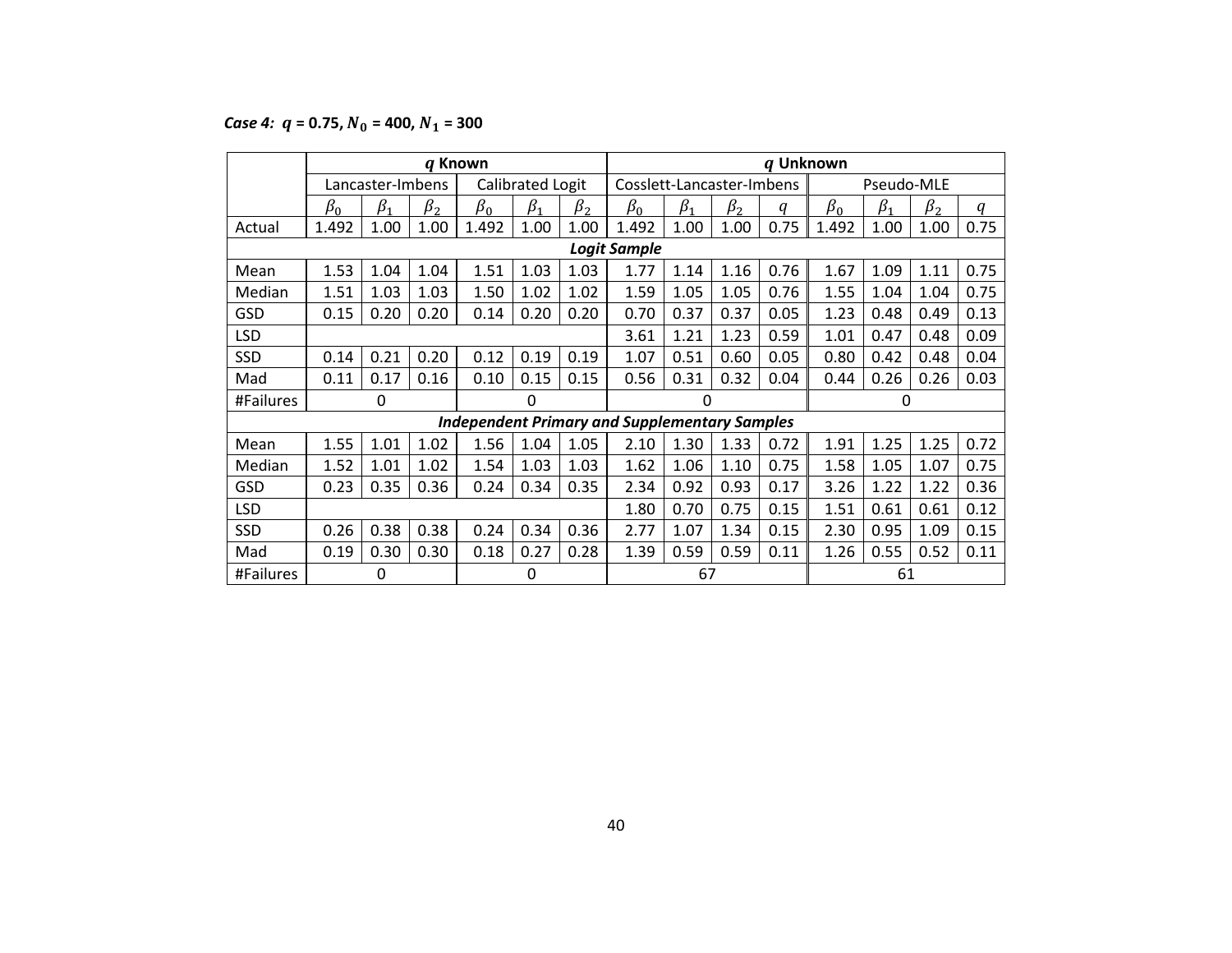***Case 4:*** $q$ **= 0.75,** $N_0$ **= 400,** $N_1$ **= 300**

| | ***q* Known** | | | | | | ***q* Unknown** | | | | | | | |
|---|---|---|---|---|---|---|---|---|---|---|---|---|---|---|
| | Lancaster-Imbens | | | Calibrated Logit | | | Cosslett-Lancaster-Imbens | | | | Pseudo-MLE | | | |
| | $\beta_0$ | $\beta_1$ | $\beta_2$ | $\beta_0$ | $\beta_1$ | $\beta_2$ | $\beta_0$ | $\beta_1$ | $\beta_2$ | $q$ | $\beta_0$ | $\beta_1$ | $\beta_2$ | $q$ |
| Actual | 1.492 | 1.00 | 1.00 | 1.492 | 1.00 | 1.00 | 1.492 | 1.00 | 1.00 | 0.75 | 1.492 | 1.00 | 1.00 | 0.75 |
| ***Logit Sample*** | | | | | | | | | | | | | | |
| Mean | 1.53 | 1.04 | 1.04 | 1.51 | 1.03 | 1.03 | 1.77 | 1.14 | 1.16 | 0.76 | 1.67 | 1.09 | 1.11 | 0.75 |
| Median | 1.51 | 1.03 | 1.03 | 1.50 | 1.02 | 1.02 | 1.59 | 1.05 | 1.05 | 0.76 | 1.55 | 1.04 | 1.04 | 0.75 |
| GSD | 0.15 | 0.20 | 0.20 | 0.14 | 0.20 | 0.20 | 0.70 | 0.37 | 0.37 | 0.05 | 1.23 | 0.48 | 0.49 | 0.13 |
| LSD | | | | | | | 3.61 | 1.21 | 1.23 | 0.59 | 1.01 | 0.47 | 0.48 | 0.09 |
| SSD | 0.14 | 0.21 | 0.20 | 0.12 | 0.19 | 0.19 | 1.07 | 0.51 | 0.60 | 0.05 | 0.80 | 0.42 | 0.48 | 0.04 |
| Mad | 0.11 | 0.17 | 0.16 | 0.10 | 0.15 | 0.15 | 0.56 | 0.31 | 0.32 | 0.04 | 0.44 | 0.26 | 0.26 | 0.03 |
| #Failures | 0 | | | 0 | | | 0 | | | | 0 | | | |
| ***Independent Primary and Supplementary Samples*** | | | | | | | | | | | | | | |
| Mean | 1.55 | 1.01 | 1.02 | 1.56 | 1.04 | 1.05 | 2.10 | 1.30 | 1.33 | 0.72 | 1.91 | 1.25 | 1.25 | 0.72 |
| Median | 1.52 | 1.01 | 1.02 | 1.54 | 1.03 | 1.03 | 1.62 | 1.06 | 1.10 | 0.75 | 1.58 | 1.05 | 1.07 | 0.75 |
| GSD | 0.23 | 0.35 | 0.36 | 0.24 | 0.34 | 0.35 | 2.34 | 0.92 | 0.93 | 0.17 | 3.26 | 1.22 | 1.22 | 0.36 |
| LSD | | | | | | | 1.80 | 0.70 | 0.75 | 0.15 | 1.51 | 0.61 | 0.61 | 0.12 |
| SSD | 0.26 | 0.38 | 0.38 | 0.24 | 0.34 | 0.36 | 2.77 | 1.07 | 1.34 | 0.15 | 2.30 | 0.95 | 1.09 | 0.15 |
| Mad | 0.19 | 0.30 | 0.30 | 0.18 | 0.27 | 0.28 | 1.39 | 0.59 | 0.59 | 0.11 | 1.26 | 0.55 | 0.52 | 0.11 |
| #Failures | 0 | | | 0 | | | 67 | | | | 61 | | | |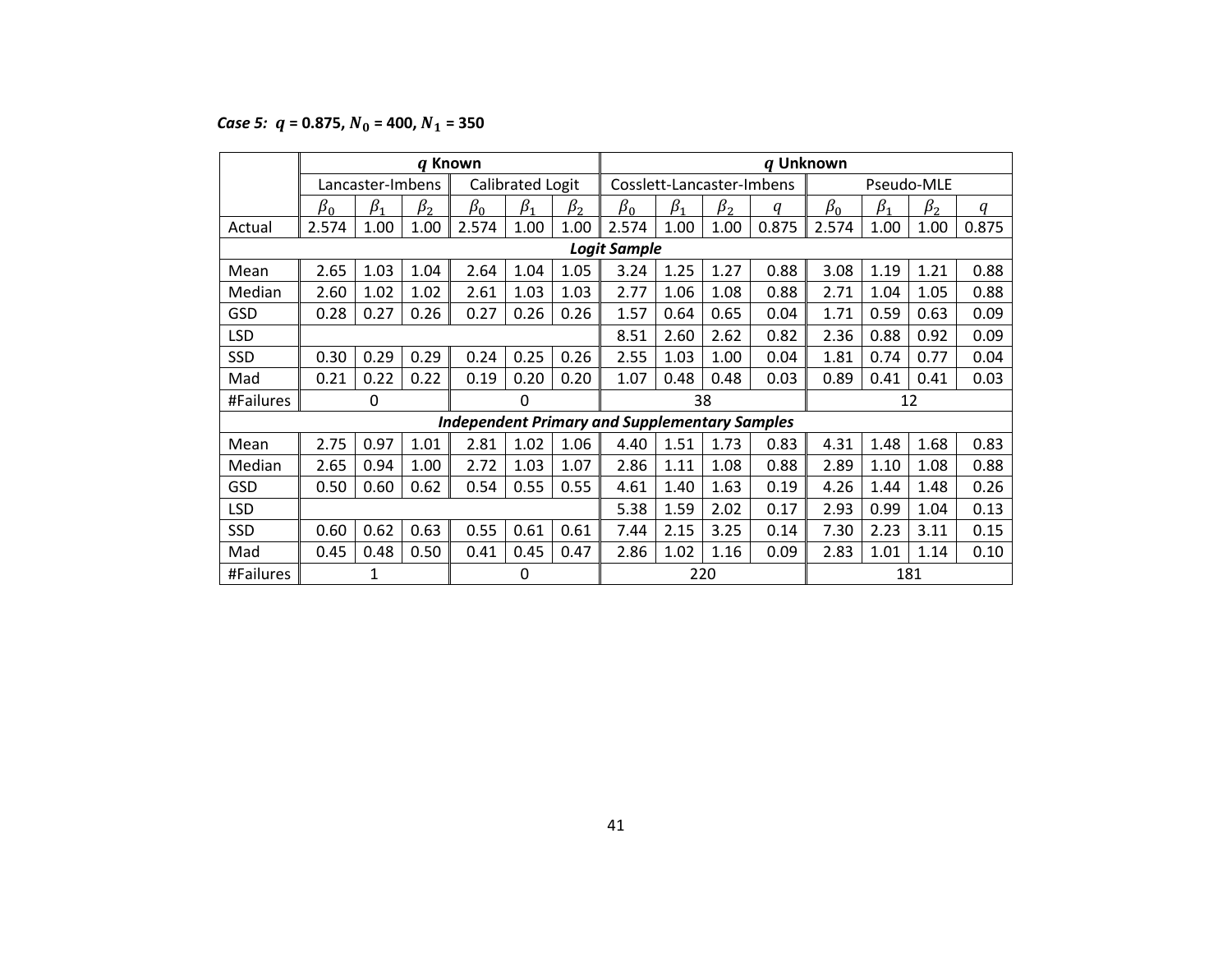*Case 5: $q$ = 0.875, $N_0$ = 400, $N_1$ = 350*

| | $q$ Known | | | | | | $q$ Unknown | | | | | | | |
|---|---|---|---|---|---|---|---|---|---|---|---|---|---|---|
| | Lancaster-Imbens | | | Calibrated Logit | | | Cosslett-Lancaster-Imbens | | | | Pseudo-MLE | | | |
| | $\beta_0$ | $\beta_1$ | $\beta_2$ | $\beta_0$ | $\beta_1$ | $\beta_2$ | $\beta_0$ | $\beta_1$ | $\beta_2$ | $q$ | $\beta_0$ | $\beta_1$ | $\beta_2$ | $q$ |
| Actual | 2.574 | 1.00 | 1.00 | 2.574 | 1.00 | 1.00 | 2.574 | 1.00 | 1.00 | 0.875 | 2.574 | 1.00 | 1.00 | 0.875 |
| ***Logit Sample*** | | | | | | | | | | | | | | |
| Mean | 2.65 | 1.03 | 1.04 | 2.64 | 1.04 | 1.05 | 3.24 | 1.25 | 1.27 | 0.88 | 3.08 | 1.19 | 1.21 | 0.88 |
| Median | 2.60 | 1.02 | 1.02 | 2.61 | 1.03 | 1.03 | 2.77 | 1.06 | 1.08 | 0.88 | 2.71 | 1.04 | 1.05 | 0.88 |
| GSD | 0.28 | 0.27 | 0.26 | 0.27 | 0.26 | 0.26 | 1.57 | 0.64 | 0.65 | 0.04 | 1.71 | 0.59 | 0.63 | 0.09 |
| LSD | | | | | | | 8.51 | 2.60 | 2.62 | 0.82 | 2.36 | 0.88 | 0.92 | 0.09 |
| SSD | 0.30 | 0.29 | 0.29 | 0.24 | 0.25 | 0.26 | 2.55 | 1.03 | 1.00 | 0.04 | 1.81 | 0.74 | 0.77 | 0.04 |
| Mad | 0.21 | 0.22 | 0.22 | 0.19 | 0.20 | 0.20 | 1.07 | 0.48 | 0.48 | 0.03 | 0.89 | 0.41 | 0.41 | 0.03 |
| #Failures | 0 | | | 0 | | | 38 | | | | 12 | | | |
| ***Independent Primary and Supplementary Samples*** | | | | | | | | | | | | | | |
| Mean | 2.75 | 0.97 | 1.01 | 2.81 | 1.02 | 1.06 | 4.40 | 1.51 | 1.73 | 0.83 | 4.31 | 1.48 | 1.68 | 0.83 |
| Median | 2.65 | 0.94 | 1.00 | 2.72 | 1.03 | 1.07 | 2.86 | 1.11 | 1.08 | 0.88 | 2.89 | 1.10 | 1.08 | 0.88 |
| GSD | 0.50 | 0.60 | 0.62 | 0.54 | 0.55 | 0.55 | 4.61 | 1.40 | 1.63 | 0.19 | 4.26 | 1.44 | 1.48 | 0.26 |
| LSD | | | | | | | 5.38 | 1.59 | 2.02 | 0.17 | 2.93 | 0.99 | 1.04 | 0.13 |
| SSD | 0.60 | 0.62 | 0.63 | 0.55 | 0.61 | 0.61 | 7.44 | 2.15 | 3.25 | 0.14 | 7.30 | 2.23 | 3.11 | 0.15 |
| Mad | 0.45 | 0.48 | 0.50 | 0.41 | 0.45 | 0.47 | 2.86 | 1.02 | 1.16 | 0.09 | 2.83 | 1.01 | 1.14 | 0.10 |
| #Failures | 1 | | | 0 | | | 220 | | | | 181 | | | |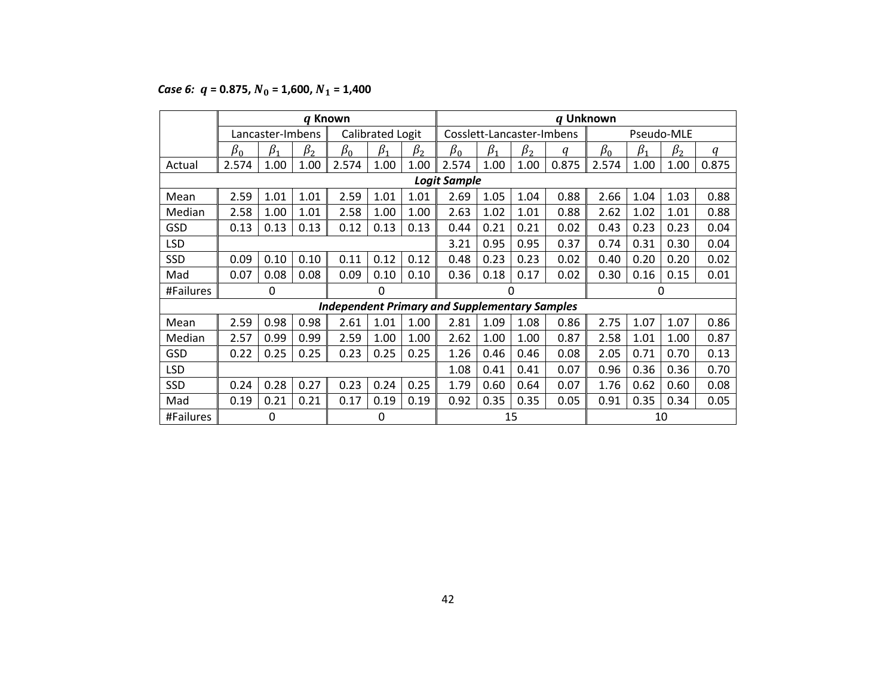***Case 6:* $q$ = 0.875, $N_0$ = 1,600, $N_1$ = 1,400**

| | ***q* Known** | | | | | | ***q* Unknown** | | | | | | | |
|---|---|---|---|---|---|---|---|---|---|---|---|---|---|---|
| | Lancaster-Imbens | | | Calibrated Logit | | | Cosslett-Lancaster-Imbens | | | | Pseudo-MLE | | | |
| | $\beta_0$ | $\beta_1$ | $\beta_2$ | $\beta_0$ | $\beta_1$ | $\beta_2$ | $\beta_0$ | $\beta_1$ | $\beta_2$ | $q$ | $\beta_0$ | $\beta_1$ | $\beta_2$ | $q$ |
| Actual | 2.574 | 1.00 | 1.00 | 2.574 | 1.00 | 1.00 | 2.574 | 1.00 | 1.00 | 0.875 | 2.574 | 1.00 | 1.00 | 0.875 |
| ***Logit Sample*** | | | | | | | | | | | | | | |
| Mean | 2.59 | 1.01 | 1.01 | 2.59 | 1.01 | 1.01 | 2.69 | 1.05 | 1.04 | 0.88 | 2.66 | 1.04 | 1.03 | 0.88 |
| Median | 2.58 | 1.00 | 1.01 | 2.58 | 1.00 | 1.00 | 2.63 | 1.02 | 1.01 | 0.88 | 2.62 | 1.02 | 1.01 | 0.88 |
| GSD | 0.13 | 0.13 | 0.13 | 0.12 | 0.13 | 0.13 | 0.44 | 0.21 | 0.21 | 0.02 | 0.43 | 0.23 | 0.23 | 0.04 |
| LSD | | | | | | | 3.21 | 0.95 | 0.95 | 0.37 | 0.74 | 0.31 | 0.30 | 0.04 |
| SSD | 0.09 | 0.10 | 0.10 | 0.11 | 0.12 | 0.12 | 0.48 | 0.23 | 0.23 | 0.02 | 0.40 | 0.20 | 0.20 | 0.02 |
| Mad | 0.07 | 0.08 | 0.08 | 0.09 | 0.10 | 0.10 | 0.36 | 0.18 | 0.17 | 0.02 | 0.30 | 0.16 | 0.15 | 0.01 |
| #Failures | 0 | | | 0 | | | 0 | | | | 0 | | | |
| ***Independent Primary and Supplementary Samples*** | | | | | | | | | | | | | | |
| Mean | 2.59 | 0.98 | 0.98 | 2.61 | 1.01 | 1.00 | 2.81 | 1.09 | 1.08 | 0.86 | 2.75 | 1.07 | 1.07 | 0.86 |
| Median | 2.57 | 0.99 | 0.99 | 2.59 | 1.00 | 1.00 | 2.62 | 1.00 | 1.00 | 0.87 | 2.58 | 1.01 | 1.00 | 0.87 |
| GSD | 0.22 | 0.25 | 0.25 | 0.23 | 0.25 | 0.25 | 1.26 | 0.46 | 0.46 | 0.08 | 2.05 | 0.71 | 0.70 | 0.13 |
| LSD | | | | | | | 1.08 | 0.41 | 0.41 | 0.07 | 0.96 | 0.36 | 0.36 | 0.70 |
| SSD | 0.24 | 0.28 | 0.27 | 0.23 | 0.24 | 0.25 | 1.79 | 0.60 | 0.64 | 0.07 | 1.76 | 0.62 | 0.60 | 0.08 |
| Mad | 0.19 | 0.21 | 0.21 | 0.17 | 0.19 | 0.19 | 0.92 | 0.35 | 0.35 | 0.05 | 0.91 | 0.35 | 0.34 | 0.05 |
| #Failures | 0 | | | 0 | | | 15 | | | | 10 | | | |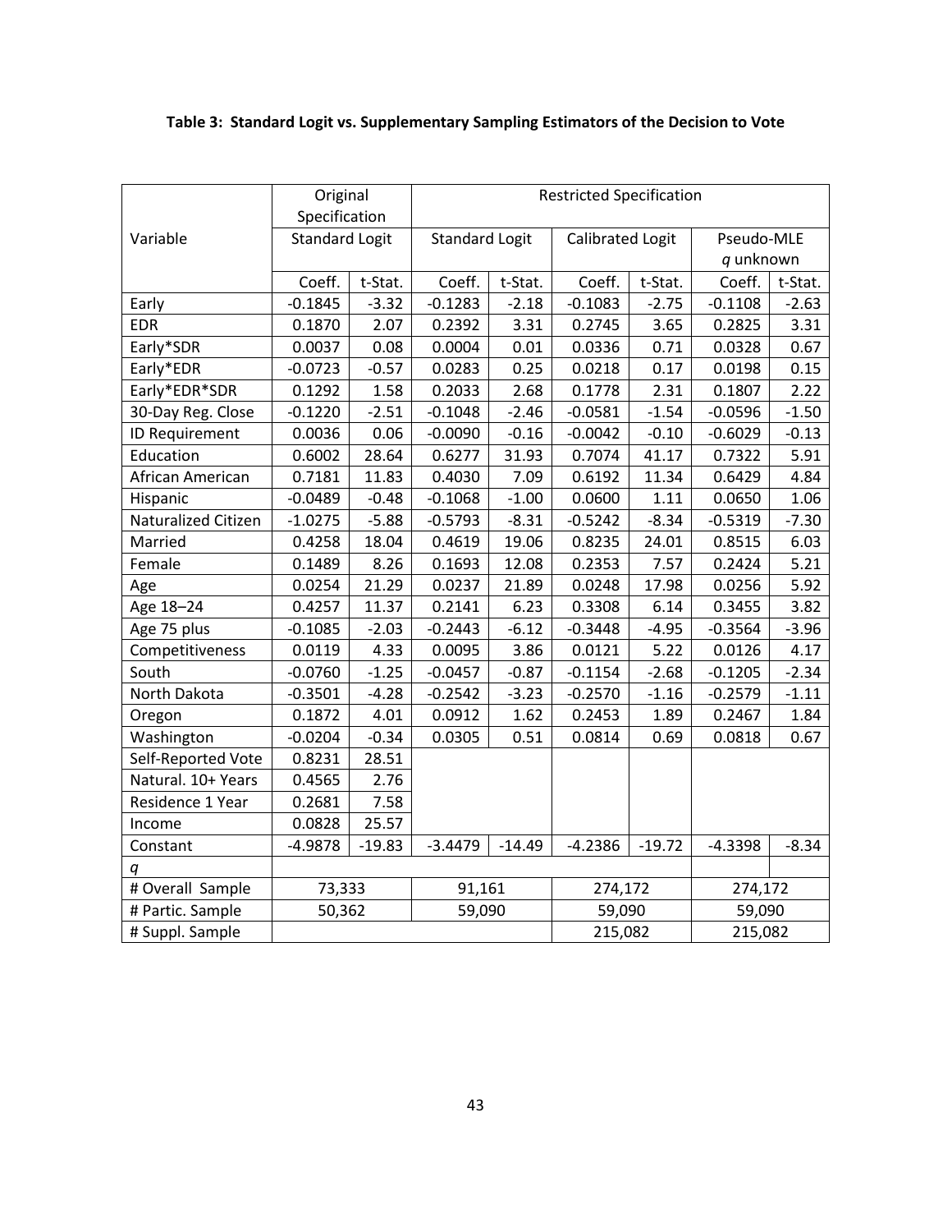**Table 3: Standard Logit vs. Supplementary Sampling Estimators of the Decision to Vote**

| Variable | Original Specification | | Restricted Specification | | | | | |
|---|---|---|---|---|---|---|---|---|
| | Standard Logit | | Standard Logit | | Calibrated Logit | | Pseudo-MLE *q* unknown | |
| | Coeff. | t-Stat. | Coeff. | t-Stat. | Coeff. | t-Stat. | Coeff. | t-Stat. |
| Early | -0.1845 | -3.32 | -0.1283 | -2.18 | -0.1083 | -2.75 | -0.1108 | -2.63 |
| EDR | 0.1870 | 2.07 | 0.2392 | 3.31 | 0.2745 | 3.65 | 0.2825 | 3.31 |
| Early*SDR | 0.0037 | 0.08 | 0.0004 | 0.01 | 0.0336 | 0.71 | 0.0328 | 0.67 |
| Early*EDR | -0.0723 | -0.57 | 0.0283 | 0.25 | 0.0218 | 0.17 | 0.0198 | 0.15 |
| Early*EDR*SDR | 0.1292 | 1.58 | 0.2033 | 2.68 | 0.1778 | 2.31 | 0.1807 | 2.22 |
| 30-Day Reg. Close | -0.1220 | -2.51 | -0.1048 | -2.46 | -0.0581 | -1.54 | -0.0596 | -1.50 |
| ID Requirement | 0.0036 | 0.06 | -0.0090 | -0.16 | -0.0042 | -0.10 | -0.6029 | -0.13 |
| Education | 0.6002 | 28.64 | 0.6277 | 31.93 | 0.7074 | 41.17 | 0.7322 | 5.91 |
| African American | 0.7181 | 11.83 | 0.4030 | 7.09 | 0.6192 | 11.34 | 0.6429 | 4.84 |
| Hispanic | -0.0489 | -0.48 | -0.1068 | -1.00 | 0.0600 | 1.11 | 0.0650 | 1.06 |
| Naturalized Citizen | -1.0275 | -5.88 | -0.5793 | -8.31 | -0.5242 | -8.34 | -0.5319 | -7.30 |
| Married | 0.4258 | 18.04 | 0.4619 | 19.06 | 0.8235 | 24.01 | 0.8515 | 6.03 |
| Female | 0.1489 | 8.26 | 0.1693 | 12.08 | 0.2353 | 7.57 | 0.2424 | 5.21 |
| Age | 0.0254 | 21.29 | 0.0237 | 21.89 | 0.0248 | 17.98 | 0.0256 | 5.92 |
| Age 18–24 | 0.4257 | 11.37 | 0.2141 | 6.23 | 0.3308 | 6.14 | 0.3455 | 3.82 |
| Age 75 plus | -0.1085 | -2.03 | -0.2443 | -6.12 | -0.3448 | -4.95 | -0.3564 | -3.96 |
| Competitiveness | 0.0119 | 4.33 | 0.0095 | 3.86 | 0.0121 | 5.22 | 0.0126 | 4.17 |
| South | -0.0760 | -1.25 | -0.0457 | -0.87 | -0.1154 | -2.68 | -0.1205 | -2.34 |
| North Dakota | -0.3501 | -4.28 | -0.2542 | -3.23 | -0.2570 | -1.16 | -0.2579 | -1.11 |
| Oregon | 0.1872 | 4.01 | 0.0912 | 1.62 | 0.2453 | 1.89 | 0.2467 | 1.84 |
| Washington | -0.0204 | -0.34 | 0.0305 | 0.51 | 0.0814 | 0.69 | 0.0818 | 0.67 |
| Self-Reported Vote | 0.8231 | 28.51 | | | | | | |
| Natural. 10+ Years | 0.4565 | 2.76 | | | | | | |
| Residence 1 Year | 0.2681 | 7.58 | | | | | | |
| Income | 0.0828 | 25.57 | | | | | | |
| Constant | -4.9878 | -19.83 | -3.4479 | -14.49 | -4.2386 | -19.72 | -4.3398 | -8.34 |
| *q* | | | | | | | | |
| # Overall Sample | 73,333 | | 91,161 | | 274,172 | | 274,172 | |
| # Partic. Sample | 50,362 | | 59,090 | | 59,090 | | 59,090 | |
| # Suppl. Sample | | | | | 215,082 | | 215,082 | |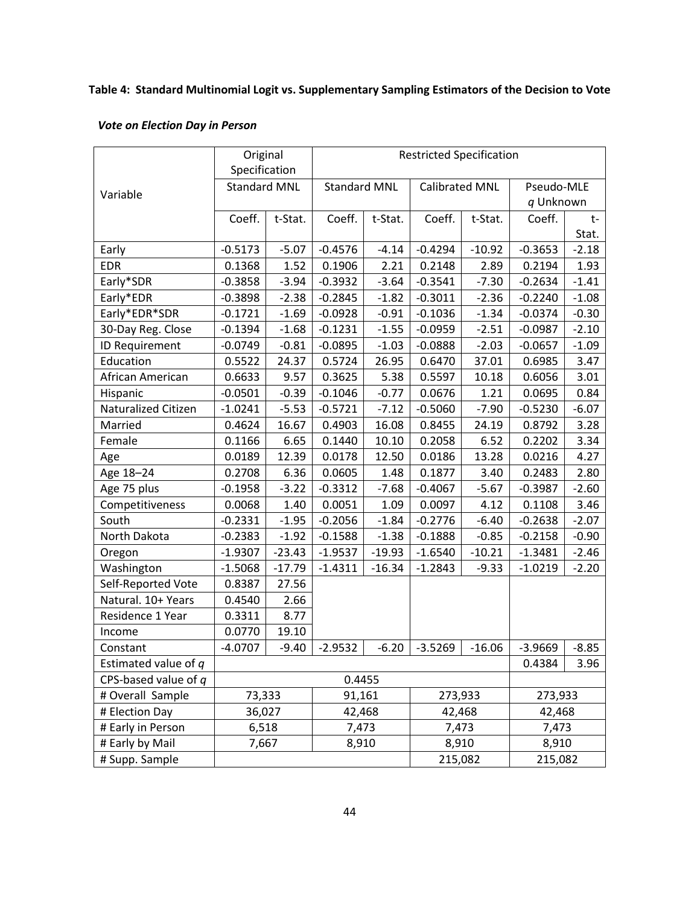**Table 4: Standard Multinomial Logit vs. Supplementary Sampling Estimators of the Decision to Vote**

***Vote on Election Day in Person***

| Variable | Original Specification | | Restricted Specification | | | | | |
|---|---|---|---|---|---|---|---|---|
| | Standard MNL | | Standard MNL | | Calibrated MNL | | Pseudo-MLE $q$ Unknown | |
| | Coeff. | t-Stat. | Coeff. | t-Stat. | Coeff. | t-Stat. | Coeff. | t-Stat. |
| Early | -0.5173 | -5.07 | -0.4576 | -4.14 | -0.4294 | -10.92 | -0.3653 | -2.18 |
| EDR | 0.1368 | 1.52 | 0.1906 | 2.21 | 0.2148 | 2.89 | 0.2194 | 1.93 |
| Early*SDR | -0.3858 | -3.94 | -0.3932 | -3.64 | -0.3541 | -7.30 | -0.2634 | -1.41 |
| Early*EDR | -0.3898 | -2.38 | -0.2845 | -1.82 | -0.3011 | -2.36 | -0.2240 | -1.08 |
| Early*EDR*SDR | -0.1721 | -1.69 | -0.0928 | -0.91 | -0.1036 | -1.34 | -0.0374 | -0.30 |
| 30-Day Reg. Close | -0.1394 | -1.68 | -0.1231 | -1.55 | -0.0959 | -2.51 | -0.0987 | -2.10 |
| ID Requirement | -0.0749 | -0.81 | -0.0895 | -1.03 | -0.0888 | -2.03 | -0.0657 | -1.09 |
| Education | 0.5522 | 24.37 | 0.5724 | 26.95 | 0.6470 | 37.01 | 0.6985 | 3.47 |
| African American | 0.6633 | 9.57 | 0.3625 | 5.38 | 0.5597 | 10.18 | 0.6056 | 3.01 |
| Hispanic | -0.0501 | -0.39 | -0.1046 | -0.77 | 0.0676 | 1.21 | 0.0695 | 0.84 |
| Naturalized Citizen | -1.0241 | -5.53 | -0.5721 | -7.12 | -0.5060 | -7.90 | -0.5230 | -6.07 |
| Married | 0.4624 | 16.67 | 0.4903 | 16.08 | 0.8455 | 24.19 | 0.8792 | 3.28 |
| Female | 0.1166 | 6.65 | 0.1440 | 10.10 | 0.2058 | 6.52 | 0.2202 | 3.34 |
| Age | 0.0189 | 12.39 | 0.0178 | 12.50 | 0.0186 | 13.28 | 0.0216 | 4.27 |
| Age 18–24 | 0.2708 | 6.36 | 0.0605 | 1.48 | 0.1877 | 3.40 | 0.2483 | 2.80 |
| Age 75 plus | -0.1958 | -3.22 | -0.3312 | -7.68 | -0.4067 | -5.67 | -0.3987 | -2.60 |
| Competitiveness | 0.0068 | 1.40 | 0.0051 | 1.09 | 0.0097 | 4.12 | 0.1108 | 3.46 |
| South | -0.2331 | -1.95 | -0.2056 | -1.84 | -0.2776 | -6.40 | -0.2638 | -2.07 |
| North Dakota | -0.2383 | -1.92 | -0.1588 | -1.38 | -0.1888 | -0.85 | -0.2158 | -0.90 |
| Oregon | -1.9307 | -23.43 | -1.9537 | -19.93 | -1.6540 | -10.21 | -1.3481 | -2.46 |
| Washington | -1.5068 | -17.79 | -1.4311 | -16.34 | -1.2843 | -9.33 | -1.0219 | -2.20 |
| Self-Reported Vote | 0.8387 | 27.56 | | | | | | |
| Natural. 10+ Years | 0.4540 | 2.66 | | | | | | |
| Residence 1 Year | 0.3311 | 8.77 | | | | | | |
| Income | 0.0770 | 19.10 | | | | | | |
| Constant | -4.0707 | -9.40 | -2.9532 | -6.20 | -3.5269 | -16.06 | -3.9669 | -8.85 |
| Estimated value of $q$ | | | | | | | 0.4384 | 3.96 |
| CPS-based value of $q$ | | | 0.4455 | | | | | |
| # Overall Sample | 73,333 | | 91,161 | | 273,933 | | 273,933 | |
| # Election Day | 36,027 | | 42,468 | | 42,468 | | 42,468 | |
| # Early in Person | 6,518 | | 7,473 | | 7,473 | | 7,473 | |
| # Early by Mail | 7,667 | | 8,910 | | 8,910 | | 8,910 | |
| # Supp. Sample | | | | | 215,082 | | 215,082 | |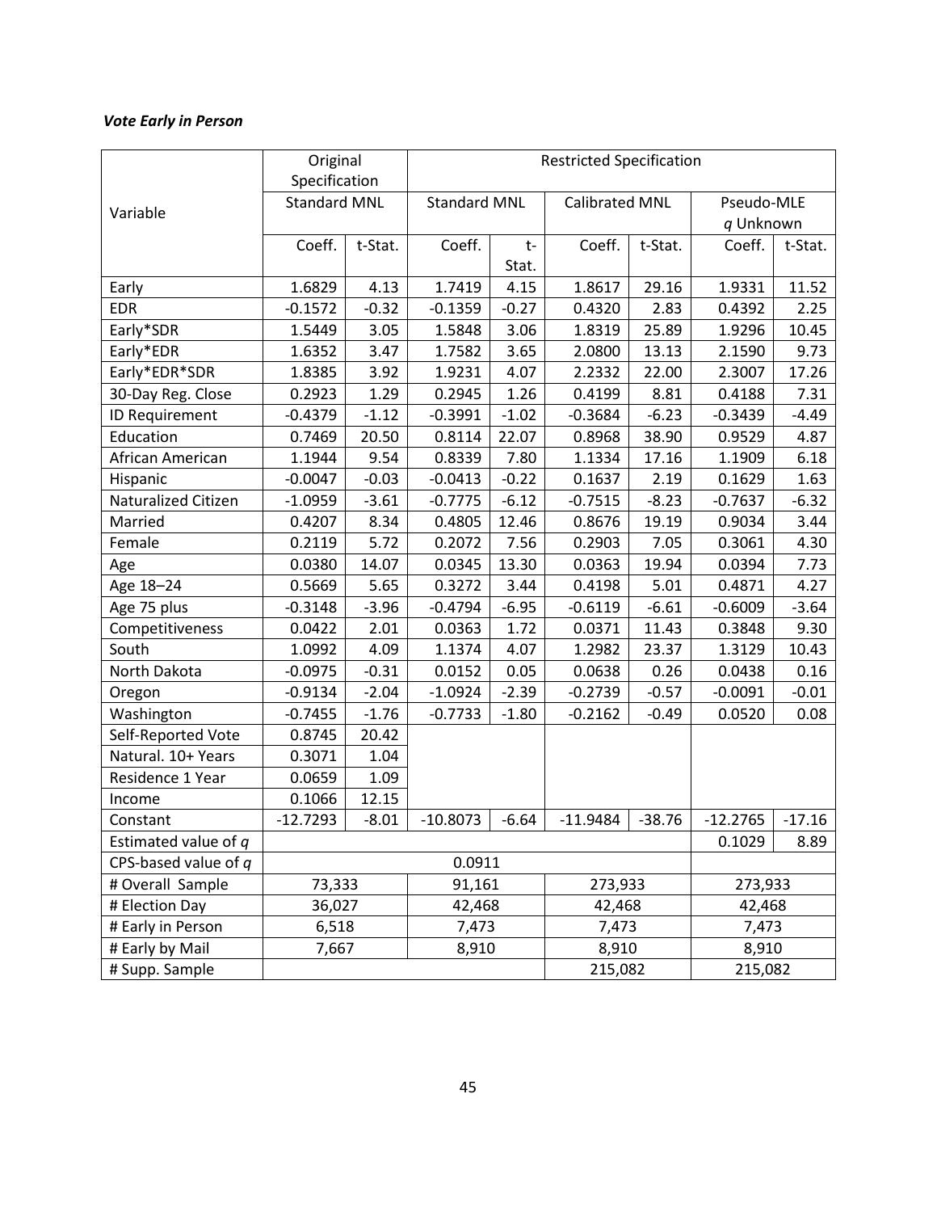***Vote Early in Person***

| Variable | Original Specification | | Restricted Specification | | | | | |
|---|---|---|---|---|---|---|---|---|
| | Standard MNL | | Standard MNL | | Calibrated MNL | | Pseudo-MLE $q$ Unknown | |
| | Coeff. | t-Stat. | Coeff. | t-Stat. | Coeff. | t-Stat. | Coeff. | t-Stat. |
| Early | 1.6829 | 4.13 | 1.7419 | 4.15 | 1.8617 | 29.16 | 1.9331 | 11.52 |
| EDR | -0.1572 | -0.32 | -0.1359 | -0.27 | 0.4320 | 2.83 | 0.4392 | 2.25 |
| Early*SDR | 1.5449 | 3.05 | 1.5848 | 3.06 | 1.8319 | 25.89 | 1.9296 | 10.45 |
| Early*EDR | 1.6352 | 3.47 | 1.7582 | 3.65 | 2.0800 | 13.13 | 2.1590 | 9.73 |
| Early*EDR*SDR | 1.8385 | 3.92 | 1.9231 | 4.07 | 2.2332 | 22.00 | 2.3007 | 17.26 |
| 30-Day Reg. Close | 0.2923 | 1.29 | 0.2945 | 1.26 | 0.4199 | 8.81 | 0.4188 | 7.31 |
| ID Requirement | -0.4379 | -1.12 | -0.3991 | -1.02 | -0.3684 | -6.23 | -0.3439 | -4.49 |
| Education | 0.7469 | 20.50 | 0.8114 | 22.07 | 0.8968 | 38.90 | 0.9529 | 4.87 |
| African American | 1.1944 | 9.54 | 0.8339 | 7.80 | 1.1334 | 17.16 | 1.1909 | 6.18 |
| Hispanic | -0.0047 | -0.03 | -0.0413 | -0.22 | 0.1637 | 2.19 | 0.1629 | 1.63 |
| Naturalized Citizen | -1.0959 | -3.61 | -0.7775 | -6.12 | -0.7515 | -8.23 | -0.7637 | -6.32 |
| Married | 0.4207 | 8.34 | 0.4805 | 12.46 | 0.8676 | 19.19 | 0.9034 | 3.44 |
| Female | 0.2119 | 5.72 | 0.2072 | 7.56 | 0.2903 | 7.05 | 0.3061 | 4.30 |
| Age | 0.0380 | 14.07 | 0.0345 | 13.30 | 0.0363 | 19.94 | 0.0394 | 7.73 |
| Age 18–24 | 0.5669 | 5.65 | 0.3272 | 3.44 | 0.4198 | 5.01 | 0.4871 | 4.27 |
| Age 75 plus | -0.3148 | -3.96 | -0.4794 | -6.95 | -0.6119 | -6.61 | -0.6009 | -3.64 |
| Competitiveness | 0.0422 | 2.01 | 0.0363 | 1.72 | 0.0371 | 11.43 | 0.3848 | 9.30 |
| South | 1.0992 | 4.09 | 1.1374 | 4.07 | 1.2982 | 23.37 | 1.3129 | 10.43 |
| North Dakota | -0.0975 | -0.31 | 0.0152 | 0.05 | 0.0638 | 0.26 | 0.0438 | 0.16 |
| Oregon | -0.9134 | -2.04 | -1.0924 | -2.39 | -0.2739 | -0.57 | -0.0091 | -0.01 |
| Washington | -0.7455 | -1.76 | -0.7733 | -1.80 | -0.2162 | -0.49 | 0.0520 | 0.08 |
| Self-Reported Vote | 0.8745 | 20.42 | | | | | | |
| Natural. 10+ Years | 0.3071 | 1.04 | | | | | | |
| Residence 1 Year | 0.0659 | 1.09 | | | | | | |
| Income | 0.1066 | 12.15 | | | | | | |
| Constant | -12.7293 | -8.01 | -10.8073 | -6.64 | -11.9484 | -38.76 | -12.2765 | -17.16 |
| Estimated value of $q$ | | | | | | | 0.1029 | 8.89 |
| CPS-based value of $q$ | | | 0.0911 | | | | | |
| # Overall Sample | 73,333 | | 91,161 | | 273,933 | | 273,933 | |
| # Election Day | 36,027 | | 42,468 | | 42,468 | | 42,468 | |
| # Early in Person | 6,518 | | 7,473 | | 7,473 | | 7,473 | |
| # Early by Mail | 7,667 | | 8,910 | | 8,910 | | 8,910 | |
| # Supp. Sample | | | | | 215,082 | | 215,082 | |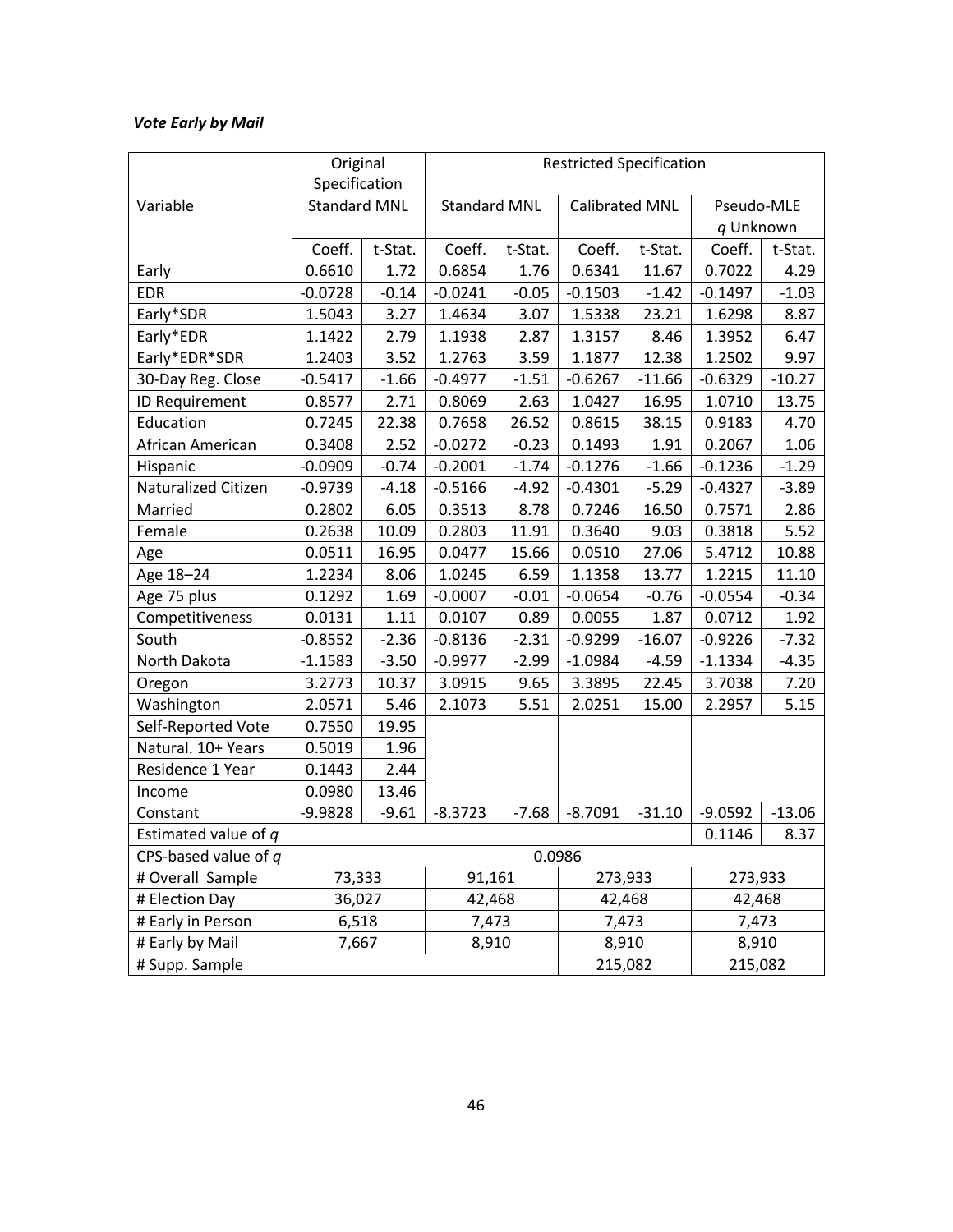***Vote Early by Mail***

| Variable | Original Specification | | Restricted Specification | | | | | |
|---|---|---|---|---|---|---|---|---|
| | Standard MNL | | Standard MNL | | Calibrated MNL | | Pseudo-MLE *q* Unknown | |
| | Coeff. | t-Stat. | Coeff. | t-Stat. | Coeff. | t-Stat. | Coeff. | t-Stat. |
| Early | 0.6610 | 1.72 | 0.6854 | 1.76 | 0.6341 | 11.67 | 0.7022 | 4.29 |
| EDR | -0.0728 | -0.14 | -0.0241 | -0.05 | -0.1503 | -1.42 | -0.1497 | -1.03 |
| Early*SDR | 1.5043 | 3.27 | 1.4634 | 3.07 | 1.5338 | 23.21 | 1.6298 | 8.87 |
| Early*EDR | 1.1422 | 2.79 | 1.1938 | 2.87 | 1.3157 | 8.46 | 1.3952 | 6.47 |
| Early*EDR*SDR | 1.2403 | 3.52 | 1.2763 | 3.59 | 1.1877 | 12.38 | 1.2502 | 9.97 |
| 30-Day Reg. Close | -0.5417 | -1.66 | -0.4977 | -1.51 | -0.6267 | -11.66 | -0.6329 | -10.27 |
| ID Requirement | 0.8577 | 2.71 | 0.8069 | 2.63 | 1.0427 | 16.95 | 1.0710 | 13.75 |
| Education | 0.7245 | 22.38 | 0.7658 | 26.52 | 0.8615 | 38.15 | 0.9183 | 4.70 |
| African American | 0.3408 | 2.52 | -0.0272 | -0.23 | 0.1493 | 1.91 | 0.2067 | 1.06 |
| Hispanic | -0.0909 | -0.74 | -0.2001 | -1.74 | -0.1276 | -1.66 | -0.1236 | -1.29 |
| Naturalized Citizen | -0.9739 | -4.18 | -0.5166 | -4.92 | -0.4301 | -5.29 | -0.4327 | -3.89 |
| Married | 0.2802 | 6.05 | 0.3513 | 8.78 | 0.7246 | 16.50 | 0.7571 | 2.86 |
| Female | 0.2638 | 10.09 | 0.2803 | 11.91 | 0.3640 | 9.03 | 0.3818 | 5.52 |
| Age | 0.0511 | 16.95 | 0.0477 | 15.66 | 0.0510 | 27.06 | 5.4712 | 10.88 |
| Age 18–24 | 1.2234 | 8.06 | 1.0245 | 6.59 | 1.1358 | 13.77 | 1.2215 | 11.10 |
| Age 75 plus | 0.1292 | 1.69 | -0.0007 | -0.01 | -0.0654 | -0.76 | -0.0554 | -0.34 |
| Competitiveness | 0.0131 | 1.11 | 0.0107 | 0.89 | 0.0055 | 1.87 | 0.0712 | 1.92 |
| South | -0.8552 | -2.36 | -0.8136 | -2.31 | -0.9299 | -16.07 | -0.9226 | -7.32 |
| North Dakota | -1.1583 | -3.50 | -0.9977 | -2.99 | -1.0984 | -4.59 | -1.1334 | -4.35 |
| Oregon | 3.2773 | 10.37 | 3.0915 | 9.65 | 3.3895 | 22.45 | 3.7038 | 7.20 |
| Washington | 2.0571 | 5.46 | 2.1073 | 5.51 | 2.0251 | 15.00 | 2.2957 | 5.15 |
| Self-Reported Vote | 0.7550 | 19.95 | | | | | | |
| Natural. 10+ Years | 0.5019 | 1.96 | | | | | | |
| Residence 1 Year | 0.1443 | 2.44 | | | | | | |
| Income | 0.0980 | 13.46 | | | | | | |
| Constant | -9.9828 | -9.61 | -8.3723 | -7.68 | -8.7091 | -31.10 | -9.0592 | -13.06 |
| Estimated value of *q* | | | | | | | 0.1146 | 8.37 |
| CPS-based value of *q* | 0.0986 | | | | | | | |
| # Overall Sample | 73,333 | | 91,161 | | 273,933 | | 273,933 | |
| # Election Day | 36,027 | | 42,468 | | 42,468 | | 42,468 | |
| # Early in Person | 6,518 | | 7,473 | | 7,473 | | 7,473 | |
| # Early by Mail | 7,667 | | 8,910 | | 8,910 | | 8,910 | |
| # Supp. Sample | | | | | 215,082 | | 215,082 | |